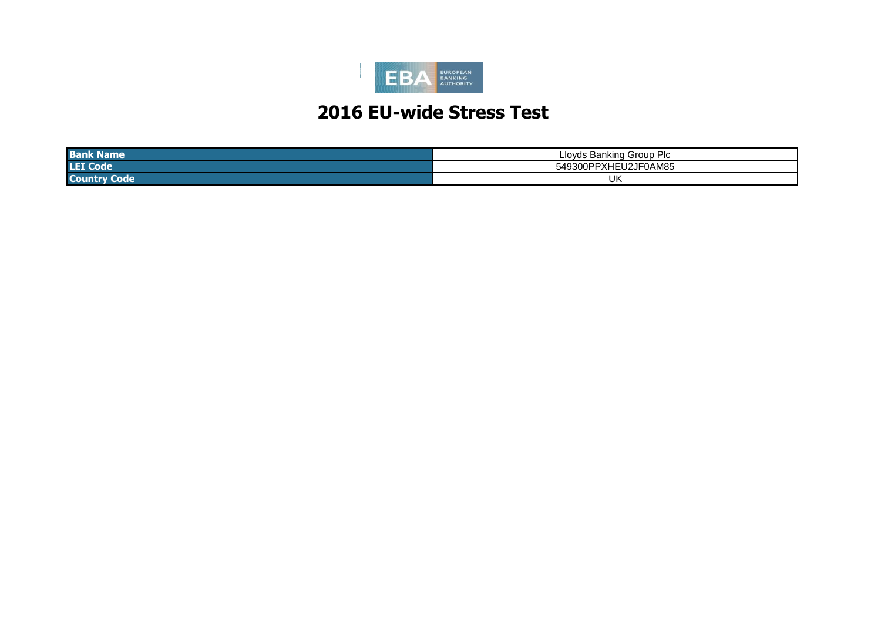# 2016 EU-wide Stress Test

| | |
|---|---|
| **Bank Name** | Lloyds Banking Group Plc |
| **LEI Code** | 549300PPXHEU2JF0AM85 |
| **Country Code** | UK |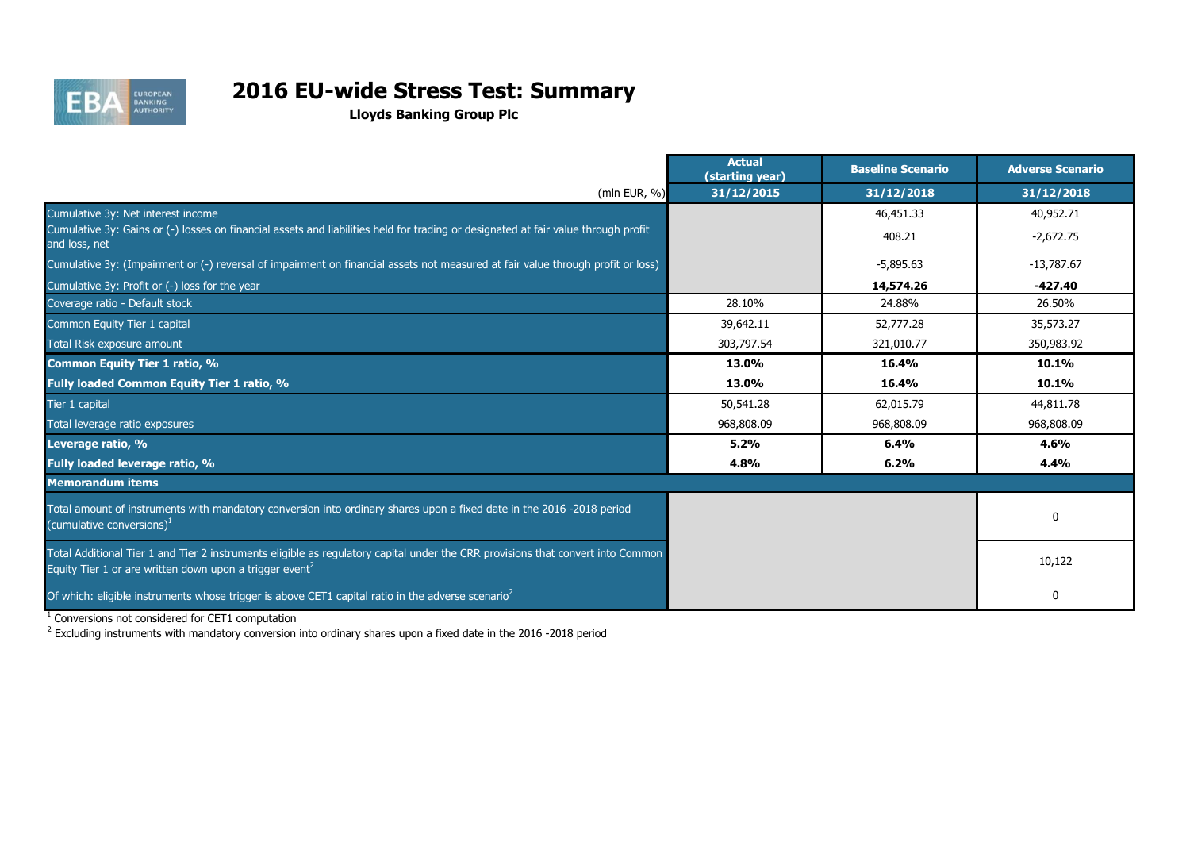# 2016 EU-wide Stress Test: Summary

**Lloyds Banking Group Plc**

| (mln EUR, %) | Actual (starting year) 31/12/2015 | Baseline Scenario 31/12/2018 | Adverse Scenario 31/12/2018 |
|---|---|---|---|
| Cumulative 3y: Net interest income | | 46,451.33 | 40,952.71 |
| Cumulative 3y: Gains or (-) losses on financial assets and liabilities held for trading or designated at fair value through profit and loss, net | | 408.21 | -2,672.75 |
| Cumulative 3y: (Impairment or (-) reversal of impairment on financial assets not measured at fair value through profit or loss) | | -5,895.63 | -13,787.67 |
| Cumulative 3y: Profit or (-) loss for the year | | **14,574.26** | **-427.40** |
| Coverage ratio - Default stock | 28.10% | 24.88% | 26.50% |
| Common Equity Tier 1 capital | 39,642.11 | 52,777.28 | 35,573.27 |
| Total Risk exposure amount | 303,797.54 | 321,010.77 | 350,983.92 |
| **Common Equity Tier 1 ratio, %** | **13.0%** | **16.4%** | **10.1%** |
| **Fully loaded Common Equity Tier 1 ratio, %** | **13.0%** | **16.4%** | **10.1%** |
| Tier 1 capital | 50,541.28 | 62,015.79 | 44,811.78 |
| Total leverage ratio exposures | 968,808.09 | 968,808.09 | 968,808.09 |
| **Leverage ratio, %** | **5.2%** | **6.4%** | **4.6%** |
| **Fully loaded leverage ratio, %** | **4.8%** | **6.2%** | **4.4%** |
| **Memorandum items** | | | |
| Total amount of instruments with mandatory conversion into ordinary shares upon a fixed date in the 2016 -2018 period (cumulative conversions)[1] | | | 0 |
| Total Additional Tier 1 and Tier 2 instruments eligible as regulatory capital under the CRR provisions that convert into Common Equity Tier 1 or are written down upon a trigger event[2] | | | 10,122 |
| Of which: eligible instruments whose trigger is above CET1 capital ratio in the adverse scenario[2] | | | 0 |

[1] Conversions not considered for CET1 computation

[2] Excluding instruments with mandatory conversion into ordinary shares upon a fixed date in the 2016 -2018 period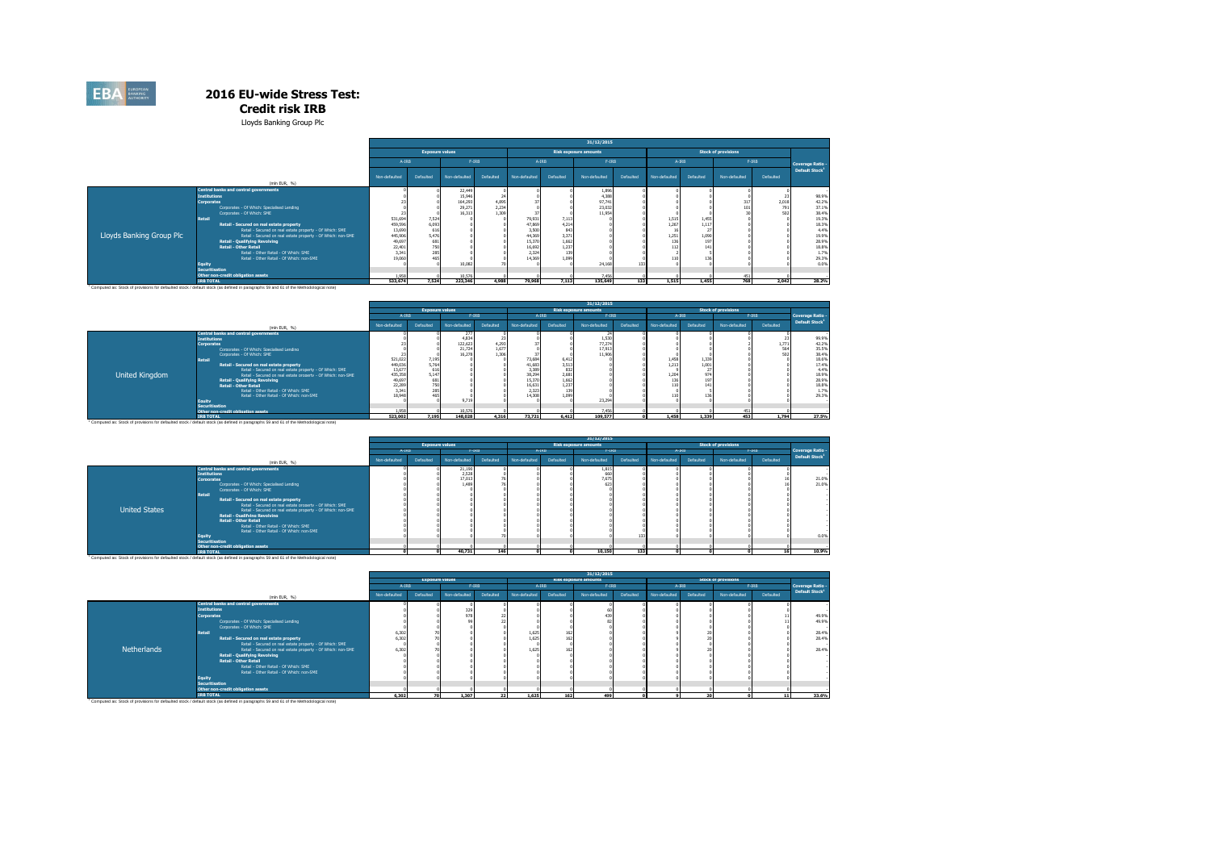# 2016 EU-wide Stress Test: Credit risk IRB

Lloyds Banking Group Plc

**Lloyds Banking Group Plc** — 31/12/2015

| (mln EUR, %) | Exposure values A-IRB Non-defaulted | Exposure values A-IRB Defaulted | Exposure values F-IRB Non-defaulted | Exposure values F-IRB Defaulted | Risk exposure amounts A-IRB Non-defaulted | Risk exposure amounts A-IRB Defaulted | Risk exposure amounts F-IRB Non-defaulted | Risk exposure amounts F-IRB Defaulted | Stock of provisions A-IRB Non-defaulted | Stock of provisions A-IRB Defaulted | Stock of provisions F-IRB Non-defaulted | Stock of provisions F-IRB Defaulted | Coverage Ratio - Default Stock[1] |
|---|---|---|---|---|---|---|---|---|---|---|---|---|---|
| Central banks and central governments | 0 | 0 | 22,449 | 0 | 0 | 0 | 1,896 | 0 | 0 | 0 | 0 | 0 | - |
| Institutions | 0 | 0 | 15,946 | 24 | 0 | 0 | 4,388 | 0 | 0 | 0 | 0 | 23 | 98.9% |
| Corporates | 23 | 0 | 164,283 | 4,895 | 37 | 0 | 97,741 | 0 | 0 | 0 | 317 | 2,018 | 42.2% |
| Corporates - Of Which: Specialised Lending | 0 | 0 | 29,271 | 2,234 | 0 | 0 | 23,032 | 0 | 0 | 0 | 101 | 791 | 37.1% |
| Corporates - Of Which: SME | 23 | 0 | 16,313 | 1,309 | 37 | 0 | 11,954 | 0 | 0 | 0 | 36 | 502 | 38.4% |
| Retail | 531,694 | 7,524 | 0 | 0 | 79,931 | 7,113 | 0 | 0 | 1,515 | 1,455 | 0 | 0 | 19.3% |
| Retail - Secured on real estate property | 459,596 | 6,093 | 0 | 0 | 47,869 | 4,214 | 0 | 0 | 1,267 | 1,117 | 0 | 0 | 18.3% |
| Retail - Secured on real estate property - Of Which: SME | 13,690 | 616 | 0 | 0 | 3,500 | 843 | 0 | 0 | 16 | 27 | 0 | 0 | 4.4% |
| Retail - Secured on real estate property - Of Which: non-SME | 445,906 | 5,476 | 0 | 0 | 44,369 | 3,371 | 0 | 0 | 1,251 | 1,090 | 0 | 0 | 19.9% |
| Retail - Qualifying Revolving | 49,697 | 681 | 0 | 0 | 15,370 | 1,662 | 0 | 0 | 136 | 197 | 0 | 0 | 28.9% |
| Retail - Other Retail | 22,401 | 750 | 0 | 0 | 16,692 | 1,237 | 0 | 0 | 112 | 141 | 0 | 0 | 18.8% |
| Retail - Other Retail - Of Which: SME | 3,341 | 285 | 0 | 0 | 2,324 | 139 | 0 | 0 | 2 | 5 | 0 | 0 | 1.7% |
| Retail - Other Retail - Of Which: non-SME | 19,060 | 465 | 0 | 0 | 14,369 | 1,099 | 0 | 0 | 110 | 136 | 0 | 0 | 29.3% |
| Equity | 0 | 0 | 10,082 | 70 | 0 | 0 | 24,168 | 133 | 0 | 0 | 0 | 0 | 0.0% |
| Securitisation | | | | | | | | | | | | | |
| Other non-credit obligation assets | 1,958 | 0 | 10,576 | 0 | 0 | 0 | 7,456 | 0 | 0 | 0 | 451 | 0 | |
| IRB TOTAL | 533,674 | 7,524 | 223,346 | 4,988 | 79,968 | 7,113 | 135,649 | 133 | 1,515 | 1,455 | 768 | 2,042 | 28.2% |

[1] Computed as: Stock of provisions for defaulted stock / default stock (as defined in paragraphs 59 and 61 of the Methodological note)

**United Kingdom** — 31/12/2015

| (mln EUR, %) | Exposure values A-IRB Non-defaulted | Exposure values A-IRB Defaulted | Exposure values F-IRB Non-defaulted | Exposure values F-IRB Defaulted | Risk exposure amounts A-IRB Non-defaulted | Risk exposure amounts A-IRB Defaulted | Risk exposure amounts F-IRB Non-defaulted | Risk exposure amounts F-IRB Defaulted | Stock of provisions A-IRB Non-defaulted | Stock of provisions A-IRB Defaulted | Stock of provisions F-IRB Non-defaulted | Stock of provisions F-IRB Defaulted | Coverage Ratio - Default Stock[1] |
|---|---|---|---|---|---|---|---|---|---|---|---|---|---|
| Central banks and central governments | 0 | 0 | 277 | 0 | 0 | 0 | 24 | 0 | 0 | 0 | 0 | 0 | - |
| Institutions | 0 | 0 | 4,834 | 23 | 0 | 0 | 1,530 | 0 | 0 | 0 | 0 | 23 | 99.9% |
| Corporates | 23 | 0 | 122,623 | 4,293 | 37 | 0 | 77,274 | 0 | 0 | 0 | 2 | 1,771 | 42.2% |
| Corporates - Of Which: Specialised Lending | 0 | 0 | 21,724 | 1,677 | 0 | 0 | 17,913 | 0 | 0 | 0 | 0 | 564 | 35.5% |
| Corporates - Of Which: SME | 23 | 0 | 16,278 | 1,306 | 37 | 0 | 11,906 | 0 | 0 | 0 | 0 | 502 | 38.4% |
| Retail | 521,022 | 7,195 | 0 | 0 | 73,684 | 6,412 | 0 | 0 | 1,458 | 1,339 | 0 | 0 | 18.6% |
| Retail - Secured on real estate property | 449,036 | 5,764 | 0 | 0 | 41,683 | 3,513 | 0 | 0 | 1,213 | 1,001 | 0 | 0 | 17.4% |
| Retail - Secured on real estate property - Of Which: SME | 13,677 | 616 | 0 | 0 | 3,389 | 832 | 0 | 0 | 9 | 27 | 0 | 0 | 4.4% |
| Retail - Secured on real estate property - Of Which: non-SME | 435,358 | 5,147 | 0 | 0 | 38,294 | 2,681 | 0 | 0 | 1,204 | 974 | 0 | 0 | 18.9% |
| Retail - Qualifying Revolving | 49,697 | 681 | 0 | 0 | 15,370 | 1,662 | 0 | 0 | 136 | 197 | 0 | 0 | 28.9% |
| Retail - Other Retail | 22,289 | 750 | 0 | 0 | 16,631 | 1,237 | 0 | 0 | 110 | 141 | 0 | 0 | 18.8% |
| Retail - Other Retail - Of Which: SME | 3,341 | 285 | 0 | 0 | 2,323 | 139 | 0 | 0 | 0 | 5 | 0 | 0 | 1.7% |
| Retail - Other Retail - Of Which: non-SME | 18,948 | 465 | 0 | 0 | 14,308 | 1,099 | 0 | 0 | 110 | 136 | 0 | 0 | 29.3% |
| Equity | 0 | 0 | 9,719 | 0 | 0 | 0 | 23,294 | 0 | 0 | 0 | 0 | 0 | - |
| Securitisation | | | | | | | | | | | | | |
| Other non-credit obligation assets | 1,958 | 0 | 10,576 | 0 | 0 | 0 | 7,456 | 0 | 0 | 0 | 451 | 0 | |
| IRB TOTAL | 523,003 | 7,195 | 148,028 | 4,316 | 73,721 | 6,412 | 109,577 | 0 | 1,458 | 1,339 | 453 | 1,794 | 27.5% |

[1] Computed as: Stock of provisions for defaulted stock / default stock (as defined in paragraphs 59 and 61 of the Methodological note)

**United States** — 31/12/2015

| (mln EUR, %) | Exposure values A-IRB Non-defaulted | Exposure values A-IRB Defaulted | Exposure values F-IRB Non-defaulted | Exposure values F-IRB Defaulted | Risk exposure amounts A-IRB Non-defaulted | Risk exposure amounts A-IRB Defaulted | Risk exposure amounts F-IRB Non-defaulted | Risk exposure amounts F-IRB Defaulted | Stock of provisions A-IRB Non-defaulted | Stock of provisions A-IRB Defaulted | Stock of provisions F-IRB Non-defaulted | Stock of provisions F-IRB Defaulted | Coverage Ratio - Default Stock[1] |
|---|---|---|---|---|---|---|---|---|---|---|---|---|---|
| Central banks and central governments | 0 | 0 | 21,193 | 0 | 0 | 0 | 1,815 | 0 | 0 | 0 | 0 | 0 | - |
| Institutions | 0 | 0 | 2,528 | 0 | 0 | 0 | 660 | 0 | 0 | 0 | 0 | 0 | - |
| Corporates | 0 | 0 | 17,013 | 76 | 0 | 0 | 7,675 | 0 | 0 | 0 | 0 | 16 | 21.0% |
| Corporates - Of Which: Specialised Lending | 0 | 0 | 1,489 | 76 | 0 | 0 | 623 | 0 | 0 | 0 | 0 | 16 | 21.0% |
| Corporates - Of Which: SME | 0 | 0 | 0 | 0 | 0 | 0 | 0 | 0 | 0 | 0 | 0 | 0 | - |
| Retail | 0 | 0 | 0 | 0 | 0 | 0 | 0 | 0 | 0 | 0 | 0 | 0 | - |
| Retail - Secured on real estate property | 0 | 0 | 0 | 0 | 0 | 0 | 0 | 0 | 0 | 0 | 0 | 0 | - |
| Retail - Secured on real estate property - Of Which: SME | 0 | 0 | 0 | 0 | 0 | 0 | 0 | 0 | 0 | 0 | 0 | 0 | - |
| Retail - Secured on real estate property - Of Which: non-SME | 0 | 0 | 0 | 0 | 0 | 0 | 0 | 0 | 0 | 0 | 0 | 0 | - |
| Retail - Qualifying Revolving | 0 | 0 | 0 | 0 | 0 | 0 | 0 | 0 | 0 | 0 | 0 | 0 | - |
| Retail - Other Retail | 0 | 0 | 0 | 0 | 0 | 0 | 0 | 0 | 0 | 0 | 0 | 0 | - |
| Retail - Other Retail - Of Which: SME | 0 | 0 | 0 | 0 | 0 | 0 | 0 | 0 | 0 | 0 | 0 | 0 | - |
| Retail - Other Retail - Of Which: non-SME | 0 | 0 | 0 | 0 | 0 | 0 | 0 | 0 | 0 | 0 | 0 | 0 | - |
| Equity | 0 | 0 | 0 | 70 | 0 | 0 | 0 | 133 | 0 | 0 | 0 | 0 | 0.0% |
| Securitisation | | | | | | | | | | | | | |
| Other non-credit obligation assets | 0 | 0 | 0 | 0 | 0 | 0 | 0 | 0 | 0 | 0 | 0 | 0 | |
| IRB TOTAL | 0 | 0 | 40,731 | 146 | 0 | 0 | 10,150 | 133 | 0 | 0 | 0 | 16 | 10.9% |

[1] Computed as: Stock of provisions for defaulted stock / default stock (as defined in paragraphs 59 and 61 of the Methodological note)

**Netherlands** — 31/12/2015

| (mln EUR, %) | Exposure values A-IRB Non-defaulted | Exposure values A-IRB Defaulted | Exposure values F-IRB Non-defaulted | Exposure values F-IRB Defaulted | Risk exposure amounts A-IRB Non-defaulted | Risk exposure amounts A-IRB Defaulted | Risk exposure amounts F-IRB Non-defaulted | Risk exposure amounts F-IRB Defaulted | Stock of provisions A-IRB Non-defaulted | Stock of provisions A-IRB Defaulted | Stock of provisions F-IRB Non-defaulted | Stock of provisions F-IRB Defaulted | Coverage Ratio - Default Stock[1] |
|---|---|---|---|---|---|---|---|---|---|---|---|---|---|
| Central banks and central governments | 0 | 0 | 0 | 0 | 0 | 0 | 0 | 0 | 0 | 0 | 0 | 0 | - |
| Institutions | 0 | 0 | 329 | 0 | 0 | 0 | 60 | 0 | 0 | 0 | 0 | 0 | - |
| Corporates | 0 | 0 | 978 | 22 | 0 | 0 | 439 | 0 | 0 | 0 | 0 | 11 | 49.9% |
| Corporates - Of Which: Specialised Lending | 0 | 0 | 99 | 22 | 0 | 0 | 82 | 0 | 0 | 0 | 0 | 11 | 49.9% |
| Corporates - Of Which: SME | 0 | 0 | 0 | 0 | 0 | 0 | 0 | 0 | 0 | 0 | 0 | 0 | - |
| Retail | 6,302 | 70 | 0 | 0 | 1,625 | 162 | 0 | 0 | 9 | 20 | 0 | 0 | 28.4% |
| Retail - Secured on real estate property | 6,302 | 70 | 0 | 0 | 1,625 | 162 | 0 | 0 | 9 | 20 | 0 | 0 | 28.4% |
| Retail - Secured on real estate property - Of Which: SME | 0 | 0 | 0 | 0 | 0 | 0 | 0 | 0 | 0 | 0 | 0 | 0 | - |
| Retail - Secured on real estate property - Of Which: non-SME | 6,302 | 70 | 0 | 0 | 1,625 | 162 | 0 | 0 | 9 | 20 | 0 | 0 | 28.4% |
| Retail - Qualifying Revolving | 0 | 0 | 0 | 0 | 0 | 0 | 0 | 0 | 0 | 0 | 0 | 0 | - |
| Retail - Other Retail | 0 | 0 | 0 | 0 | 0 | 0 | 0 | 0 | 0 | 0 | 0 | 0 | - |
| Retail - Other Retail - Of Which: SME | 0 | 0 | 0 | 0 | 0 | 0 | 0 | 0 | 0 | 0 | 0 | 0 | - |
| Retail - Other Retail - Of Which: non-SME | 0 | 0 | 0 | 0 | 0 | 0 | 0 | 0 | 0 | 0 | 0 | 0 | - |
| Equity | 0 | 0 | 0 | 0 | 0 | 0 | 0 | 0 | 0 | 0 | 0 | 0 | - |
| Securitisation | | | | | | | | | | | | | |
| Other non-credit obligation assets | 0 | 0 | 0 | 0 | 0 | 0 | 0 | 0 | 0 | 0 | 0 | 0 | |
| IRB TOTAL | 6,302 | 70 | 1,307 | 22 | 1,625 | 162 | 499 | 0 | 9 | 20 | 0 | 11 | 33.6% |

[1] Computed as: Stock of provisions for defaulted stock / default stock (as defined in paragraphs 59 and 61 of the Methodological note)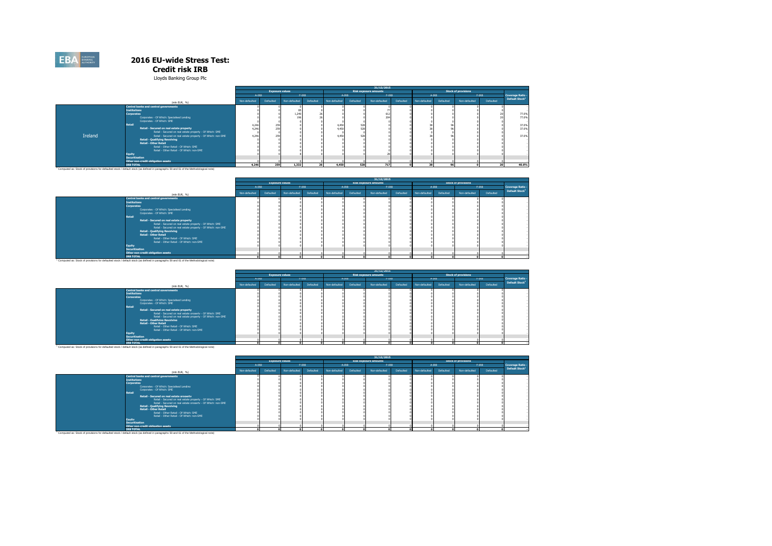# 2016 EU-wide Stress Test:

## Credit risk IRB

Lloyds Banking Group Plc

| | (mln EUR, %) | 31/12/2015 | | | | | | | | | | | | |
|---|---|---|---|---|---|---|---|---|---|---|---|---|---|---|
| | | Exposure values | | | | Risk exposure amounts | | | | Stock of provisions | | | | Coverage Ratio - Default Stock[1] |
| | | A-IRB | | F-IRB | | A-IRB | | F-IRB | | A-IRB | | F-IRB | | |
| | | Non-defaulted | Defaulted | Non-defaulted | Defaulted | Non-defaulted | Defaulted | Non-defaulted | Defaulted | Non-defaulted | Defaulted | Non-defaulted | Defaulted | |
| Ireland | Central banks and central governments | 0 | 0 | 0 | 0 | 0 | 0 | 0 | 0 | 0 | 0 | 0 | 0 | - |
| | Institutions | 0 | 0 | 85 | 0 | 0 | 0 | 77 | 0 | 0 | 0 | 0 | 0 | - |
| | Corporates | 0 | 0 | 1,240 | 26 | 0 | 0 | 612 | 0 | 0 | 0 | 0 | 20 | 77.0% |
| | Corporates - Of Which: Specialised Lending | 0 | 0 | 196 | 26 | 0 | 0 | 204 | 0 | 0 | 0 | 0 | 20 | 77.0% |
| | Corporates - Of Which: SME | 0 | 0 | 0 | 0 | 0 | 0 | 0 | 0 | 0 | 0 | 0 | 0 | - |
| | Retail | 4,246 | 259 | 0 | 0 | 4,450 | 528 | 0 | 0 | 38 | 96 | 0 | 0 | 37.0% |
| | Retail - Secured on real estate property | 4,246 | 259 | 0 | 0 | 4,450 | 528 | 0 | 0 | 38 | 96 | 0 | 0 | 37.0% |
| | Retail - Secured on real estate property - Of Which: SME | 0 | 0 | 0 | 0 | 0 | 0 | 0 | 0 | 0 | 0 | 0 | 0 | - |
| | Retail - Secured on real estate property - Of Which: non-SME | 4,246 | 259 | 0 | 0 | 4,450 | 528 | 0 | 0 | 38 | 96 | 0 | 0 | 37.0% |
| | Retail - Qualifying Revolving | 0 | 0 | 0 | 0 | 0 | 0 | 0 | 0 | 0 | 0 | 0 | 0 | - |
| | Retail - Other Retail | 0 | 0 | 0 | 0 | 0 | 0 | 0 | 0 | 0 | 0 | 0 | 0 | - |
| | Retail - Other Retail - Of Which: SME | 0 | 0 | 0 | 0 | 0 | 0 | 0 | 0 | 0 | 0 | 0 | 0 | - |
| | Retail - Other Retail - Of Which: non-SME | 0 | 0 | 0 | 0 | 0 | 0 | 0 | 0 | 0 | 0 | 0 | 0 | - |
| | Equity | 0 | 0 | 8 | 0 | 0 | 0 | 28 | 0 | 0 | 0 | 0 | 0 | - |
| | Securitisation | | | | | | | | | | | | | |
| | Other non-credit obligation assets | 0 | 0 | 0 | 0 | 0 | 0 | 0 | 0 | 0 | 0 | 0 | 0 | |
| | IRB TOTAL | 4,246 | 259 | 1,332 | 26 | 4,450 | 528 | 717 | 0 | 38 | 96 | 0 | 20 | 40.0% |

[1] Computed as: Stock of provisions for defaulted stock / default stock (as defined in paragraphs 59 and 61 of the Methodological note)

| | (mln EUR, %) | 31/12/2015 | | | | | | | | | | | | |
|---|---|---|---|---|---|---|---|---|---|---|---|---|---|---|
| | | Exposure values | | | | Risk exposure amounts | | | | Stock of provisions | | | | Coverage Ratio - Default Stock[1] |
| | | A-IRB | | F-IRB | | A-IRB | | F-IRB | | A-IRB | | F-IRB | | |
| | | Non-defaulted | Defaulted | Non-defaulted | Defaulted | Non-defaulted | Defaulted | Non-defaulted | Defaulted | Non-defaulted | Defaulted | Non-defaulted | Defaulted | |
| | Central banks and central governments | 0 | 0 | 0 | 0 | 0 | 0 | 0 | 0 | 0 | 0 | 0 | 0 | - |
| | Institutions | 0 | 0 | 0 | 0 | 0 | 0 | 0 | 0 | 0 | 0 | 0 | 0 | - |
| | Corporates | 0 | 0 | 0 | 0 | 0 | 0 | 0 | 0 | 0 | 0 | 0 | 0 | - |
| | Corporates - Of Which: Specialised Lending | 0 | 0 | 0 | 0 | 0 | 0 | 0 | 0 | 0 | 0 | 0 | 0 | - |
| | Corporates - Of Which: SME | 0 | 0 | 0 | 0 | 0 | 0 | 0 | 0 | 0 | 0 | 0 | 0 | - |
| | Retail | 0 | 0 | 0 | 0 | 0 | 0 | 0 | 0 | 0 | 0 | 0 | 0 | - |
| | Retail - Secured on real estate property | 0 | 0 | 0 | 0 | 0 | 0 | 0 | 0 | 0 | 0 | 0 | 0 | - |
| | Retail - Secured on real estate property - Of Which: SME | 0 | 0 | 0 | 0 | 0 | 0 | 0 | 0 | 0 | 0 | 0 | 0 | - |
| | Retail - Secured on real estate property - Of Which: non-SME | 0 | 0 | 0 | 0 | 0 | 0 | 0 | 0 | 0 | 0 | 0 | 0 | - |
| | Retail - Qualifying Revolving | 0 | 0 | 0 | 0 | 0 | 0 | 0 | 0 | 0 | 0 | 0 | 0 | - |
| | Retail - Other Retail | 0 | 0 | 0 | 0 | 0 | 0 | 0 | 0 | 0 | 0 | 0 | 0 | - |
| | Retail - Other Retail - Of Which: SME | 0 | 0 | 0 | 0 | 0 | 0 | 0 | 0 | 0 | 0 | 0 | 0 | - |
| | Retail - Other Retail - Of Which: non-SME | 0 | 0 | 0 | 0 | 0 | 0 | 0 | 0 | 0 | 0 | 0 | 0 | - |
| | Equity | 0 | 0 | 0 | 0 | 0 | 0 | 0 | 0 | 0 | 0 | 0 | 0 | - |
| | Securitisation | | | | | | | | | | | | | |
| | Other non-credit obligation assets | 0 | 0 | 0 | 0 | 0 | 0 | 0 | 0 | 0 | 0 | 0 | 0 | |
| | IRB TOTAL | 0 | 0 | 0 | 0 | 0 | 0 | 0 | 0 | 0 | 0 | 0 | 0 | - |

[1] Computed as: Stock of provisions for defaulted stock / default stock (as defined in paragraphs 59 and 61 of the Methodological note)

| | (mln EUR, %) | 31/12/2015 | | | | | | | | | | | | |
|---|---|---|---|---|---|---|---|---|---|---|---|---|---|---|
| | | Exposure values | | | | Risk exposure amounts | | | | Stock of provisions | | | | Coverage Ratio - Default Stock[1] |
| | | A-IRB | | F-IRB | | A-IRB | | F-IRB | | A-IRB | | F-IRB | | |
| | | Non-defaulted | Defaulted | Non-defaulted | Defaulted | Non-defaulted | Defaulted | Non-defaulted | Defaulted | Non-defaulted | Defaulted | Non-defaulted | Defaulted | |
| | Central banks and central governments | 0 | 0 | 0 | 0 | 0 | 0 | 0 | 0 | 0 | 0 | 0 | 0 | - |
| | Institutions | 0 | 0 | 0 | 0 | 0 | 0 | 0 | 0 | 0 | 0 | 0 | 0 | - |
| | Corporates | 0 | 0 | 0 | 0 | 0 | 0 | 0 | 0 | 0 | 0 | 0 | 0 | - |
| | Corporates - Of Which: Specialised Lending | 0 | 0 | 0 | 0 | 0 | 0 | 0 | 0 | 0 | 0 | 0 | 0 | - |
| | Corporates - Of Which: SME | 0 | 0 | 0 | 0 | 0 | 0 | 0 | 0 | 0 | 0 | 0 | 0 | - |
| | Retail | 0 | 0 | 0 | 0 | 0 | 0 | 0 | 0 | 0 | 0 | 0 | 0 | - |
| | Retail - Secured on real estate property | 0 | 0 | 0 | 0 | 0 | 0 | 0 | 0 | 0 | 0 | 0 | 0 | - |
| | Retail - Secured on real estate property - Of Which: SME | 0 | 0 | 0 | 0 | 0 | 0 | 0 | 0 | 0 | 0 | 0 | 0 | - |
| | Retail - Secured on real estate property - Of Which: non-SME | 0 | 0 | 0 | 0 | 0 | 0 | 0 | 0 | 0 | 0 | 0 | 0 | - |
| | Retail - Qualifying Revolving | 0 | 0 | 0 | 0 | 0 | 0 | 0 | 0 | 0 | 0 | 0 | 0 | - |
| | Retail - Other Retail | 0 | 0 | 0 | 0 | 0 | 0 | 0 | 0 | 0 | 0 | 0 | 0 | - |
| | Retail - Other Retail - Of Which: SME | 0 | 0 | 0 | 0 | 0 | 0 | 0 | 0 | 0 | 0 | 0 | 0 | - |
| | Retail - Other Retail - Of Which: non-SME | 0 | 0 | 0 | 0 | 0 | 0 | 0 | 0 | 0 | 0 | 0 | 0 | - |
| | Equity | 0 | 0 | 0 | 0 | 0 | 0 | 0 | 0 | 0 | 0 | 0 | 0 | - |
| | Securitisation | | | | | | | | | | | | | |
| | Other non-credit obligation assets | 0 | 0 | 0 | 0 | 0 | 0 | 0 | 0 | 0 | 0 | 0 | 0 | |
| | IRB TOTAL | 0 | 0 | 0 | 0 | 0 | 0 | 0 | 0 | 0 | 0 | 0 | 0 | - |

[1] Computed as: Stock of provisions for defaulted stock / default stock (as defined in paragraphs 59 and 61 of the Methodological note)

| | (mln EUR, %) | 31/12/2015 | | | | | | | | | | | | |
|---|---|---|---|---|---|---|---|---|---|---|---|---|---|---|
| | | Exposure values | | | | Risk exposure amounts | | | | Stock of provisions | | | | Coverage Ratio - Default Stock[1] |
| | | A-IRB | | F-IRB | | A-IRB | | F-IRB | | A-IRB | | F-IRB | | |
| | | Non-defaulted | Defaulted | Non-defaulted | Defaulted | Non-defaulted | Defaulted | Non-defaulted | Defaulted | Non-defaulted | Defaulted | Non-defaulted | Defaulted | |
| | Central banks and central governments | 0 | 0 | 0 | 0 | 0 | 0 | 0 | 0 | 0 | 0 | 0 | 0 | - |
| | Institutions | 0 | 0 | 0 | 0 | 0 | 0 | 0 | 0 | 0 | 0 | 0 | 0 | - |
| | Corporates | 0 | 0 | 0 | 0 | 0 | 0 | 0 | 0 | 0 | 0 | 0 | 0 | - |
| | Corporates - Of Which: Specialised Lending | 0 | 0 | 0 | 0 | 0 | 0 | 0 | 0 | 0 | 0 | 0 | 0 | - |
| | Corporates - Of Which: SME | 0 | 0 | 0 | 0 | 0 | 0 | 0 | 0 | 0 | 0 | 0 | 0 | - |
| | Retail | 0 | 0 | 0 | 0 | 0 | 0 | 0 | 0 | 0 | 0 | 0 | 0 | - |
| | Retail - Secured on real estate property | 0 | 0 | 0 | 0 | 0 | 0 | 0 | 0 | 0 | 0 | 0 | 0 | - |
| | Retail - Secured on real estate property - Of Which: SME | 0 | 0 | 0 | 0 | 0 | 0 | 0 | 0 | 0 | 0 | 0 | 0 | - |
| | Retail - Secured on real estate property - Of Which: non-SME | 0 | 0 | 0 | 0 | 0 | 0 | 0 | 0 | 0 | 0 | 0 | 0 | - |
| | Retail - Qualifying Revolving | 0 | 0 | 0 | 0 | 0 | 0 | 0 | 0 | 0 | 0 | 0 | 0 | - |
| | Retail - Other Retail | 0 | 0 | 0 | 0 | 0 | 0 | 0 | 0 | 0 | 0 | 0 | 0 | - |
| | Retail - Other Retail - Of Which: SME | 0 | 0 | 0 | 0 | 0 | 0 | 0 | 0 | 0 | 0 | 0 | 0 | - |
| | Retail - Other Retail - Of Which: non-SME | 0 | 0 | 0 | 0 | 0 | 0 | 0 | 0 | 0 | 0 | 0 | 0 | - |
| | Equity | 0 | 0 | 0 | 0 | 0 | 0 | 0 | 0 | 0 | 0 | 0 | 0 | - |
| | Securitisation | | | | | | | | | | | | | |
| | Other non-credit obligation assets | 0 | 0 | 0 | 0 | 0 | 0 | 0 | 0 | 0 | 0 | 0 | 0 | |
| | IRB TOTAL | 0 | 0 | 0 | 0 | 0 | 0 | 0 | 0 | 0 | 0 | 0 | 0 | - |

[1] Computed as: Stock of provisions for defaulted stock / default stock (as defined in paragraphs 59 and 61 of the Methodological note)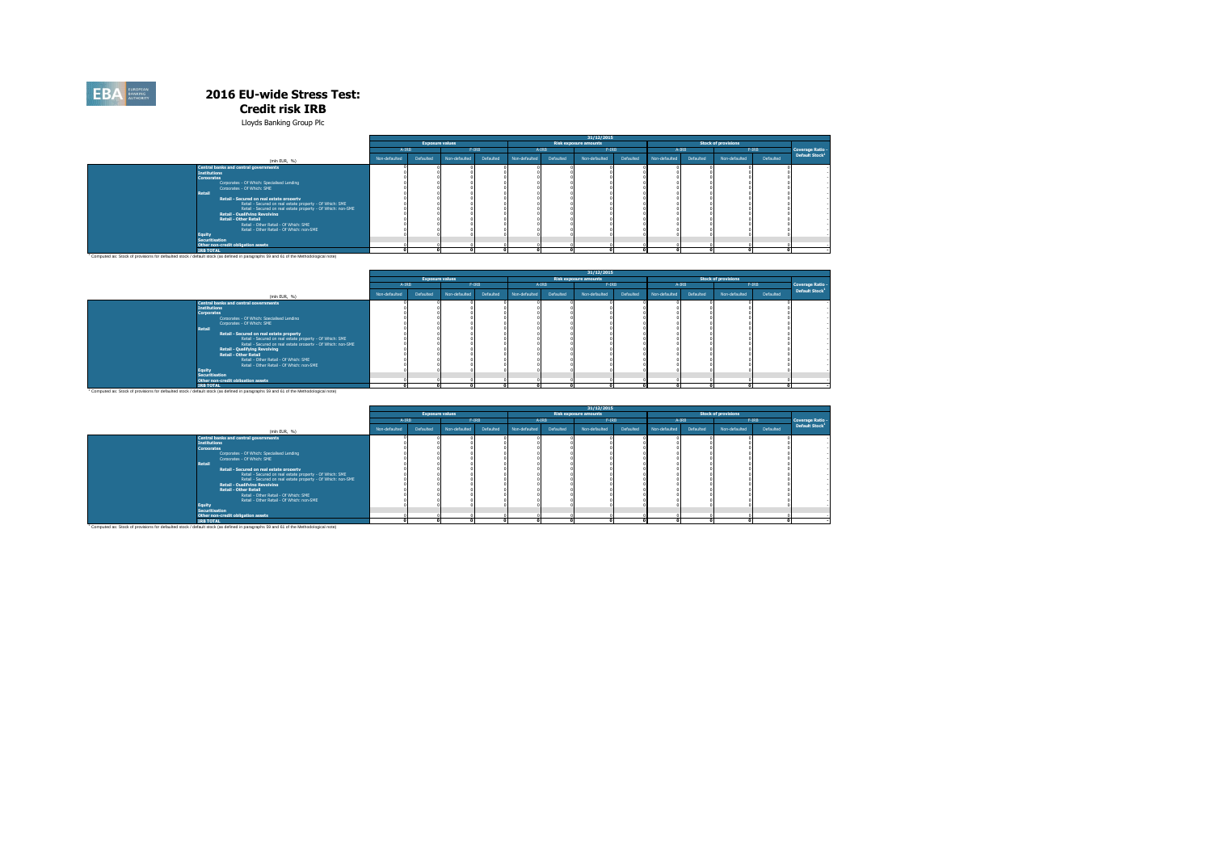# 2016 EU-wide Stress Test: Credit risk IRB

Lloyds Banking Group Plc

| | 31/12/2015 | | | | | | | | | | | | |
|---|---|---|---|---|---|---|---|---|---|---|---|---|---|
| | Exposure values | | | | Risk exposure amounts | | | | Stock of provisions | | | | Coverage Ratio - Default Stock[1] |
| | A-IRB | | F-IRB | | A-IRB | | F-IRB | | A-IRB | | F-IRB | | |
| (mln EUR, %) | Non-defaulted | Defaulted | Non-defaulted | Defaulted | Non-defaulted | Defaulted | Non-defaulted | Defaulted | Non-defaulted | Defaulted | Non-defaulted | Defaulted | |
| **Central banks and central governments** | 0 | 0 | 0 | 0 | 0 | 0 | 0 | 0 | 0 | 0 | 0 | 0 | - |
| **Institutions** | 0 | 0 | 0 | 0 | 0 | 0 | 0 | 0 | 0 | 0 | 0 | 0 | - |
| **Corporates** | 0 | 0 | 0 | 0 | 0 | 0 | 0 | 0 | 0 | 0 | 0 | 0 | - |
| Corporates - Of Which: Specialised Lending | 0 | 0 | 0 | 0 | 0 | 0 | 0 | 0 | 0 | 0 | 0 | 0 | - |
| Corporates - Of Which: SME | 0 | 0 | 0 | 0 | 0 | 0 | 0 | 0 | 0 | 0 | 0 | 0 | - |
| **Retail** | 0 | 0 | 0 | 0 | 0 | 0 | 0 | 0 | 0 | 0 | 0 | 0 | - |
| **Retail - Secured on real estate property** | 0 | 0 | 0 | 0 | 0 | 0 | 0 | 0 | 0 | 0 | 0 | 0 | - |
| Retail - Secured on real estate property - Of Which: SME | 0 | 0 | 0 | 0 | 0 | 0 | 0 | 0 | 0 | 0 | 0 | 0 | - |
| Retail - Secured on real estate property - Of Which: non-SME | 0 | 0 | 0 | 0 | 0 | 0 | 0 | 0 | 0 | 0 | 0 | 0 | - |
| **Retail - Qualifying Revolving** | 0 | 0 | 0 | 0 | 0 | 0 | 0 | 0 | 0 | 0 | 0 | 0 | - |
| **Retail - Other Retail** | 0 | 0 | 0 | 0 | 0 | 0 | 0 | 0 | 0 | 0 | 0 | 0 | - |
| Retail - Other Retail - Of Which: SME | 0 | 0 | 0 | 0 | 0 | 0 | 0 | 0 | 0 | 0 | 0 | 0 | - |
| Retail - Other Retail - Of Which: non-SME | 0 | 0 | 0 | 0 | 0 | 0 | 0 | 0 | 0 | 0 | 0 | 0 | - |
| **Equity** | 0 | 0 | 0 | 0 | 0 | 0 | 0 | 0 | 0 | 0 | 0 | 0 | - |
| **Securitisation** | | | | | | | | | | | | | |
| **Other non-credit obligation assets** | 0 | 0 | 0 | 0 | 0 | 0 | 0 | 0 | 0 | 0 | 0 | 0 | |
| **IRB TOTAL** | 0 | 0 | 0 | 0 | 0 | 0 | 0 | 0 | 0 | 0 | 0 | 0 | - |

[1] Computed as: Stock of provisions for defaulted stock / default stock (as defined in paragraphs 59 and 61 of the Methodological note)

| | 31/12/2015 | | | | | | | | | | | | |
|---|---|---|---|---|---|---|---|---|---|---|---|---|---|
| | Exposure values | | | | Risk exposure amounts | | | | Stock of provisions | | | | Coverage Ratio - Default Stock[1] |
| | A-IRB | | F-IRB | | A-IRB | | F-IRB | | A-IRB | | F-IRB | | |
| (mln EUR, %) | Non-defaulted | Defaulted | Non-defaulted | Defaulted | Non-defaulted | Defaulted | Non-defaulted | Defaulted | Non-defaulted | Defaulted | Non-defaulted | Defaulted | |
| **Central banks and central governments** | 0 | 0 | 0 | 0 | 0 | 0 | 0 | 0 | 0 | 0 | 0 | 0 | - |
| **Institutions** | 0 | 0 | 0 | 0 | 0 | 0 | 0 | 0 | 0 | 0 | 0 | 0 | - |
| **Corporates** | 0 | 0 | 0 | 0 | 0 | 0 | 0 | 0 | 0 | 0 | 0 | 0 | - |
| Corporates - Of Which: Specialised Lending | 0 | 0 | 0 | 0 | 0 | 0 | 0 | 0 | 0 | 0 | 0 | 0 | - |
| Corporates - Of Which: SME | 0 | 0 | 0 | 0 | 0 | 0 | 0 | 0 | 0 | 0 | 0 | 0 | - |
| **Retail** | 0 | 0 | 0 | 0 | 0 | 0 | 0 | 0 | 0 | 0 | 0 | 0 | - |
| **Retail - Secured on real estate property** | 0 | 0 | 0 | 0 | 0 | 0 | 0 | 0 | 0 | 0 | 0 | 0 | - |
| Retail - Secured on real estate property - Of Which: SME | 0 | 0 | 0 | 0 | 0 | 0 | 0 | 0 | 0 | 0 | 0 | 0 | - |
| Retail - Secured on real estate property - Of Which: non-SME | 0 | 0 | 0 | 0 | 0 | 0 | 0 | 0 | 0 | 0 | 0 | 0 | - |
| **Retail - Qualifying Revolving** | 0 | 0 | 0 | 0 | 0 | 0 | 0 | 0 | 0 | 0 | 0 | 0 | - |
| **Retail - Other Retail** | 0 | 0 | 0 | 0 | 0 | 0 | 0 | 0 | 0 | 0 | 0 | 0 | - |
| Retail - Other Retail - Of Which: SME | 0 | 0 | 0 | 0 | 0 | 0 | 0 | 0 | 0 | 0 | 0 | 0 | - |
| Retail - Other Retail - Of Which: non-SME | 0 | 0 | 0 | 0 | 0 | 0 | 0 | 0 | 0 | 0 | 0 | 0 | - |
| **Equity** | 0 | 0 | 0 | 0 | 0 | 0 | 0 | 0 | 0 | 0 | 0 | 0 | - |
| **Securitisation** | | | | | | | | | | | | | |
| **Other non-credit obligation assets** | 0 | 0 | 0 | 0 | 0 | 0 | 0 | 0 | 0 | 0 | 0 | 0 | |
| **IRB TOTAL** | 0 | 0 | 0 | 0 | 0 | 0 | 0 | 0 | 0 | 0 | 0 | 0 | - |

[1] Computed as: Stock of provisions for defaulted stock / default stock (as defined in paragraphs 59 and 61 of the Methodological note)

| | 31/12/2015 | | | | | | | | | | | | |
|---|---|---|---|---|---|---|---|---|---|---|---|---|---|
| | Exposure values | | | | Risk exposure amounts | | | | Stock of provisions | | | | Coverage Ratio - Default Stock[1] |
| | A-IRB | | F-IRB | | A-IRB | | F-IRB | | A-IRB | | F-IRB | | |
| (mln EUR, %) | Non-defaulted | Defaulted | Non-defaulted | Defaulted | Non-defaulted | Defaulted | Non-defaulted | Defaulted | Non-defaulted | Defaulted | Non-defaulted | Defaulted | |
| **Central banks and central governments** | 0 | 0 | 0 | 0 | 0 | 0 | 0 | 0 | 0 | 0 | 0 | 0 | - |
| **Institutions** | 0 | 0 | 0 | 0 | 0 | 0 | 0 | 0 | 0 | 0 | 0 | 0 | - |
| **Corporates** | 0 | 0 | 0 | 0 | 0 | 0 | 0 | 0 | 0 | 0 | 0 | 0 | - |
| Corporates - Of Which: Specialised Lending | 0 | 0 | 0 | 0 | 0 | 0 | 0 | 0 | 0 | 0 | 0 | 0 | - |
| Corporates - Of Which: SME | 0 | 0 | 0 | 0 | 0 | 0 | 0 | 0 | 0 | 0 | 0 | 0 | - |
| **Retail** | 0 | 0 | 0 | 0 | 0 | 0 | 0 | 0 | 0 | 0 | 0 | 0 | - |
| **Retail - Secured on real estate property** | 0 | 0 | 0 | 0 | 0 | 0 | 0 | 0 | 0 | 0 | 0 | 0 | - |
| Retail - Secured on real estate property - Of Which: SME | 0 | 0 | 0 | 0 | 0 | 0 | 0 | 0 | 0 | 0 | 0 | 0 | - |
| Retail - Secured on real estate property - Of Which: non-SME | 0 | 0 | 0 | 0 | 0 | 0 | 0 | 0 | 0 | 0 | 0 | 0 | - |
| **Retail - Qualifying Revolving** | 0 | 0 | 0 | 0 | 0 | 0 | 0 | 0 | 0 | 0 | 0 | 0 | - |
| **Retail - Other Retail** | 0 | 0 | 0 | 0 | 0 | 0 | 0 | 0 | 0 | 0 | 0 | 0 | - |
| Retail - Other Retail - Of Which: SME | 0 | 0 | 0 | 0 | 0 | 0 | 0 | 0 | 0 | 0 | 0 | 0 | - |
| Retail - Other Retail - Of Which: non-SME | 0 | 0 | 0 | 0 | 0 | 0 | 0 | 0 | 0 | 0 | 0 | 0 | - |
| **Equity** | 0 | 0 | 0 | 0 | 0 | 0 | 0 | 0 | 0 | 0 | 0 | 0 | - |
| **Securitisation** | | | | | | | | | | | | | |
| **Other non-credit obligation assets** | 0 | 0 | 0 | 0 | 0 | 0 | 0 | 0 | 0 | 0 | 0 | 0 | |
| **IRB TOTAL** | 0 | 0 | 0 | 0 | 0 | 0 | 0 | 0 | 0 | 0 | 0 | 0 | - |

[1] Computed as: Stock of provisions for defaulted stock / default stock (as defined in paragraphs 59 and 61 of the Methodological note)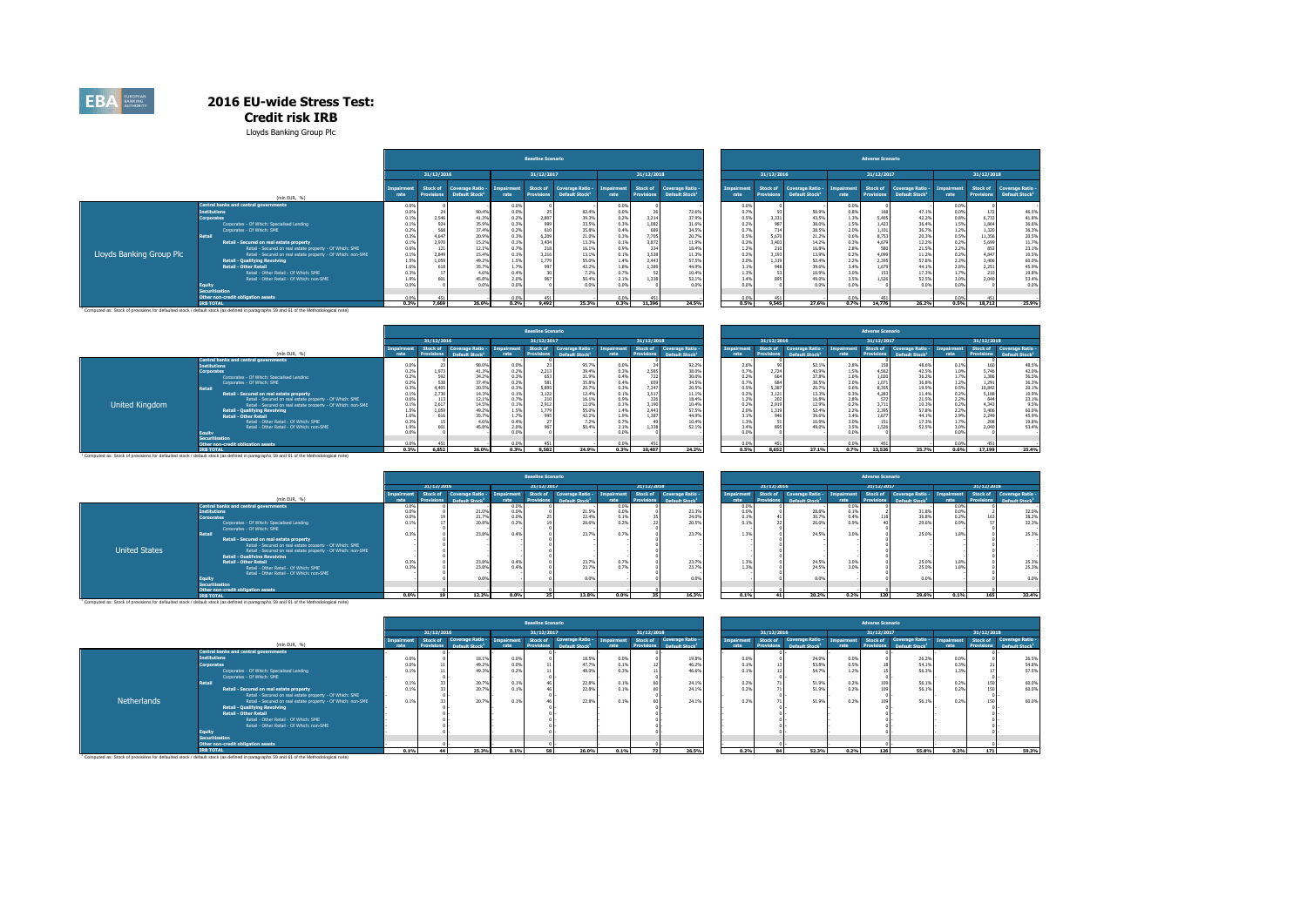# 2016 EU-wide Stress Test:

## Credit risk IRB

Lloyds Banking Group Plc

### Lloyds Banking Group Plc

| (mln EUR, %) | Baseline Scenario | | | | | | | | | Adverse Scenario | | | | | | | | |
|---|---|---|---|---|---|---|---|---|---|---|---|---|---|---|---|---|---|---|
| | 31/12/2016 | | | 31/12/2017 | | | 31/12/2018 | | | 31/12/2016 | | | 31/12/2017 | | | 31/12/2018 | | |
| | Impairment rate | Stock of Provisions | Coverage Ratio - Default Stock[1] | Impairment rate | Stock of Provisions | Coverage Ratio - Default Stock[1] | Impairment rate | Stock of Provisions | Coverage Ratio - Default Stock[1] | Impairment rate | Stock of Provisions | Coverage Ratio - Default Stock[1] | Impairment rate | Stock of Provisions | Coverage Ratio - Default Stock[1] | Impairment rate | Stock of Provisions | Coverage Ratio - Default Stock[1] |
| **Central banks and central governments** | 0.0% | 0 | - | 0.0% | 0 | - | 0.0% | 0 | - | 0.0% | 0 | - | 0.0% | 0 | - | 0.0% | 0 | - |
| **Institutions** | 0.0% | 24 | 90.4% | 0.0% | 25 | 82.4% | 0.0% | 26 | 72.6% | 0.7% | 93 | 50.9% | 0.8% | 168 | 47.1% | 0.0% | 172 | 46.5% |
| **Corporates** | 0.1% | 2,546 | 41.3% | 0.2% | 2,807 | 39.3% | 0.2% | 3,214 | 37.9% | 0.5% | 3,331 | 43.5% | 1.3% | 5,465 | 43.2% | 0.8% | 6,733 | 41.8% |
| Corporates - Of Which: Specialised Lending | 0.1% | 924 | 35.9% | 0.3% | 999 | 33.5% | 0.3% | 1,082 | 31.0% | 0.2% | 987 | 38.0% | 1.5% | 1,423 | 36.4% | 1.5% | 1,864 | 36.6% |
| Corporates - Of Which: SME | 0.2% | 568 | 37.4% | 0.2% | 610 | 35.8% | 0.4% | 689 | 34.5% | 0.7% | 714 | 38.5% | 2.0% | 1,101 | 36.7% | 1.2% | 1,320 | 36.3% |
| **Retail** | 0.3% | 4,647 | 20.9% | 0.3% | 6,209 | 21.0% | 0.3% | 7,705 | 20.7% | 0.5% | 5,670 | 21.2% | 0.6% | 8,753 | 20.3% | 0.5% | 11,356 | 20.5% |
| **Retail - Secured on real estate property** | 0.1% | 2,970 | 15.2% | 0.1% | 3,434 | 13.3% | 0.1% | 3,872 | 11.9% | 0.2% | 3,403 | 14.2% | 0.3% | 4,679 | 12.2% | 0.2% | 5,699 | 11.7% |
| Retail - Secured on real estate property - Of Which: SME | 0.6% | 121 | 12.1% | 0.7% | 218 | 16.1% | 0.9% | 334 | 18.4% | 1.2% | 210 | 16.8% | 2.8% | 580 | 21.5% | 2.2% | 852 | 23.1% |
| Retail - Secured on real estate property - Of Which: non-SME | 0.1% | 2,849 | 15.4% | 0.1% | 3,216 | 13.1% | 0.1% | 3,538 | 11.3% | 0.2% | 3,193 | 13.9% | 0.2% | 4,099 | 11.2% | 0.2% | 4,847 | 10.5% |
| **Retail - Qualifying Revolving** | 1.5% | 1,059 | 49.2% | 1.5% | 1,779 | 55.0% | 1.4% | 2,443 | 57.5% | 2.0% | 1,319 | 52.4% | 2.2% | 2,395 | 57.8% | 2.2% | 3,406 | 60.0% |
| **Retail - Other Retail** | 1.6% | 618 | 35.7% | 1.7% | 997 | 42.2% | 1.8% | 1,389 | 44.9% | 3.1% | 948 | 39.6% | 3.4% | 1,679 | 44.1% | 2.8% | 2,251 | 45.9% |
| Retail - Other Retail - Of Which: SME | 0.3% | 17 | 4.6% | 0.4% | 30 | 7.2% | 0.7% | 52 | 10.4% | 1.3% | 53 | 10.9% | 3.0% | 153 | 17.3% | 1.7% | 210 | 19.8% |
| Retail - Other Retail - Of Which: non-SME | 1.9% | 601 | 45.8% | 2.0% | 967 | 50.4% | 2.1% | 1,338 | 52.1% | 3.4% | 895 | 49.0% | 3.5% | 1,526 | 52.5% | 3.0% | 2,040 | 53.4% |
| **Equity** | 0.0% | 0 | 0.0% | 0.0% | 0 | 0.0% | 0.0% | 0 | 0.0% | 0.0% | 0 | 0.0% | 0.0% | 0 | 0.0% | 0.0% | 0 | 0.0% |
| **Securitisation** | | | | | | | | | | | | | | | | | | |
| **Other non-credit obligation assets** | 0.0% | 451 | - | 0.0% | 451 | - | 0.0% | 451 | - | 0.0% | 451 | - | 0.0% | 451 | - | 0.0% | 451 | - |
| **IRB TOTAL** | 0.3% | 7,669 | 26.0% | 0.2% | 9,492 | 25.3% | 0.3% | 11,396 | 24.5% | 0.5% | 9,545 | 27.6% | 0.7% | 14,776 | 26.2% | 0.5% | 18,712 | 25.9% |

[1] Computed as: Stock of provisions for defaulted stock / default stock (as defined in paragraphs 59 and 61 of the Methodological note)

### United Kingdom

| (mln EUR, %) | Baseline Scenario | | | | | | | | | Adverse Scenario | | | | | | | | |
|---|---|---|---|---|---|---|---|---|---|---|---|---|---|---|---|---|---|---|
| | 31/12/2016 | | | 31/12/2017 | | | 31/12/2018 | | | 31/12/2016 | | | 31/12/2017 | | | 31/12/2018 | | |
| | Impairment rate | Stock of Provisions | Coverage Ratio - Default Stock[1] | Impairment rate | Stock of Provisions | Coverage Ratio - Default Stock[1] | Impairment rate | Stock of Provisions | Coverage Ratio - Default Stock[1] | Impairment rate | Stock of Provisions | Coverage Ratio - Default Stock[1] | Impairment rate | Stock of Provisions | Coverage Ratio - Default Stock[1] | Impairment rate | Stock of Provisions | Coverage Ratio - Default Stock[1] |
| **Central banks and central governments** | - | 0 | - | - | 0 | - | - | 0 | - | - | 0 | - | - | 0 | - | - | 0 | - |
| **Institutions** | 0.0% | 23 | 98.0% | 0.0% | 23 | 95.7% | 0.0% | 24 | 92.2% | 2.6% | 90 | 52.1% | 2.8% | 158 | 48.6% | 0.1% | 160 | 48.5% |
| **Corporates** | 0.2% | 1,973 | 41.3% | 0.2% | 2,213 | 39.4% | 0.3% | 2,585 | 38.0% | 0.7% | 2,724 | 43.9% | 1.5% | 4,562 | 42.5% | 1.0% | 5,746 | 42.0% |
| Corporates - Of Which: Specialised Lending | 0.2% | 592 | 34.2% | 0.2% | 653 | 31.9% | 0.4% | 722 | 30.0% | 0.2% | 664 | 37.8% | 1.6% | 1,020 | 36.2% | 1.7% | 1,386 | 36.5% |
| Corporates - Of Which: SME | 0.2% | 538 | 37.4% | 0.2% | 581 | 35.8% | 0.4% | 659 | 34.5% | 0.7% | 684 | 38.5% | 2.0% | 1,071 | 36.8% | 1.2% | 1,291 | 36.3% |
| **Retail** | 0.3% | 4,405 | 20.5% | 0.3% | 5,895 | 20.7% | 0.3% | 7,347 | 20.5% | 0.5% | 5,387 | 20.7% | 0.6% | 8,355 | 19.9% | 0.5% | 10,842 | 20.1% |
| **Retail - Secured on real estate property** | 0.1% | 2,730 | 14.3% | 0.1% | 3,122 | 12.4% | 0.1% | 3,517 | 11.1% | 0.2% | 3,121 | 13.3% | 0.3% | 4,283 | 11.4% | 0.2% | 5,188 | 10.9% |
| Retail - Secured on real estate property - Of Which: SME | 0.6% | 113 | 12.1% | 0.7% | 210 | 16.1% | 0.9% | 326 | 18.4% | 1.2% | 202 | 16.8% | 2.8% | 572 | 21.5% | 2.2% | 844 | 23.1% |
| Retail - Secured on real estate property - Of Which: non-SME | 0.1% | 2,617 | 14.5% | 0.1% | 2,912 | 12.0% | 0.1% | 3,190 | 10.4% | 0.2% | 2,919 | 12.9% | 0.2% | 3,711 | 10.3% | 0.2% | 4,343 | 9.5% |
| **Retail - Qualifying Revolving** | 1.5% | 1,059 | 49.2% | 1.5% | 1,779 | 55.0% | 1.4% | 2,443 | 57.5% | 2.0% | 1,319 | 52.4% | 2.2% | 2,395 | 57.8% | 2.2% | 3,406 | 60.0% |
| **Retail - Other Retail** | 1.6% | 616 | 35.7% | 1.7% | 995 | 42.2% | 1.8% | 1,387 | 44.9% | 3.1% | 946 | 39.6% | 3.4% | 1,677 | 44.1% | 2.9% | 2,249 | 45.9% |
| Retail - Other Retail - Of Which: SME | 0.3% | 15 | 4.6% | 0.4% | 27 | 7.2% | 0.7% | 49 | 10.4% | 1.3% | 51 | 10.9% | 3.0% | 151 | 17.3% | 1.7% | 208 | 19.8% |
| Retail - Other Retail - Of Which: non-SME | 1.9% | 601 | 45.8% | 2.0% | 967 | 50.4% | 2.1% | 1,338 | 52.1% | 3.4% | 895 | 49.0% | 3.5% | 1,526 | 52.5% | 3.0% | 2,040 | 53.4% |
| **Equity** | 0.0% | 0 | - | 0.0% | 0 | - | 0.0% | 0 | - | 0.0% | 0 | - | 0.0% | 0 | - | 0.0% | 0 | - |
| **Securitisation** | | | | | | | | | | | | | | | | | | |
| **Other non-credit obligation assets** | 0.0% | 451 | - | 0.0% | 451 | - | 0.0% | 451 | - | 0.0% | 451 | - | 0.0% | 451 | - | 0.0% | 451 | - |
| **IRB TOTAL** | 0.3% | 6,852 | 26.0% | 0.3% | 8,582 | 24.9% | 0.3% | 10,407 | 24.2% | 0.5% | 8,652 | 27.1% | 0.7% | 13,526 | 25.7% | 0.6% | 17,199 | 25.4% |

[1] Computed as: Stock of provisions for defaulted stock / default stock (as defined in paragraphs 59 and 61 of the Methodological note)

### United States

| (mln EUR, %) | Baseline Scenario | | | | | | | | | Adverse Scenario | | | | | | | | |
|---|---|---|---|---|---|---|---|---|---|---|---|---|---|---|---|---|---|---|
| | 31/12/2016 | | | 31/12/2017 | | | 31/12/2018 | | | 31/12/2016 | | | 31/12/2017 | | | 31/12/2018 | | |
| | Impairment rate | Stock of Provisions | Coverage Ratio - Default Stock[1] | Impairment rate | Stock of Provisions | Coverage Ratio - Default Stock[1] | Impairment rate | Stock of Provisions | Coverage Ratio - Default Stock[1] | Impairment rate | Stock of Provisions | Coverage Ratio - Default Stock[1] | Impairment rate | Stock of Provisions | Coverage Ratio - Default Stock[1] | Impairment rate | Stock of Provisions | Coverage Ratio - Default Stock[1] |
| **Central banks and central governments** | 0.0% | 0 | - | 0.0% | 0 | - | 0.0% | 0 | - | 0.0% | 0 | - | 0.0% | 0 | - | 0.0% | 0 | - |
| **Institutions** | 0.0% | 0 | 21.0% | 0.0% | 0 | 21.5% | 0.0% | 0 | 23.3% | 0.0% | 0 | 20.9% | 0.1% | 2 | 31.8% | 0.0% | 2 | 32.0% |
| **Corporates** | 0.0% | 19 | 21.7% | 0.0% | 25 | 22.4% | 0.1% | 35 | 24.0% | 0.1% | 41 | 30.7% | 0.4% | 118 | 30.8% | 0.2% | 163 | 38.2% |
| Corporates - Of Which: Specialised Lending | 0.1% | 17 | 20.8% | 0.2% | 19 | 20.6% | 0.2% | 22 | 20.5% | 0.1% | 22 | 26.0% | 0.9% | 40 | 29.6% | 0.9% | 57 | 32.3% |
| Corporates - Of Which: SME | - | 0 | - | - | 0 | - | - | 0 | - | - | 0 | - | - | 0 | - | - | 0 | - |
| **Retail** | 0.3% | 0 | 23.8% | 0.4% | 0 | 23.7% | 0.7% | 0 | 23.7% | 1.3% | 0 | 24.5% | 3.0% | 0 | 25.0% | 1.8% | 0 | 25.3% |
| **Retail - Secured on real estate property** | - | 0 | - | - | 0 | - | - | 0 | - | - | 0 | - | - | 0 | - | - | 0 | - |
| Retail - Secured on real estate property - Of Which: SME | - | 0 | - | - | 0 | - | - | 0 | - | - | 0 | - | - | 0 | - | - | 0 | - |
| Retail - Secured on real estate property - Of Which: non-SME | - | 0 | - | - | 0 | - | - | 0 | - | - | 0 | - | - | 0 | - | - | 0 | - |
| **Retail - Qualifying Revolving** | - | 0 | - | - | 0 | - | - | 0 | - | - | 0 | - | - | 0 | - | - | 0 | - |
| **Retail - Other Retail** | 0.3% | 0 | 23.8% | 0.4% | 0 | 23.7% | 0.7% | 0 | 23.7% | 1.3% | 0 | 24.5% | 3.0% | 0 | 25.0% | 1.8% | 0 | 25.3% |
| Retail - Other Retail - Of Which: SME | 0.3% | 0 | 23.8% | 0.4% | 0 | 23.7% | 0.7% | 0 | 23.7% | 1.3% | 0 | 24.5% | 3.0% | 0 | 25.0% | 1.8% | 0 | 25.3% |
| Retail - Other Retail - Of Which: non-SME | - | 0 | - | - | 0 | - | - | 0 | - | - | 0 | - | - | 0 | - | - | 0 | - |
| **Equity** | - | 0 | 0.0% | - | 0 | 0.0% | - | 0 | 0.0% | - | 0 | 0.0% | - | 0 | 0.0% | - | 0 | 0.0% |
| **Securitisation** | | | | | | | | | | | | | | | | | | |
| **Other non-credit obligation assets** | - | 0 | - | - | 0 | - | - | 0 | - | - | 0 | - | - | 0 | - | - | 0 | - |
| **IRB TOTAL** | 0.0% | 19 | 12.2% | 0.0% | 25 | 13.8% | 0.0% | 35 | 16.3% | 0.1% | 41 | 20.2% | 0.2% | 120 | 29.6% | 0.1% | 165 | 32.4% |

[1] Computed as: Stock of provisions for defaulted stock / default stock (as defined in paragraphs 59 and 61 of the Methodological note)

### Netherlands

| (mln EUR, %) | Baseline Scenario | | | | | | | | | Adverse Scenario | | | | | | | | |
|---|---|---|---|---|---|---|---|---|---|---|---|---|---|---|---|---|---|---|
| | 31/12/2016 | | | 31/12/2017 | | | 31/12/2018 | | | 31/12/2016 | | | 31/12/2017 | | | 31/12/2018 | | |
| | Impairment rate | Stock of Provisions | Coverage Ratio - Default Stock[1] | Impairment rate | Stock of Provisions | Coverage Ratio - Default Stock[1] | Impairment rate | Stock of Provisions | Coverage Ratio - Default Stock[1] | Impairment rate | Stock of Provisions | Coverage Ratio - Default Stock[1] | Impairment rate | Stock of Provisions | Coverage Ratio - Default Stock[1] | Impairment rate | Stock of Provisions | Coverage Ratio - Default Stock[1] |
| **Central banks and central governments** | - | 0 | - | - | 0 | - | - | 0 | - | - | 0 | - | - | 0 | - | - | 0 | - |
| **Institutions** | 0.0% | 0 | 18.1% | 0.0% | 0 | 18.5% | 0.0% | 0 | 19.8% | 0.0% | 0 | 24.0% | 0.0% | 0 | 28.2% | 0.0% | 0 | 26.5% |
| **Corporates** | 0.0% | 11 | 49.2% | 0.0% | 11 | 47.7% | 0.1% | 12 | 46.2% | 0.1% | 13 | 53.8% | 0.5% | 18 | 54.1% | 0.3% | 21 | 54.8% |
| Corporates - Of Which: Specialised Lending | 0.1% | 11 | 49.3% | 0.2% | 11 | 48.0% | 0.3% | 11 | 46.6% | 0.1% | 12 | 54.7% | 1.2% | 15 | 56.3% | 1.3% | 17 | 57.5% |
| Corporates - Of Which: SME | - | 0 | - | - | 0 | - | - | 0 | - | - | 0 | - | - | 0 | - | - | 0 | - |
| **Retail** | 0.1% | 33 | 20.7% | 0.1% | 46 | 22.8% | 0.1% | 60 | 24.1% | 0.2% | 71 | 51.9% | 0.2% | 109 | 56.1% | 0.2% | 150 | 60.0% |
| **Retail - Secured on real estate property** | 0.1% | 33 | 20.7% | 0.1% | 46 | 22.8% | 0.1% | 60 | 24.1% | 0.2% | 71 | 51.9% | 0.2% | 109 | 56.1% | 0.2% | 150 | 60.0% |
| Retail - Secured on real estate property - Of Which: SME | - | 0 | - | - | 0 | - | - | 0 | - | - | 0 | - | - | 0 | - | - | 0 | - |
| Retail - Secured on real estate property - Of Which: non-SME | 0.1% | 33 | 20.7% | 0.1% | 46 | 22.8% | 0.1% | 60 | 24.1% | 0.2% | 71 | 51.9% | 0.2% | 109 | 56.1% | 0.2% | 150 | 60.0% |
| **Retail - Qualifying Revolving** | - | 0 | - | - | 0 | - | - | 0 | - | - | 0 | - | - | 0 | - | - | 0 | - |
| **Retail - Other Retail** | - | 0 | - | - | 0 | - | - | 0 | - | - | 0 | - | - | 0 | - | - | 0 | - |
| Retail - Other Retail - Of Which: SME | - | 0 | - | - | 0 | - | - | 0 | - | - | 0 | - | - | 0 | - | - | 0 | - |
| Retail - Other Retail - Of Which: non-SME | - | 0 | - | - | 0 | - | - | 0 | - | - | 0 | - | - | 0 | - | - | 0 | - |
| **Equity** | - | 0 | - | - | 0 | - | - | 0 | - | - | 0 | - | - | 0 | - | - | 0 | - |
| **Securitisation** | | | | | | | | | | | | | | | | | | |
| **Other non-credit obligation assets** | - | 0 | - | - | 0 | - | - | 0 | - | - | 0 | - | - | 0 | - | - | 0 | - |
| **IRB TOTAL** | 0.1% | 44 | 25.3% | 0.1% | 58 | 26.0% | 0.1% | 72 | 26.5% | 0.2% | 84 | 52.3% | 0.2% | 126 | 55.8% | 0.2% | 171 | 59.3% |

[1] Computed as: Stock of provisions for defaulted stock / default stock (as defined in paragraphs 59 and 61 of the Methodological note)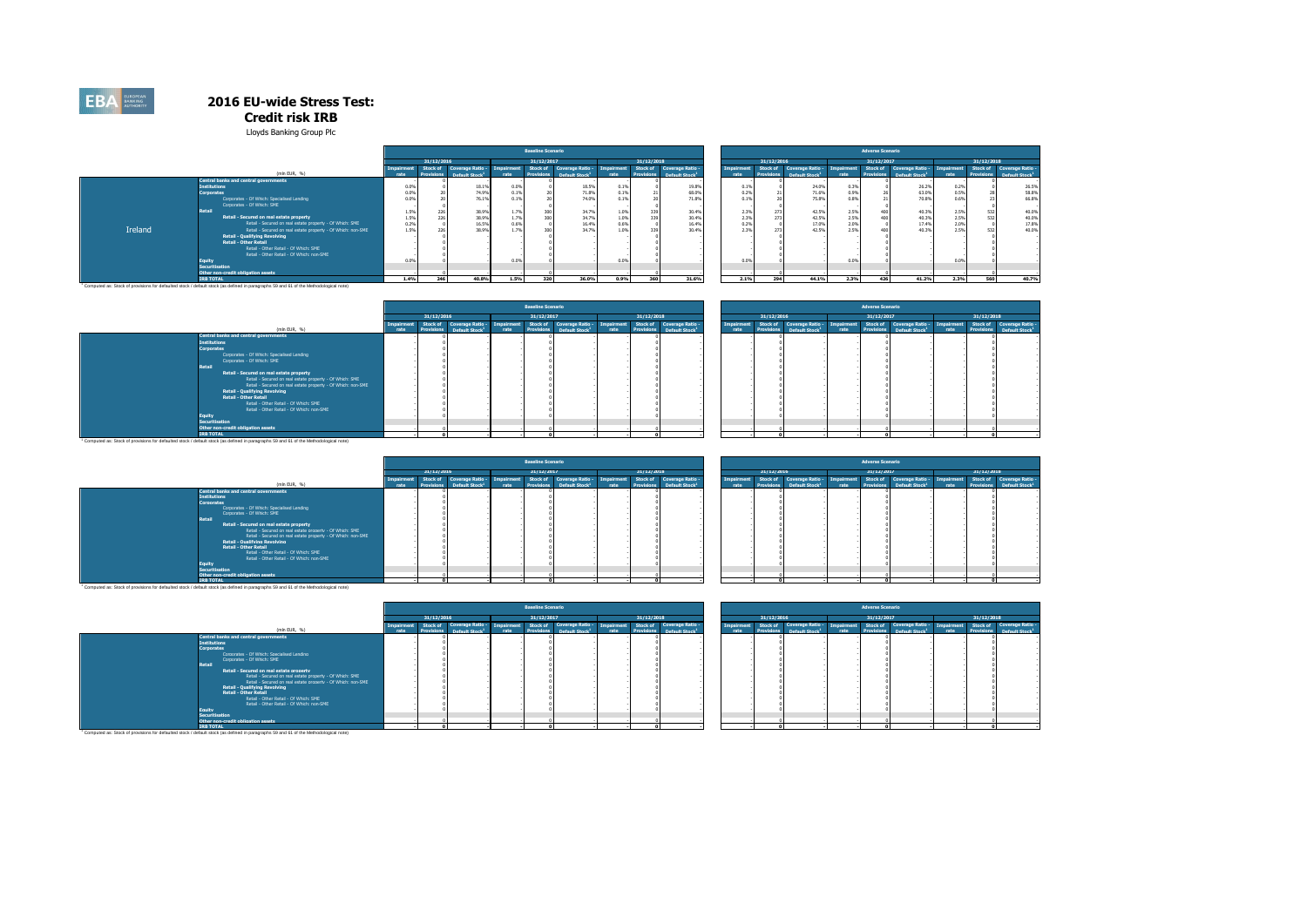# 2016 EU-wide Stress Test: Credit risk IRB

Lloyds Banking Group Plc

| | (mln EUR, %) | Baseline Scenario | | | | | | | | | Adverse Scenario | | | | | | | | |
|---|---|---|---|---|---|---|---|---|---|---|---|---|---|---|---|---|---|---|---|
| | | 31/12/2016 | | | 31/12/2017 | | | 31/12/2018 | | | 31/12/2016 | | | 31/12/2017 | | | 31/12/2018 | | |
| | | Impairment rate | Stock of Provisions | Coverage Ratio - Default Stock[1] | Impairment rate | Stock of Provisions | Coverage Ratio - Default Stock[1] | Impairment rate | Stock of Provisions | Coverage Ratio - Default Stock[1] | Impairment rate | Stock of Provisions | Coverage Ratio - Default Stock[1] | Impairment rate | Stock of Provisions | Coverage Ratio - Default Stock[1] | Impairment rate | Stock of Provisions | Coverage Ratio - Default Stock[1] |
| Ireland | Central banks and central governments | - | 0 | - | - | 0 | - | - | 0 | - | - | 0 | - | - | 0 | - | - | 0 | - |
| | Institutions | 0.0% | 0 | 18.1% | 0.0% | 0 | 18.5% | 0.1% | 0 | 19.8% | 0.1% | 0 | 24.0% | 0.3% | 0 | 26.2% | 0.2% | 0 | 26.5% |
| | Corporates | 0.0% | 20 | 74.9% | 0.1% | 20 | 71.8% | 0.1% | 21 | 68.0% | 0.2% | 21 | 71.0% | 0.9% | 26 | 63.0% | 0.5% | 28 | 58.8% |
| | Corporates - Of Which: Specialised Lending | 0.0% | 20 | 76.1% | 0.1% | 20 | 74.0% | 0.1% | 20 | 71.8% | 0.1% | 20 | 75.8% | 0.8% | 21 | 70.8% | 0.6% | 23 | 66.8% |
| | Corporates - Of Which: SME | - | 0 | - | - | 0 | - | - | 0 | - | - | 0 | - | - | 0 | - | - | 0 | - |
| | Retail | 1.5% | 226 | 38.9% | 1.7% | 300 | 34.7% | 1.0% | 339 | 30.4% | 2.3% | 273 | 42.5% | 2.5% | 460 | 40.3% | 2.5% | 532 | 40.0% |
| | Retail - Secured on real estate property | 1.5% | 226 | 38.9% | 1.7% | 300 | 34.7% | 1.0% | 339 | 30.4% | 2.3% | 273 | 42.5% | 2.5% | 460 | 40.3% | 2.5% | 532 | 40.0% |
| | Retail - Secured on real estate property - Of Which: SME | 0.2% | 0 | 16.5% | 0.6% | 0 | 16.4% | 0.8% | 0 | 16.4% | 0.2% | 0 | 17.0% | 2.0% | 0 | 17.4% | 2.0% | 0 | 17.8% |
| | Retail - Secured on real estate property - Of Which: non-SME | 1.5% | 226 | 38.9% | 1.7% | 300 | 34.7% | 1.0% | 339 | 30.4% | 2.3% | 273 | 42.5% | 2.5% | 460 | 40.3% | 2.5% | 532 | 40.0% |
| | Retail - Qualifying Revolving | - | 0 | - | - | 0 | - | - | 0 | - | - | 0 | - | - | 0 | - | - | 0 | - |
| | Retail - Other Retail | - | 0 | - | - | 0 | - | - | 0 | - | - | 0 | - | - | 0 | - | - | 0 | - |
| | Retail - Other Retail - Of Which: SME | - | 0 | - | - | 0 | - | - | 0 | - | - | 0 | - | - | 0 | - | - | 0 | - |
| | Retail - Other Retail - Of Which: non-SME | - | 0 | - | - | 0 | - | - | 0 | - | - | 0 | - | - | 0 | - | - | 0 | - |
| | Equity | 0.0% | 0 | - | 0.0% | 0 | - | 0.0% | 0 | - | 0.0% | 0 | - | 0.0% | 0 | - | 0.0% | 0 | - |
| | Securitisation | | | | | | | | | | | | | | | | | | |
| | Other non-credit obligation assets | | 0 | | | 0 | | | 0 | | | 0 | | | 0 | | | 0 | |
| | IRB TOTAL | 1.4% | 246 | 40.9% | 1.5% | 320 | 36.0% | 0.9% | 360 | 31.6% | 2.1% | 294 | 44.1% | 2.3% | 486 | 41.2% | 2.3% | 560 | 40.7% |

[1] Computed as: Stock of provisions for defaulted stock / default stock (as defined in paragraphs 59 and 61 of the Methodological note)

| | (mln EUR, %) | Baseline Scenario | | | | | | | | | Adverse Scenario | | | | | | | | |
|---|---|---|---|---|---|---|---|---|---|---|---|---|---|---|---|---|---|---|---|
| | | 31/12/2016 | | | 31/12/2017 | | | 31/12/2018 | | | 31/12/2016 | | | 31/12/2017 | | | 31/12/2018 | | |
| | | Impairment rate | Stock of Provisions | Coverage Ratio - Default Stock[1] | Impairment rate | Stock of Provisions | Coverage Ratio - Default Stock[1] | Impairment rate | Stock of Provisions | Coverage Ratio - Default Stock[1] | Impairment rate | Stock of Provisions | Coverage Ratio - Default Stock[1] | Impairment rate | Stock of Provisions | Coverage Ratio - Default Stock[1] | Impairment rate | Stock of Provisions | Coverage Ratio - Default Stock[1] |
| | Central banks and central governments | - | 0 | - | - | 0 | - | - | 0 | - | - | 0 | - | - | 0 | - | - | 0 | - |
| | Institutions | - | 0 | - | - | 0 | - | - | 0 | - | - | 0 | - | - | 0 | - | - | 0 | - |
| | Corporates | - | 0 | - | - | 0 | - | - | 0 | - | - | 0 | - | - | 0 | - | - | 0 | - |
| | Corporates - Of Which: Specialised Lending | - | 0 | - | - | 0 | - | - | 0 | - | - | 0 | - | - | 0 | - | - | 0 | - |
| | Corporates - Of Which: SME | - | 0 | - | - | 0 | - | - | 0 | - | - | 0 | - | - | 0 | - | - | 0 | - |
| | Retail | - | 0 | - | - | 0 | - | - | 0 | - | - | 0 | - | - | 0 | - | - | 0 | - |
| | Retail - Secured on real estate property | - | 0 | - | - | 0 | - | - | 0 | - | - | 0 | - | - | 0 | - | - | 0 | - |
| | Retail - Secured on real estate property - Of Which: SME | - | 0 | - | - | 0 | - | - | 0 | - | - | 0 | - | - | 0 | - | - | 0 | - |
| | Retail - Secured on real estate property - Of Which: non-SME | - | 0 | - | - | 0 | - | - | 0 | - | - | 0 | - | - | 0 | - | - | 0 | - |
| | Retail - Qualifying Revolving | - | 0 | - | - | 0 | - | - | 0 | - | - | 0 | - | - | 0 | - | - | 0 | - |
| | Retail - Other Retail | - | 0 | - | - | 0 | - | - | 0 | - | - | 0 | - | - | 0 | - | - | 0 | - |
| | Retail - Other Retail - Of Which: SME | - | 0 | - | - | 0 | - | - | 0 | - | - | 0 | - | - | 0 | - | - | 0 | - |
| | Retail - Other Retail - Of Which: non-SME | - | 0 | - | - | 0 | - | - | 0 | - | - | 0 | - | - | 0 | - | - | 0 | - |
| | Equity | - | 0 | - | - | 0 | - | - | 0 | - | - | 0 | - | - | 0 | - | - | 0 | - |
| | Securitisation | | | | | | | | | | | | | | | | | | |
| | Other non-credit obligation assets | | 0 | | | 0 | | | 0 | | | 0 | | | 0 | | | 0 | |
| | IRB TOTAL | - | 0 | - | - | 0 | - | - | 0 | - | - | 0 | - | - | 0 | - | - | 0 | - |

[1] Computed as: Stock of provisions for defaulted stock / default stock (as defined in paragraphs 59 and 61 of the Methodological note)

| | (mln EUR, %) | Baseline Scenario | | | | | | | | | Adverse Scenario | | | | | | | | |
|---|---|---|---|---|---|---|---|---|---|---|---|---|---|---|---|---|---|---|---|
| | | 31/12/2016 | | | 31/12/2017 | | | 31/12/2018 | | | 31/12/2016 | | | 31/12/2017 | | | 31/12/2018 | | |
| | | Impairment rate | Stock of Provisions | Coverage Ratio - Default Stock[1] | Impairment rate | Stock of Provisions | Coverage Ratio - Default Stock[1] | Impairment rate | Stock of Provisions | Coverage Ratio - Default Stock[1] | Impairment rate | Stock of Provisions | Coverage Ratio - Default Stock[1] | Impairment rate | Stock of Provisions | Coverage Ratio - Default Stock[1] | Impairment rate | Stock of Provisions | Coverage Ratio - Default Stock[1] |
| | Central banks and central governments | - | 0 | - | - | 0 | - | - | 0 | - | - | 0 | - | - | 0 | - | - | 0 | - |
| | Institutions | - | 0 | - | - | 0 | - | - | 0 | - | - | 0 | - | - | 0 | - | - | 0 | - |
| | Corporates | - | 0 | - | - | 0 | - | - | 0 | - | - | 0 | - | - | 0 | - | - | 0 | - |
| | Corporates - Of Which: Specialised Lending | - | 0 | - | - | 0 | - | - | 0 | - | - | 0 | - | - | 0 | - | - | 0 | - |
| | Corporates - Of Which: SME | - | 0 | - | - | 0 | - | - | 0 | - | - | 0 | - | - | 0 | - | - | 0 | - |
| | Retail | - | 0 | - | - | 0 | - | - | 0 | - | - | 0 | - | - | 0 | - | - | 0 | - |
| | Retail - Secured on real estate property | - | 0 | - | - | 0 | - | - | 0 | - | - | 0 | - | - | 0 | - | - | 0 | - |
| | Retail - Secured on real estate property - Of Which: SME | - | 0 | - | - | 0 | - | - | 0 | - | - | 0 | - | - | 0 | - | - | 0 | - |
| | Retail - Secured on real estate property - Of Which: non-SME | - | 0 | - | - | 0 | - | - | 0 | - | - | 0 | - | - | 0 | - | - | 0 | - |
| | Retail - Qualifying Revolving | - | 0 | - | - | 0 | - | - | 0 | - | - | 0 | - | - | 0 | - | - | 0 | - |
| | Retail - Other Retail | - | 0 | - | - | 0 | - | - | 0 | - | - | 0 | - | - | 0 | - | - | 0 | - |
| | Retail - Other Retail - Of Which: SME | - | 0 | - | - | 0 | - | - | 0 | - | - | 0 | - | - | 0 | - | - | 0 | - |
| | Retail - Other Retail - Of Which: non-SME | - | 0 | - | - | 0 | - | - | 0 | - | - | 0 | - | - | 0 | - | - | 0 | - |
| | Equity | - | 0 | - | - | 0 | - | - | 0 | - | - | 0 | - | - | 0 | - | - | 0 | - |
| | Securitisation | | | | | | | | | | | | | | | | | | |
| | Other non-credit obligation assets | | 0 | | | 0 | | | 0 | | | 0 | | | 0 | | | 0 | |
| | IRB TOTAL | - | 0 | - | - | 0 | - | - | 0 | - | - | 0 | - | - | 0 | - | - | 0 | - |

[1] Computed as: Stock of provisions for defaulted stock / default stock (as defined in paragraphs 59 and 61 of the Methodological note)

| | (mln EUR, %) | Baseline Scenario | | | | | | | | | Adverse Scenario | | | | | | | | |
|---|---|---|---|---|---|---|---|---|---|---|---|---|---|---|---|---|---|---|---|
| | | 31/12/2016 | | | 31/12/2017 | | | 31/12/2018 | | | 31/12/2016 | | | 31/12/2017 | | | 31/12/2018 | | |
| | | Impairment rate | Stock of Provisions | Coverage Ratio - Default Stock[1] | Impairment rate | Stock of Provisions | Coverage Ratio - Default Stock[1] | Impairment rate | Stock of Provisions | Coverage Ratio - Default Stock[1] | Impairment rate | Stock of Provisions | Coverage Ratio - Default Stock[1] | Impairment rate | Stock of Provisions | Coverage Ratio - Default Stock[1] | Impairment rate | Stock of Provisions | Coverage Ratio - Default Stock[1] |
| | Central banks and central governments | - | 0 | - | - | 0 | - | - | 0 | - | - | 0 | - | - | 0 | - | - | 0 | - |
| | Institutions | - | 0 | - | - | 0 | - | - | 0 | - | - | 0 | - | - | 0 | - | - | 0 | - |
| | Corporates | - | 0 | - | - | 0 | - | - | 0 | - | - | 0 | - | - | 0 | - | - | 0 | - |
| | Corporates - Of Which: Specialised Lending | - | 0 | - | - | 0 | - | - | 0 | - | - | 0 | - | - | 0 | - | - | 0 | - |
| | Corporates - Of Which: SME | - | 0 | - | - | 0 | - | - | 0 | - | - | 0 | - | - | 0 | - | - | 0 | - |
| | Retail | - | 0 | - | - | 0 | - | - | 0 | - | - | 0 | - | - | 0 | - | - | 0 | - |
| | Retail - Secured on real estate property | - | 0 | - | - | 0 | - | - | 0 | - | - | 0 | - | - | 0 | - | - | 0 | - |
| | Retail - Secured on real estate property - Of Which: SME | - | 0 | - | - | 0 | - | - | 0 | - | - | 0 | - | - | 0 | - | - | 0 | - |
| | Retail - Secured on real estate property - Of Which: non-SME | - | 0 | - | - | 0 | - | - | 0 | - | - | 0 | - | - | 0 | - | - | 0 | - |
| | Retail - Qualifying Revolving | - | 0 | - | - | 0 | - | - | 0 | - | - | 0 | - | - | 0 | - | - | 0 | - |
| | Retail - Other Retail | - | 0 | - | - | 0 | - | - | 0 | - | - | 0 | - | - | 0 | - | - | 0 | - |
| | Retail - Other Retail - Of Which: SME | - | 0 | - | - | 0 | - | - | 0 | - | - | 0 | - | - | 0 | - | - | 0 | - |
| | Retail - Other Retail - Of Which: non-SME | - | 0 | - | - | 0 | - | - | 0 | - | - | 0 | - | - | 0 | - | - | 0 | - |
| | Equity | - | 0 | - | - | 0 | - | - | 0 | - | - | 0 | - | - | 0 | - | - | 0 | - |
| | Securitisation | | | | | | | | | | | | | | | | | | |
| | Other non-credit obligation assets | | 0 | | | 0 | | | 0 | | | 0 | | | 0 | | | 0 | |
| | IRB TOTAL | - | 0 | - | - | 0 | - | - | 0 | - | - | 0 | - | - | 0 | - | - | 0 | - |

[1] Computed as: Stock of provisions for defaulted stock / default stock (as defined in paragraphs 59 and 61 of the Methodological note)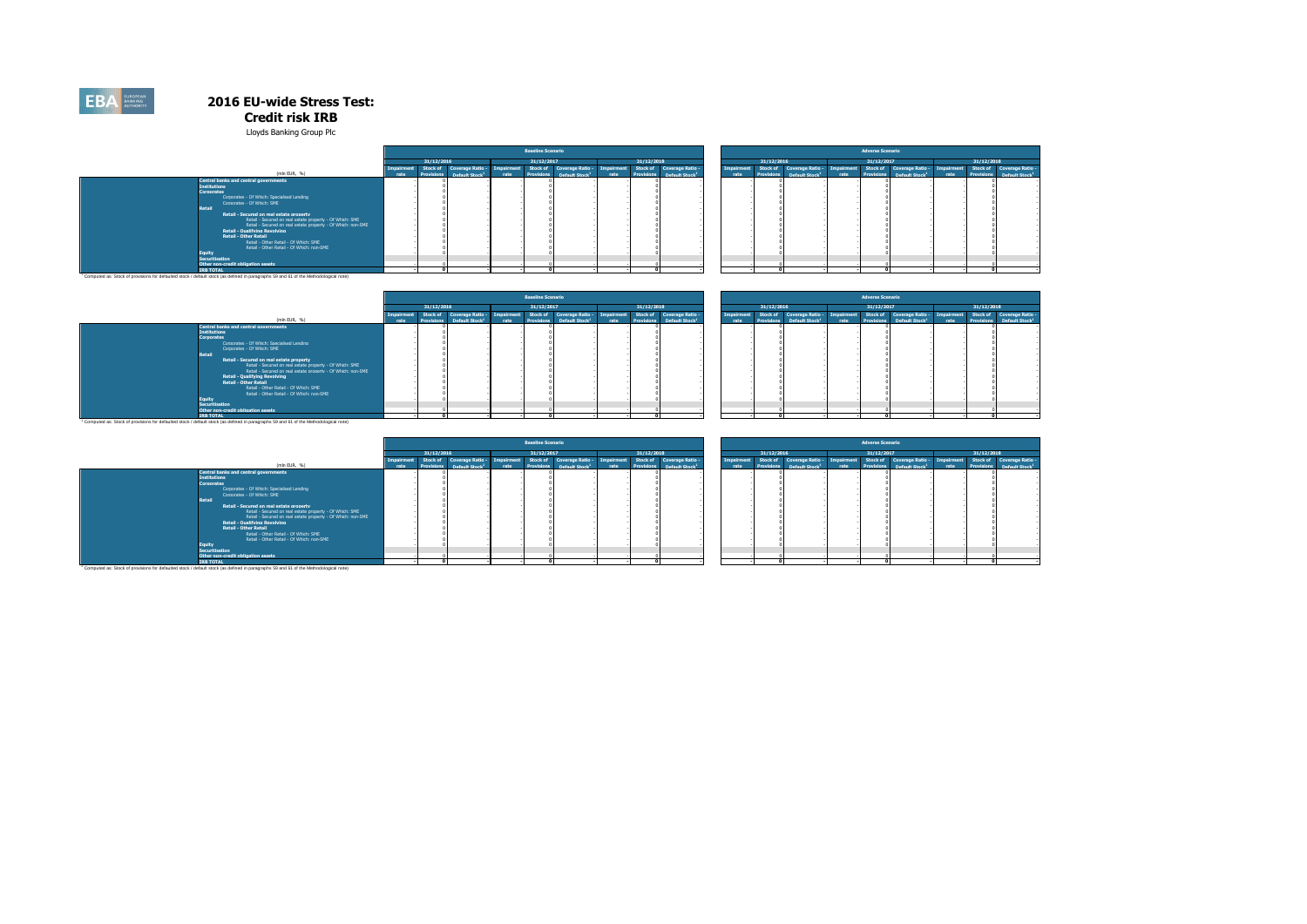# 2016 EU-wide Stress Test: Credit risk IRB

Lloyds Banking Group Plc

| (mln EUR, %) | Baseline Scenario | | | | | | | | | Adverse Scenario | | | | | | | | |
|---|---|---|---|---|---|---|---|---|---|---|---|---|---|---|---|---|---|---|
| | 31/12/2016 | | | 31/12/2017 | | | 31/12/2018 | | | 31/12/2016 | | | 31/12/2017 | | | 31/12/2018 | | |
| | Impairment rate | Stock of Provisions | Coverage Ratio - Default Stock[1] | Impairment rate | Stock of Provisions | Coverage Ratio - Default Stock[1] | Impairment rate | Stock of Provisions | Coverage Ratio - Default Stock[1] | Impairment rate | Stock of Provisions | Coverage Ratio - Default Stock[1] | Impairment rate | Stock of Provisions | Coverage Ratio - Default Stock[1] | Impairment rate | Stock of Provisions | Coverage Ratio - Default Stock[1] |
| Central banks and central governments | - | 0 | - | - | 0 | - | - | 0 | - | - | 0 | - | - | 0 | - | - | 0 | - |
| Institutions | - | 0 | - | - | 0 | - | - | 0 | - | - | 0 | - | - | 0 | - | - | 0 | - |
| Corporates | - | 0 | - | - | 0 | - | - | 0 | - | - | 0 | - | - | 0 | - | - | 0 | - |
| Corporates - Of Which: Specialised Lending | - | 0 | - | - | 0 | - | - | 0 | - | - | 0 | - | - | 0 | - | - | 0 | - |
| Corporates - Of Which: SME | - | 0 | - | - | 0 | - | - | 0 | - | - | 0 | - | - | 0 | - | - | 0 | - |
| Retail | - | 0 | - | - | 0 | - | - | 0 | - | - | 0 | - | - | 0 | - | - | 0 | - |
| Retail - Secured on real estate property | - | 0 | - | - | 0 | - | - | 0 | - | - | 0 | - | - | 0 | - | - | 0 | - |
| Retail - Secured on real estate property - Of Which: SME | - | 0 | - | - | 0 | - | - | 0 | - | - | 0 | - | - | 0 | - | - | 0 | - |
| Retail - Secured on real estate property - Of Which: non-SME | - | 0 | - | - | 0 | - | - | 0 | - | - | 0 | - | - | 0 | - | - | 0 | - |
| Retail - Qualifying Revolving | - | 0 | - | - | 0 | - | - | 0 | - | - | 0 | - | - | 0 | - | - | 0 | - |
| Retail - Other Retail | - | 0 | - | - | 0 | - | - | 0 | - | - | 0 | - | - | 0 | - | - | 0 | - |
| Retail - Other Retail - Of Which: SME | - | 0 | - | - | 0 | - | - | 0 | - | - | 0 | - | - | 0 | - | - | 0 | - |
| Retail - Other Retail - Of Which: non-SME | - | 0 | - | - | 0 | - | - | 0 | - | - | 0 | - | - | 0 | - | - | 0 | - |
| Equity | - | 0 | - | - | 0 | - | - | 0 | - | - | 0 | - | - | 0 | - | - | 0 | - |
| Securitisation | | | | | | | | | | | | | | | | | | |
| Other non-credit obligation assets | - | 0 | - | - | 0 | - | - | 0 | - | - | 0 | - | - | 0 | - | - | 0 | - |
| IRB TOTAL | - | 0 | - | - | 0 | - | - | 0 | - | - | 0 | - | - | 0 | - | - | 0 | - |

[1] Computed as: Stock of provisions for defaulted stock / default stock (as defined in paragraphs 59 and 61 of the Methodological note)

| (mln EUR, %) | Baseline Scenario | | | | | | | | | Adverse Scenario | | | | | | | | |
|---|---|---|---|---|---|---|---|---|---|---|---|---|---|---|---|---|---|---|
| | 31/12/2016 | | | 31/12/2017 | | | 31/12/2018 | | | 31/12/2016 | | | 31/12/2017 | | | 31/12/2018 | | |
| | Impairment rate | Stock of Provisions | Coverage Ratio - Default Stock[1] | Impairment rate | Stock of Provisions | Coverage Ratio - Default Stock[1] | Impairment rate | Stock of Provisions | Coverage Ratio - Default Stock[1] | Impairment rate | Stock of Provisions | Coverage Ratio - Default Stock[1] | Impairment rate | Stock of Provisions | Coverage Ratio - Default Stock[1] | Impairment rate | Stock of Provisions | Coverage Ratio - Default Stock[1] |
| Central banks and central governments | - | 0 | - | - | 0 | - | - | 0 | - | - | 0 | - | - | 0 | - | - | 0 | - |
| Institutions | - | 0 | - | - | 0 | - | - | 0 | - | - | 0 | - | - | 0 | - | - | 0 | - |
| Corporates | - | 0 | - | - | 0 | - | - | 0 | - | - | 0 | - | - | 0 | - | - | 0 | - |
| Corporates - Of Which: Specialised Lending | - | 0 | - | - | 0 | - | - | 0 | - | - | 0 | - | - | 0 | - | - | 0 | - |
| Corporates - Of Which: SME | - | 0 | - | - | 0 | - | - | 0 | - | - | 0 | - | - | 0 | - | - | 0 | - |
| Retail | - | 0 | - | - | 0 | - | - | 0 | - | - | 0 | - | - | 0 | - | - | 0 | - |
| Retail - Secured on real estate property | - | 0 | - | - | 0 | - | - | 0 | - | - | 0 | - | - | 0 | - | - | 0 | - |
| Retail - Secured on real estate property - Of Which: SME | - | 0 | - | - | 0 | - | - | 0 | - | - | 0 | - | - | 0 | - | - | 0 | - |
| Retail - Secured on real estate property - Of Which: non-SME | - | 0 | - | - | 0 | - | - | 0 | - | - | 0 | - | - | 0 | - | - | 0 | - |
| Retail - Qualifying Revolving | - | 0 | - | - | 0 | - | - | 0 | - | - | 0 | - | - | 0 | - | - | 0 | - |
| Retail - Other Retail | - | 0 | - | - | 0 | - | - | 0 | - | - | 0 | - | - | 0 | - | - | 0 | - |
| Retail - Other Retail - Of Which: SME | - | 0 | - | - | 0 | - | - | 0 | - | - | 0 | - | - | 0 | - | - | 0 | - |
| Retail - Other Retail - Of Which: non-SME | - | 0 | - | - | 0 | - | - | 0 | - | - | 0 | - | - | 0 | - | - | 0 | - |
| Equity | - | 0 | - | - | 0 | - | - | 0 | - | - | 0 | - | - | 0 | - | - | 0 | - |
| Securitisation | | | | | | | | | | | | | | | | | | |
| Other non-credit obligation assets | - | 0 | - | - | 0 | - | - | 0 | - | - | 0 | - | - | 0 | - | - | 0 | - |
| IRB TOTAL | - | 0 | - | - | 0 | - | - | 0 | - | - | 0 | - | - | 0 | - | - | 0 | - |

[1] Computed as: Stock of provisions for defaulted stock / default stock (as defined in paragraphs 59 and 61 of the Methodological note)

| (mln EUR, %) | Baseline Scenario | | | | | | | | | Adverse Scenario | | | | | | | | |
|---|---|---|---|---|---|---|---|---|---|---|---|---|---|---|---|---|---|---|
| | 31/12/2016 | | | 31/12/2017 | | | 31/12/2018 | | | 31/12/2016 | | | 31/12/2017 | | | 31/12/2018 | | |
| | Impairment rate | Stock of Provisions | Coverage Ratio - Default Stock[1] | Impairment rate | Stock of Provisions | Coverage Ratio - Default Stock[1] | Impairment rate | Stock of Provisions | Coverage Ratio - Default Stock[1] | Impairment rate | Stock of Provisions | Coverage Ratio - Default Stock[1] | Impairment rate | Stock of Provisions | Coverage Ratio - Default Stock[1] | Impairment rate | Stock of Provisions | Coverage Ratio - Default Stock[1] |
| Central banks and central governments | - | 0 | - | - | 0 | - | - | 0 | - | - | 0 | - | - | 0 | - | - | 0 | - |
| Institutions | - | 0 | - | - | 0 | - | - | 0 | - | - | 0 | - | - | 0 | - | - | 0 | - |
| Corporates | - | 0 | - | - | 0 | - | - | 0 | - | - | 0 | - | - | 0 | - | - | 0 | - |
| Corporates - Of Which: Specialised Lending | - | 0 | - | - | 0 | - | - | 0 | - | - | 0 | - | - | 0 | - | - | 0 | - |
| Corporates - Of Which: SME | - | 0 | - | - | 0 | - | - | 0 | - | - | 0 | - | - | 0 | - | - | 0 | - |
| Retail | - | 0 | - | - | 0 | - | - | 0 | - | - | 0 | - | - | 0 | - | - | 0 | - |
| Retail - Secured on real estate property | - | 0 | - | - | 0 | - | - | 0 | - | - | 0 | - | - | 0 | - | - | 0 | - |
| Retail - Secured on real estate property - Of Which: SME | - | 0 | - | - | 0 | - | - | 0 | - | - | 0 | - | - | 0 | - | - | 0 | - |
| Retail - Secured on real estate property - Of Which: non-SME | - | 0 | - | - | 0 | - | - | 0 | - | - | 0 | - | - | 0 | - | - | 0 | - |
| Retail - Qualifying Revolving | - | 0 | - | - | 0 | - | - | 0 | - | - | 0 | - | - | 0 | - | - | 0 | - |
| Retail - Other Retail | - | 0 | - | - | 0 | - | - | 0 | - | - | 0 | - | - | 0 | - | - | 0 | - |
| Retail - Other Retail - Of Which: SME | - | 0 | - | - | 0 | - | - | 0 | - | - | 0 | - | - | 0 | - | - | 0 | - |
| Retail - Other Retail - Of Which: non-SME | - | 0 | - | - | 0 | - | - | 0 | - | - | 0 | - | - | 0 | - | - | 0 | - |
| Equity | - | 0 | - | - | 0 | - | - | 0 | - | - | 0 | - | - | 0 | - | - | 0 | - |
| Securitisation | | | | | | | | | | | | | | | | | | |
| Other non-credit obligation assets | - | 0 | - | - | 0 | - | - | 0 | - | - | 0 | - | - | 0 | - | - | 0 | - |
| IRB TOTAL | - | 0 | - | - | 0 | - | - | 0 | - | - | 0 | - | - | 0 | - | - | 0 | - |

[1] Computed as: Stock of provisions for defaulted stock / default stock (as defined in paragraphs 59 and 61 of the Methodological note)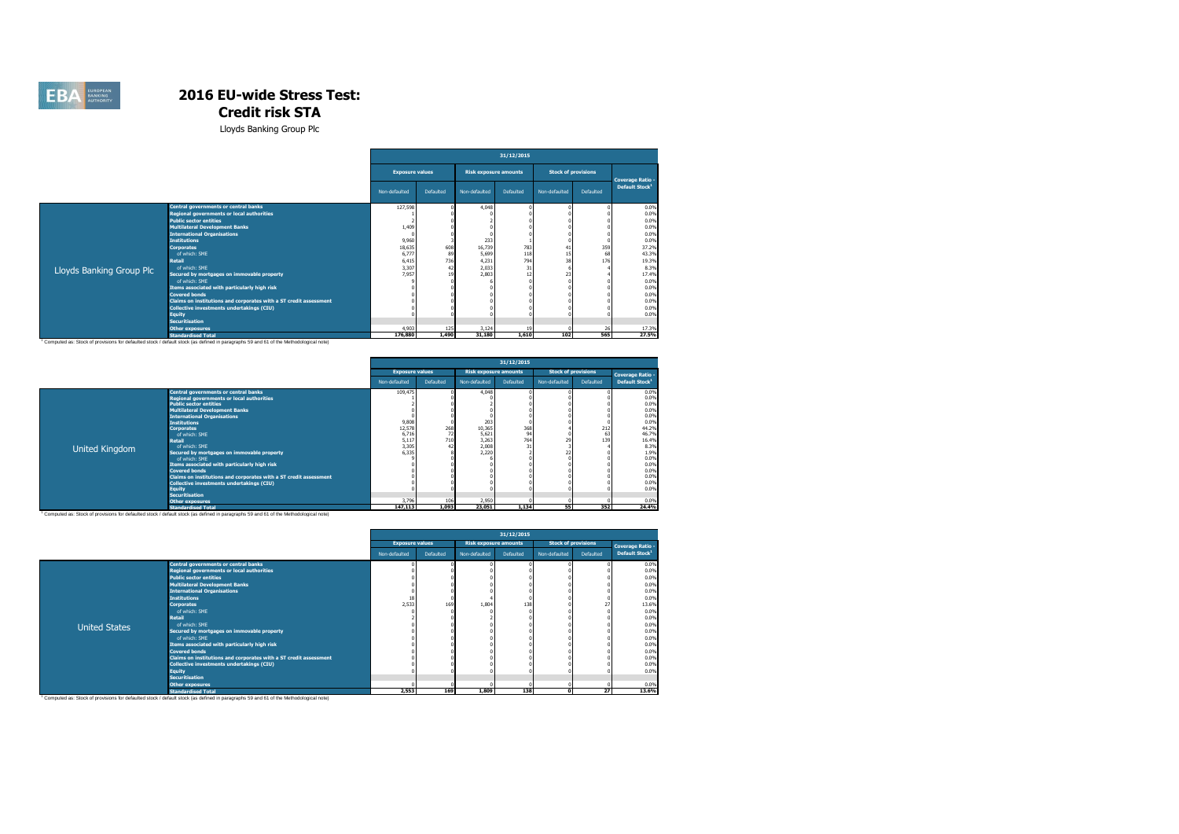# 2016 EU-wide Stress Test: Credit risk STA

Lloyds Banking Group Plc

| | | 31/12/2015 | | | | | | |
|---|---|---|---|---|---|---|---|---|
| | | Exposure values | | Risk exposure amounts | | Stock of provisions | | Coverage Ratio - Default Stock[1] |
| | | Non-defaulted | Defaulted | Non-defaulted | Defaulted | Non-defaulted | Defaulted | |
| Lloyds Banking Group Plc | Central governments or central banks | 127,598 | 0 | 4,048 | 0 | 0 | 0 | 0.0% |
| | Regional governments or local authorities | 1 | 0 | 0 | 0 | 0 | 0 | 0.0% |
| | Public sector entities | 2 | 0 | 2 | 0 | 0 | 0 | 0.0% |
| | Multilateral Development Banks | 1,409 | 0 | 0 | 0 | 0 | 0 | 0.0% |
| | International Organisations | 0 | 0 | 0 | 0 | 0 | 0 | 0.0% |
| | Institutions | 9,960 | 3 | 233 | 1 | 0 | 0 | 0.0% |
| | Corporates | 18,635 | 608 | 16,739 | 783 | 41 | 359 | 37.2% |
| | of which: SME | 6,777 | 89 | 5,699 | 118 | 15 | 68 | 43.3% |
| | Retail | 6,415 | 736 | 4,231 | 794 | 38 | 176 | 19.3% |
| | of which: SME | 3,307 | 42 | 2,033 | 31 | 6 | 4 | 8.3% |
| | Secured by mortgages on immovable property | 7,957 | 19 | 2,803 | 12 | 23 | 4 | 17.4% |
| | of which: SME | 9 | 0 | 6 | 0 | 0 | 0 | 0.0% |
| | Items associated with particularly high risk | 0 | 0 | 0 | 0 | 0 | 0 | 0.0% |
| | Covered bonds | 0 | 0 | 0 | 0 | 0 | 0 | 0.0% |
| | Claims on institutions and corporates with a ST credit assessment | 0 | 0 | 0 | 0 | 0 | 0 | 0.0% |
| | Collective investments undertakings (CIU) | 0 | 0 | 0 | 0 | 0 | 0 | 0.0% |
| | Equity | 0 | 0 | 0 | 0 | 0 | 0 | 0.0% |
| | Securitisation | | | | | | | |
| | Other exposures | 4,903 | 125 | 3,124 | 19 | 0 | 26 | 17.3% |
| | Standardised Total | 176,880 | 1,490 | 31,180 | 1,610 | 102 | 565 | 27.5% |

[1] Computed as: Stock of provisions for defaulted stock / default stock (as defined in paragraphs 59 and 61 of the Methodological note)

| | | 31/12/2015 | | | | | | |
|---|---|---|---|---|---|---|---|---|
| | | Exposure values | | Risk exposure amounts | | Stock of provisions | | Coverage Ratio - Default Stock[1] |
| | | Non-defaulted | Defaulted | Non-defaulted | Defaulted | Non-defaulted | Defaulted | |
| United Kingdom | Central governments or central banks | 109,475 | 0 | 4,048 | 0 | 0 | 0 | 0.0% |
| | Regional governments or local authorities | 1 | 0 | 0 | 0 | 0 | 0 | 0.0% |
| | Public sector entities | 2 | 0 | 2 | 0 | 0 | 0 | 0.0% |
| | Multilateral Development Banks | 0 | 0 | 0 | 0 | 0 | 0 | 0.0% |
| | International Organisations | 0 | 0 | 0 | 0 | 0 | 0 | 0.0% |
| | Institutions | 9,808 | 0 | 203 | 0 | 0 | 0 | 0.0% |
| | Corporates | 12,578 | 268 | 10,365 | 368 | 4 | 212 | 44.2% |
| | of which: SME | 6,716 | 72 | 5,621 | 94 | 0 | 63 | 46.7% |
| | Retail | 5,117 | 710 | 3,263 | 764 | 29 | 139 | 16.4% |
| | of which: SME | 3,305 | 42 | 2,008 | 31 | 3 | 4 | 8.3% |
| | Secured by mortgages on immovable property | 6,335 | 8 | 2,220 | 2 | 22 | 0 | 1.9% |
| | of which: SME | 9 | 0 | 6 | 0 | 0 | 0 | 0.0% |
| | Items associated with particularly high risk | 0 | 0 | 0 | 0 | 0 | 0 | 0.0% |
| | Covered bonds | 0 | 0 | 0 | 0 | 0 | 0 | 0.0% |
| | Claims on institutions and corporates with a ST credit assessment | 0 | 0 | 0 | 0 | 0 | 0 | 0.0% |
| | Collective investments undertakings (CIU) | 0 | 0 | 0 | 0 | 0 | 0 | 0.0% |
| | Equity | 0 | 0 | 0 | 0 | 0 | 0 | 0.0% |
| | Securitisation | | | | | | | |
| | Other exposures | 3,796 | 106 | 2,950 | 0 | 0 | 0 | 0.0% |
| | Standardised Total | 147,113 | 1,093 | 23,051 | 1,134 | 55 | 352 | 24.4% |

[1] Computed as: Stock of provisions for defaulted stock / default stock (as defined in paragraphs 59 and 61 of the Methodological note)

| | | 31/12/2015 | | | | | | |
|---|---|---|---|---|---|---|---|---|
| | | Exposure values | | Risk exposure amounts | | Stock of provisions | | Coverage Ratio - Default Stock[1] |
| | | Non-defaulted | Defaulted | Non-defaulted | Defaulted | Non-defaulted | Defaulted | |
| United States | Central governments or central banks | 0 | 0 | 0 | 0 | 0 | 0 | 0.0% |
| | Regional governments or local authorities | 0 | 0 | 0 | 0 | 0 | 0 | 0.0% |
| | Public sector entities | 0 | 0 | 0 | 0 | 0 | 0 | 0.0% |
| | Multilateral Development Banks | 0 | 0 | 0 | 0 | 0 | 0 | 0.0% |
| | International Organisations | 0 | 0 | 0 | 0 | 0 | 0 | 0.0% |
| | Institutions | 18 | 0 | 4 | 0 | 0 | 0 | 0.0% |
| | Corporates | 2,533 | 169 | 1,804 | 138 | 0 | 27 | 13.6% |
| | of which: SME | 0 | 0 | 0 | 0 | 0 | 0 | 0.0% |
| | Retail | 2 | 0 | 2 | 0 | 0 | 0 | 0.0% |
| | of which: SME | 0 | 0 | 0 | 0 | 0 | 0 | 0.0% |
| | Secured by mortgages on immovable property | 0 | 0 | 0 | 0 | 0 | 0 | 0.0% |
| | of which: SME | 0 | 0 | 0 | 0 | 0 | 0 | 0.0% |
| | Items associated with particularly high risk | 0 | 0 | 0 | 0 | 0 | 0 | 0.0% |
| | Covered bonds | 0 | 0 | 0 | 0 | 0 | 0 | 0.0% |
| | Claims on institutions and corporates with a ST credit assessment | 0 | 0 | 0 | 0 | 0 | 0 | 0.0% |
| | Collective investments undertakings (CIU) | 0 | 0 | 0 | 0 | 0 | 0 | 0.0% |
| | Equity | 0 | 0 | 0 | 0 | 0 | 0 | 0.0% |
| | Securitisation | | | | | | | |
| | Other exposures | 0 | 0 | 0 | 0 | 0 | 0 | 0.0% |
| | Standardised Total | 2,553 | 169 | 1,809 | 138 | 0 | 27 | 13.6% |

[1] Computed as: Stock of provisions for defaulted stock / default stock (as defined in paragraphs 59 and 61 of the Methodological note)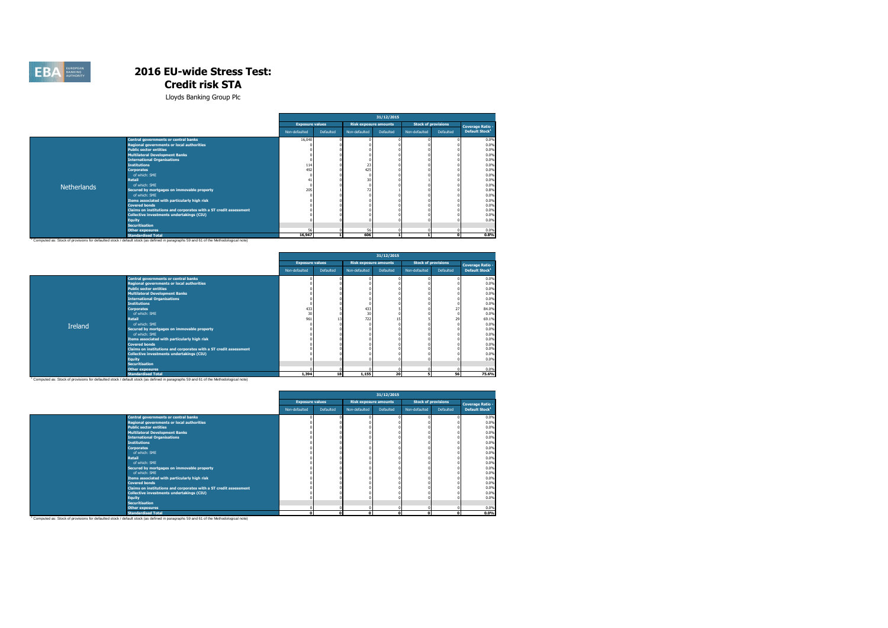# 2016 EU-wide Stress Test:
# Credit risk STA

Lloyds Banking Group Plc

| | | 31/12/2015 | | | | | | |
|---|---|---|---|---|---|---|---|---|
| | | Exposure values | | Risk exposure amounts | | Stock of provisions | | Coverage Ratio - Default Stock[1] |
| | | Non-defaulted | Defaulted | Non-defaulted | Defaulted | Non-defaulted | Defaulted | |
| Netherlands | Central governments or central banks | 16,040 | 0 | 0 | 0 | 0 | 0 | 0.0% |
| | Regional governments or local authorities | 0 | 0 | 0 | 0 | 0 | 0 | 0.0% |
| | Public sector entities | 0 | 0 | 0 | 0 | 0 | 0 | 0.0% |
| | Multilateral Development Banks | 0 | 0 | 0 | 0 | 0 | 0 | 0.0% |
| | International Organisations | 0 | 0 | 0 | 0 | 0 | 0 | 0.0% |
| | Institutions | 114 | 0 | 23 | 0 | 0 | 0 | 0.0% |
| | Corporates | 492 | 0 | 425 | 0 | 0 | 0 | 0.0% |
| | of which: SME | 0 | 0 | 0 | 0 | 0 | 0 | 0.0% |
| | Retail | 41 | 0 | 30 | 0 | 1 | 0 | 0.0% |
| | of which: SME | 0 | 0 | 0 | 0 | 0 | 0 | 0.0% |
| | Secured by mortgages on immovable property | 205 | 1 | 72 | 1 | 0 | 0 | 0.8% |
| | of which: SME | 0 | 0 | 0 | 0 | 0 | 0 | 0.0% |
| | Items associated with particularly high risk | 0 | 0 | 0 | 0 | 0 | 0 | 0.0% |
| | Covered bonds | 0 | 0 | 0 | 0 | 0 | 0 | 0.0% |
| | Claims on institutions and corporates with a ST credit assessment | 0 | 0 | 0 | 0 | 0 | 0 | 0.0% |
| | Collective investments undertakings (CIU) | 0 | 0 | 0 | 0 | 0 | 0 | 0.0% |
| | Equity | 0 | 0 | 0 | 0 | 0 | 0 | 0.0% |
| | Securitisation | | | | | | | |
| | Other exposures | 56 | 0 | 56 | 0 | 0 | 0 | 0.0% |
| | Standardised Total | 16,947 | 1 | 606 | 1 | 1 | 0 | 0.8% |

[1] Computed as: Stock of provisions for defaulted stock / default stock (as defined in paragraphs 59 and 61 of the Methodological note)

| | | 31/12/2015 | | | | | | |
|---|---|---|---|---|---|---|---|---|
| | | Exposure values | | Risk exposure amounts | | Stock of provisions | | Coverage Ratio - Default Stock[1] |
| | | Non-defaulted | Defaulted | Non-defaulted | Defaulted | Non-defaulted | Defaulted | |
| Ireland | Central governments or central banks | 0 | 0 | 0 | 0 | 0 | 0 | 0.0% |
| | Regional governments or local authorities | 0 | 0 | 0 | 0 | 0 | 0 | 0.0% |
| | Public sector entities | 0 | 0 | 0 | 0 | 0 | 0 | 0.0% |
| | Multilateral Development Banks | 0 | 0 | 0 | 0 | 0 | 0 | 0.0% |
| | International Organisations | 0 | 0 | 0 | 0 | 0 | 0 | 0.0% |
| | Institutions | 0 | 0 | 0 | 0 | 0 | 0 | 0.0% |
| | Corporates | 433 | 5 | 433 | 5 | 0 | 27 | 84.0% |
| | of which: SME | 30 | 0 | 30 | 0 | 0 | 0 | 0.0% |
| | Retail | 961 | 13 | 722 | 15 | 5 | 29 | 69.1% |
| | of which: SME | 0 | 0 | 0 | 0 | 0 | 0 | 0.0% |
| | Secured by mortgages on immovable property | 0 | 0 | 0 | 0 | 0 | 0 | 0.0% |
| | of which: SME | 0 | 0 | 0 | 0 | 0 | 0 | 0.0% |
| | Items associated with particularly high risk | 0 | 0 | 0 | 0 | 0 | 0 | 0.0% |
| | Covered bonds | 0 | 0 | 0 | 0 | 0 | 0 | 0.0% |
| | Claims on institutions and corporates with a ST credit assessment | 0 | 0 | 0 | 0 | 0 | 0 | 0.0% |
| | Collective investments undertakings (CIU) | 0 | 0 | 0 | 0 | 0 | 0 | 0.0% |
| | Equity | 0 | 0 | 0 | 0 | 0 | 0 | 0.0% |
| | Securitisation | | | | | | | |
| | Other exposures | 0 | 0 | 0 | 0 | 0 | 0 | 0.0% |
| | Standardised Total | 1,394 | 18 | 1,155 | 20 | 5 | 56 | 75.6% |

[1] Computed as: Stock of provisions for defaulted stock / default stock (as defined in paragraphs 59 and 61 of the Methodological note)

| | | 31/12/2015 | | | | | | |
|---|---|---|---|---|---|---|---|---|
| | | Exposure values | | Risk exposure amounts | | Stock of provisions | | Coverage Ratio - Default Stock[1] |
| | | Non-defaulted | Defaulted | Non-defaulted | Defaulted | Non-defaulted | Defaulted | |
| | Central governments or central banks | 0 | 0 | 0 | 0 | 0 | 0 | 0.0% |
| | Regional governments or local authorities | 0 | 0 | 0 | 0 | 0 | 0 | 0.0% |
| | Public sector entities | 0 | 0 | 0 | 0 | 0 | 0 | 0.0% |
| | Multilateral Development Banks | 0 | 0 | 0 | 0 | 0 | 0 | 0.0% |
| | International Organisations | 0 | 0 | 0 | 0 | 0 | 0 | 0.0% |
| | Institutions | 0 | 0 | 0 | 0 | 0 | 0 | 0.0% |
| | Corporates | 0 | 0 | 0 | 0 | 0 | 0 | 0.0% |
| | of which: SME | 0 | 0 | 0 | 0 | 0 | 0 | 0.0% |
| | Retail | 0 | 0 | 0 | 0 | 0 | 0 | 0.0% |
| | of which: SME | 0 | 0 | 0 | 0 | 0 | 0 | 0.0% |
| | Secured by mortgages on immovable property | 0 | 0 | 0 | 0 | 0 | 0 | 0.0% |
| | of which: SME | 0 | 0 | 0 | 0 | 0 | 0 | 0.0% |
| | Items associated with particularly high risk | 0 | 0 | 0 | 0 | 0 | 0 | 0.0% |
| | Covered bonds | 0 | 0 | 0 | 0 | 0 | 0 | 0.0% |
| | Claims on institutions and corporates with a ST credit assessment | 0 | 0 | 0 | 0 | 0 | 0 | 0.0% |
| | Collective investments undertakings (CIU) | 0 | 0 | 0 | 0 | 0 | 0 | 0.0% |
| | Equity | 0 | 0 | 0 | 0 | 0 | 0 | 0.0% |
| | Securitisation | | | | | | | |
| | Other exposures | 0 | 0 | 0 | 0 | 0 | 0 | 0.0% |
| | Standardised Total | 0 | 0 | 0 | 0 | 0 | 0 | 0.0% |

[1] Computed as: Stock of provisions for defaulted stock / default stock (as defined in paragraphs 59 and 61 of the Methodological note)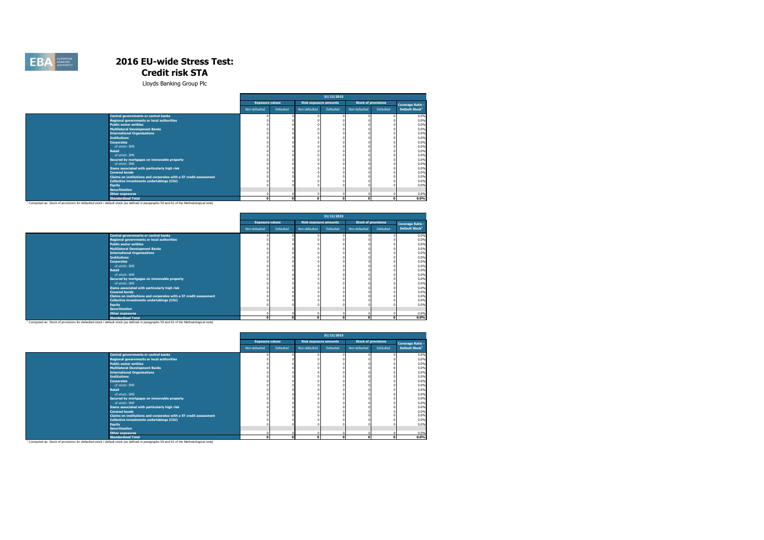# 2016 EU-wide Stress Test: Credit risk STA

Lloyds Banking Group Plc

| | 31/12/2015 | | | | | | |
|---|---|---|---|---|---|---|---|
| | Exposure values | | Risk exposure amounts | | Stock of provisions | | Coverage Ratio - Default Stock[1] |
| | Non-defaulted | Defaulted | Non-defaulted | Defaulted | Non-defaulted | Defaulted | |
| Central governments or central banks | 0 | 0 | 0 | 0 | 0 | 0 | 0.0% |
| Regional governments or local authorities | 0 | 0 | 0 | 0 | 0 | 0 | 0.0% |
| Public sector entities | 0 | 0 | 0 | 0 | 0 | 0 | 0.0% |
| Multilateral Development Banks | 0 | 0 | 0 | 0 | 0 | 0 | 0.0% |
| International Organisations | 0 | 0 | 0 | 0 | 0 | 0 | 0.0% |
| Institutions | 0 | 0 | 0 | 0 | 0 | 0 | 0.0% |
| Corporates | 0 | 0 | 0 | 0 | 0 | 0 | 0.0% |
| of which: SME | 0 | 0 | 0 | 0 | 0 | 0 | 0.0% |
| Retail | 0 | 0 | 0 | 0 | 0 | 0 | 0.0% |
| of which: SME | 0 | 0 | 0 | 0 | 0 | 0 | 0.0% |
| Secured by mortgages on immovable property | 0 | 0 | 0 | 0 | 0 | 0 | 0.0% |
| of which: SME | 0 | 0 | 0 | 0 | 0 | 0 | 0.0% |
| Items associated with particularly high risk | 0 | 0 | 0 | 0 | 0 | 0 | 0.0% |
| Covered bonds | 0 | 0 | 0 | 0 | 0 | 0 | 0.0% |
| Claims on institutions and corporates with a ST credit assessment | 0 | 0 | 0 | 0 | 0 | 0 | 0.0% |
| Collective investments undertakings (CIU) | 0 | 0 | 0 | 0 | 0 | 0 | 0.0% |
| Equity | 0 | 0 | 0 | 0 | 0 | 0 | 0.0% |
| Securitisation | | | | | | | |
| Other exposures | 0 | 0 | 0 | 0 | 0 | 0 | 0.0% |
| Standardised Total | 0 | 0 | 0 | 0 | 0 | 0 | 0.0% |

[1] Computed as: Stock of provisions for defaulted stock / default stock (as defined in paragraphs 59 and 61 of the Methodological note)

| | 31/12/2015 | | | | | | |
|---|---|---|---|---|---|---|---|
| | Exposure values | | Risk exposure amounts | | Stock of provisions | | Coverage Ratio - Default Stock[1] |
| | Non-defaulted | Defaulted | Non-defaulted | Defaulted | Non-defaulted | Defaulted | |
| Central governments or central banks | 0 | 0 | 0 | 0 | 0 | 0 | 0.0% |
| Regional governments or local authorities | 0 | 0 | 0 | 0 | 0 | 0 | 0.0% |
| Public sector entities | 0 | 0 | 0 | 0 | 0 | 0 | 0.0% |
| Multilateral Development Banks | 0 | 0 | 0 | 0 | 0 | 0 | 0.0% |
| International Organisations | 0 | 0 | 0 | 0 | 0 | 0 | 0.0% |
| Institutions | 0 | 0 | 0 | 0 | 0 | 0 | 0.0% |
| Corporates | 0 | 0 | 0 | 0 | 0 | 0 | 0.0% |
| of which: SME | 0 | 0 | 0 | 0 | 0 | 0 | 0.0% |
| Retail | 0 | 0 | 0 | 0 | 0 | 0 | 0.0% |
| of which: SME | 0 | 0 | 0 | 0 | 0 | 0 | 0.0% |
| Secured by mortgages on immovable property | 0 | 0 | 0 | 0 | 0 | 0 | 0.0% |
| of which: SME | 0 | 0 | 0 | 0 | 0 | 0 | 0.0% |
| Items associated with particularly high risk | 0 | 0 | 0 | 0 | 0 | 0 | 0.0% |
| Covered bonds | 0 | 0 | 0 | 0 | 0 | 0 | 0.0% |
| Claims on institutions and corporates with a ST credit assessment | 0 | 0 | 0 | 0 | 0 | 0 | 0.0% |
| Collective investments undertakings (CIU) | 0 | 0 | 0 | 0 | 0 | 0 | 0.0% |
| Equity | 0 | 0 | 0 | 0 | 0 | 0 | 0.0% |
| Securitisation | | | | | | | |
| Other exposures | 0 | 0 | 0 | 0 | 0 | 0 | 0.0% |
| Standardised Total | 0 | 0 | 0 | 0 | 0 | 0 | 0.0% |

[1] Computed as: Stock of provisions for defaulted stock / default stock (as defined in paragraphs 59 and 61 of the Methodological note)

| | 31/12/2015 | | | | | | |
|---|---|---|---|---|---|---|---|
| | Exposure values | | Risk exposure amounts | | Stock of provisions | | Coverage Ratio - Default Stock[1] |
| | Non-defaulted | Defaulted | Non-defaulted | Defaulted | Non-defaulted | Defaulted | |
| Central governments or central banks | 0 | 0 | 0 | 0 | 0 | 0 | 0.0% |
| Regional governments or local authorities | 0 | 0 | 0 | 0 | 0 | 0 | 0.0% |
| Public sector entities | 0 | 0 | 0 | 0 | 0 | 0 | 0.0% |
| Multilateral Development Banks | 0 | 0 | 0 | 0 | 0 | 0 | 0.0% |
| International Organisations | 0 | 0 | 0 | 0 | 0 | 0 | 0.0% |
| Institutions | 0 | 0 | 0 | 0 | 0 | 0 | 0.0% |
| Corporates | 0 | 0 | 0 | 0 | 0 | 0 | 0.0% |
| of which: SME | 0 | 0 | 0 | 0 | 0 | 0 | 0.0% |
| Retail | 0 | 0 | 0 | 0 | 0 | 0 | 0.0% |
| of which: SME | 0 | 0 | 0 | 0 | 0 | 0 | 0.0% |
| Secured by mortgages on immovable property | 0 | 0 | 0 | 0 | 0 | 0 | 0.0% |
| of which: SME | 0 | 0 | 0 | 0 | 0 | 0 | 0.0% |
| Items associated with particularly high risk | 0 | 0 | 0 | 0 | 0 | 0 | 0.0% |
| Covered bonds | 0 | 0 | 0 | 0 | 0 | 0 | 0.0% |
| Claims on institutions and corporates with a ST credit assessment | 0 | 0 | 0 | 0 | 0 | 0 | 0.0% |
| Collective investments undertakings (CIU) | 0 | 0 | 0 | 0 | 0 | 0 | 0.0% |
| Equity | 0 | 0 | 0 | 0 | 0 | 0 | 0.0% |
| Securitisation | | | | | | | |
| Other exposures | 0 | 0 | 0 | 0 | 0 | 0 | 0.0% |
| Standardised Total | 0 | 0 | 0 | 0 | 0 | 0 | 0.0% |

[1] Computed as: Stock of provisions for defaulted stock / default stock (as defined in paragraphs 59 and 61 of the Methodological note)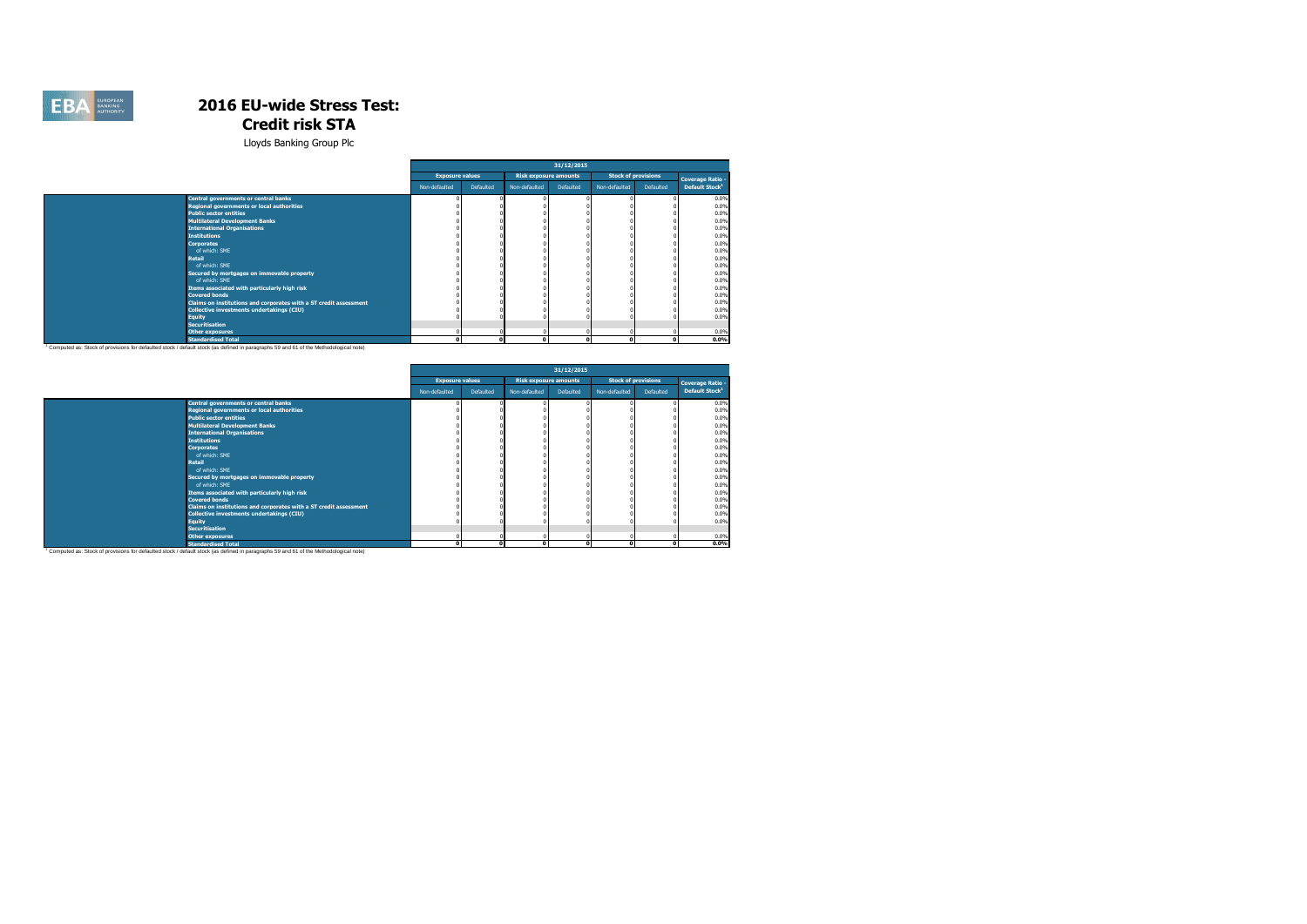# 2016 EU-wide Stress Test: Credit risk STA

Lloyds Banking Group Plc

| | 31/12/2015 | | | | | | |
|---|---|---|---|---|---|---|---|
| | Exposure values | | Risk exposure amounts | | Stock of provisions | | Coverage Ratio - Default Stock[1] |
| | Non-defaulted | Defaulted | Non-defaulted | Defaulted | Non-defaulted | Defaulted | |
| **Central governments or central banks** | 0 | 0 | 0 | 0 | 0 | 0 | 0.0% |
| **Regional governments or local authorities** | 0 | 0 | 0 | 0 | 0 | 0 | 0.0% |
| **Public sector entities** | 0 | 0 | 0 | 0 | 0 | 0 | 0.0% |
| **Multilateral Development Banks** | 0 | 0 | 0 | 0 | 0 | 0 | 0.0% |
| **International Organisations** | 0 | 0 | 0 | 0 | 0 | 0 | 0.0% |
| **Institutions** | 0 | 0 | 0 | 0 | 0 | 0 | 0.0% |
| **Corporates** | 0 | 0 | 0 | 0 | 0 | 0 | 0.0% |
| of which: SME | 0 | 0 | 0 | 0 | 0 | 0 | 0.0% |
| **Retail** | 0 | 0 | 0 | 0 | 0 | 0 | 0.0% |
| of which: SME | 0 | 0 | 0 | 0 | 0 | 0 | 0.0% |
| **Secured by mortgages on immovable property** | 0 | 0 | 0 | 0 | 0 | 0 | 0.0% |
| of which: SME | 0 | 0 | 0 | 0 | 0 | 0 | 0.0% |
| **Items associated with particularly high risk** | 0 | 0 | 0 | 0 | 0 | 0 | 0.0% |
| **Covered bonds** | 0 | 0 | 0 | 0 | 0 | 0 | 0.0% |
| **Claims on institutions and corporates with a ST credit assessment** | 0 | 0 | 0 | 0 | 0 | 0 | 0.0% |
| **Collective investments undertakings (CIU)** | 0 | 0 | 0 | 0 | 0 | 0 | 0.0% |
| **Equity** | 0 | 0 | 0 | 0 | 0 | 0 | 0.0% |
| **Securitisation** | | | | | | | |
| **Other exposures** | 0 | 0 | 0 | 0 | 0 | 0 | 0.0% |
| **Standardised Total** | **0** | **0** | **0** | **0** | **0** | **0** | **0.0%** |

[1] Computed as: Stock of provisions for defaulted stock / default stock (as defined in paragraphs 59 and 61 of the Methodological note)

| | 31/12/2015 | | | | | | |
|---|---|---|---|---|---|---|---|
| | Exposure values | | Risk exposure amounts | | Stock of provisions | | Coverage Ratio - Default Stock[1] |
| | Non-defaulted | Defaulted | Non-defaulted | Defaulted | Non-defaulted | Defaulted | |
| **Central governments or central banks** | 0 | 0 | 0 | 0 | 0 | 0 | 0.0% |
| **Regional governments or local authorities** | 0 | 0 | 0 | 0 | 0 | 0 | 0.0% |
| **Public sector entities** | 0 | 0 | 0 | 0 | 0 | 0 | 0.0% |
| **Multilateral Development Banks** | 0 | 0 | 0 | 0 | 0 | 0 | 0.0% |
| **International Organisations** | 0 | 0 | 0 | 0 | 0 | 0 | 0.0% |
| **Institutions** | 0 | 0 | 0 | 0 | 0 | 0 | 0.0% |
| **Corporates** | 0 | 0 | 0 | 0 | 0 | 0 | 0.0% |
| of which: SME | 0 | 0 | 0 | 0 | 0 | 0 | 0.0% |
| **Retail** | 0 | 0 | 0 | 0 | 0 | 0 | 0.0% |
| of which: SME | 0 | 0 | 0 | 0 | 0 | 0 | 0.0% |
| **Secured by mortgages on immovable property** | 0 | 0 | 0 | 0 | 0 | 0 | 0.0% |
| of which: SME | 0 | 0 | 0 | 0 | 0 | 0 | 0.0% |
| **Items associated with particularly high risk** | 0 | 0 | 0 | 0 | 0 | 0 | 0.0% |
| **Covered bonds** | 0 | 0 | 0 | 0 | 0 | 0 | 0.0% |
| **Claims on institutions and corporates with a ST credit assessment** | 0 | 0 | 0 | 0 | 0 | 0 | 0.0% |
| **Collective investments undertakings (CIU)** | 0 | 0 | 0 | 0 | 0 | 0 | 0.0% |
| **Equity** | 0 | 0 | 0 | 0 | 0 | 0 | 0.0% |
| **Securitisation** | | | | | | | |
| **Other exposures** | 0 | 0 | 0 | 0 | 0 | 0 | 0.0% |
| **Standardised Total** | **0** | **0** | **0** | **0** | **0** | **0** | **0.0%** |

[1] Computed as: Stock of provisions for defaulted stock / default stock (as defined in paragraphs 59 and 61 of the Methodological note)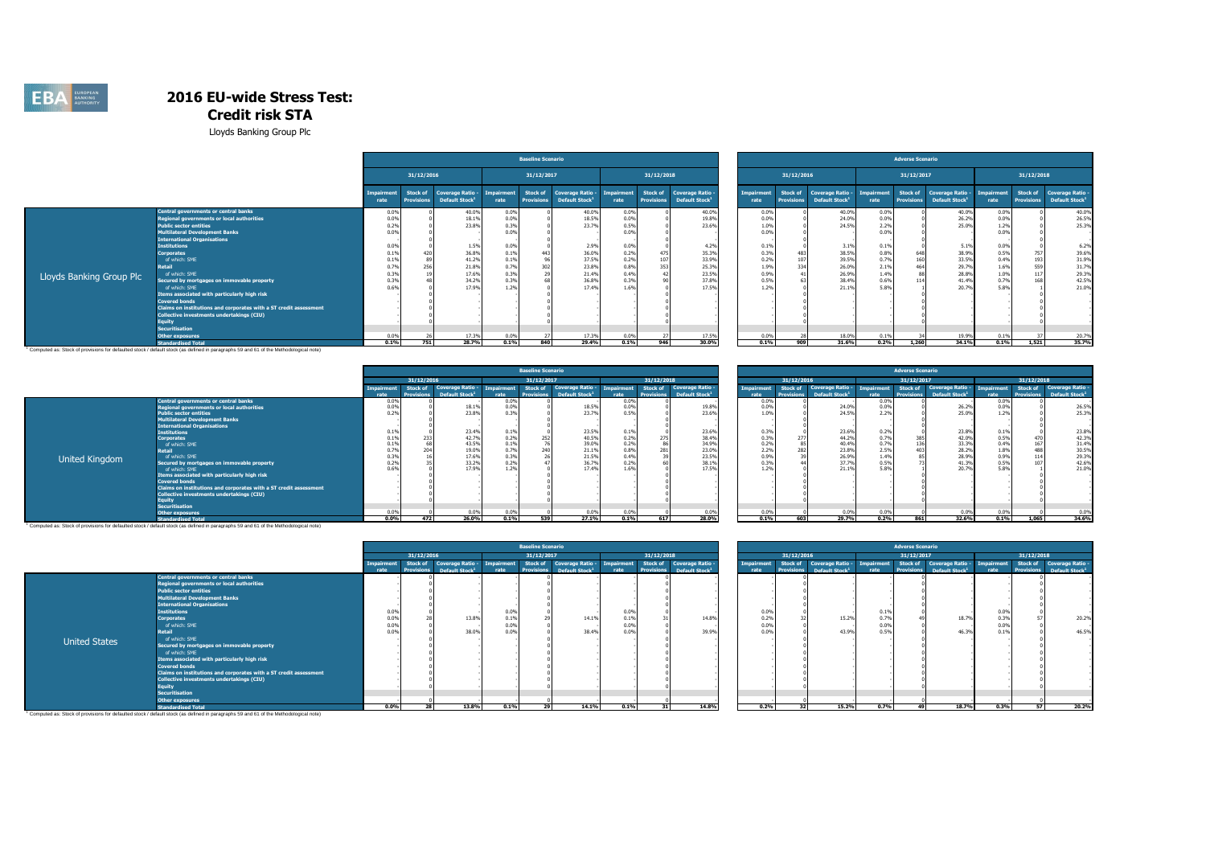# 2016 EU-wide Stress Test: Credit risk STA

Lloyds Banking Group Plc

| Lloyds Banking Group Plc | | Baseline Scenario | | | | | | | | | Adverse Scenario | | | | | | | | |
|---|---|---|---|---|---|---|---|---|---|---|---|---|---|---|---|---|---|---|---|
| | | 31/12/2016 | | | 31/12/2017 | | | 31/12/2018 | | | 31/12/2016 | | | 31/12/2017 | | | 31/12/2018 | | |
| | | Impairment rate | Stock of Provisions | Coverage Ratio - Default Stock[1] | Impairment rate | Stock of Provisions | Coverage Ratio - Default Stock[1] | Impairment rate | Stock of Provisions | Coverage Ratio - Default Stock[1] | Impairment rate | Stock of Provisions | Coverage Ratio - Default Stock[1] | Impairment rate | Stock of Provisions | Coverage Ratio - Default Stock[1] | Impairment rate | Stock of Provisions | Coverage Ratio - Default Stock[1] |
| | Central governments or central banks | 0.0% | 0 | 40.0% | 0.0% | 0 | 40.0% | 0.0% | 0 | 40.0% | 0.0% | 0 | 40.0% | 0.0% | 0 | 40.0% | 0.0% | 0 | 40.0% |
| | Regional governments or local authorities | 0.0% | 0 | 18.1% | 0.0% | 0 | 18.5% | 0.0% | 0 | 19.8% | 0.0% | 0 | 24.0% | 0.0% | 0 | 26.2% | 0.0% | 0 | 26.5% |
| | Public sector entities | 0.2% | 0 | 23.8% | 0.3% | 0 | 23.7% | 0.5% | 0 | 23.6% | 1.0% | 0 | 24.5% | 2.2% | 0 | 25.0% | 1.2% | 0 | 25.3% |
| | Multilateral Development Banks | 0.0% | 0 | - | 0.0% | 0 | - | 0.0% | 0 | - | 0.0% | 0 | - | 0.0% | 0 | - | 0.0% | 0 | - |
| | International Organisations | - | 0 | - | - | 0 | - | - | 0 | - | - | 0 | - | - | 0 | - | - | 0 | - |
| | Institutions | 0.0% | 0 | 1.5% | 0.0% | 0 | 2.9% | 0.0% | 0 | 4.2% | 0.1% | 0 | 3.1% | 0.1% | 0 | 5.1% | 0.0% | 0 | 6.2% |
| | Corporates | 0.1% | 420 | 36.8% | 0.1% | 443 | 36.0% | 0.2% | 475 | 35.3% | 0.3% | 483 | 38.5% | 0.8% | 648 | 38.9% | 0.5% | 757 | 39.6% |
| | of which: SME | 0.1% | 89 | 41.2% | 0.1% | 96 | 37.5% | 0.2% | 107 | 33.9% | 0.2% | 107 | 39.5% | 0.7% | 160 | 33.5% | 0.4% | 193 | 31.9% |
| | Retail | 0.7% | 256 | 21.8% | 0.7% | 302 | 23.8% | 0.8% | 353 | 25.3% | 1.9% | 334 | 26.0% | 2.1% | 464 | 29.7% | 1.6% | 559 | 31.7% |
| | of which: SME | 0.3% | 19 | 17.6% | 0.3% | 29 | 21.4% | 0.4% | 42 | 23.5% | 0.9% | 41 | 26.9% | 1.4% | 88 | 28.8% | 1.0% | 117 | 29.3% |
| | Secured by mortgages on immovable property | 0.3% | 48 | 34.2% | 0.3% | 68 | 36.8% | 0.3% | 90 | 37.8% | 0.5% | 63 | 38.4% | 0.6% | 114 | 41.4% | 0.7% | 168 | 42.5% |
| | of which: SME | 0.6% | 0 | 17.9% | 1.2% | 0 | 17.4% | 1.6% | 0 | 17.5% | 1.2% | 0 | 21.1% | 5.8% | 1 | 20.7% | 5.8% | 1 | 21.0% |
| | Items associated with particularly high risk | - | 0 | - | - | 0 | - | - | 0 | - | - | 0 | - | - | 0 | - | - | 0 | - |
| | Covered bonds | - | 0 | - | - | 0 | - | - | 0 | - | - | 0 | - | - | 0 | - | - | 0 | - |
| | Claims on institutions and corporates with a ST credit assessment | - | 0 | - | - | 0 | - | - | 0 | - | - | 0 | - | - | 0 | - | - | 0 | - |
| | Collective investments undertakings (CIU) | - | 0 | - | - | 0 | - | - | 0 | - | - | 0 | - | - | 0 | - | - | 0 | - |
| | Equity | - | 0 | - | - | 0 | - | - | 0 | - | - | 0 | - | - | 0 | - | - | 0 | - |
| | Securitisation | | | | | | | | | | | | | | | | | | |
| | Other exposures | 0.0% | 26 | 17.3% | 0.0% | 27 | 17.3% | 0.0% | 27 | 17.5% | 0.0% | 28 | 18.0% | 0.1% | 34 | 19.9% | 0.1% | 37 | 20.7% |
| | Standardised Total | 0.1% | 751 | 28.7% | 0.1% | 840 | 29.4% | 0.1% | 946 | 30.0% | 0.1% | 909 | 31.6% | 0.2% | 1,260 | 34.1% | 0.1% | 1,521 | 35.7% |

[1] Computed as: Stock of provisions for defaulted stock / default stock (as defined in paragraphs 59 and 61 of the Methodological note)

| United Kingdom | | Baseline Scenario | | | | | | | | | Adverse Scenario | | | | | | | | |
|---|---|---|---|---|---|---|---|---|---|---|---|---|---|---|---|---|---|---|---|
| | | 31/12/2016 | | | 31/12/2017 | | | 31/12/2018 | | | 31/12/2016 | | | 31/12/2017 | | | 31/12/2018 | | |
| | | Impairment rate | Stock of Provisions | Coverage Ratio - Default Stock[1] | Impairment rate | Stock of Provisions | Coverage Ratio - Default Stock[1] | Impairment rate | Stock of Provisions | Coverage Ratio - Default Stock[1] | Impairment rate | Stock of Provisions | Coverage Ratio - Default Stock[1] | Impairment rate | Stock of Provisions | Coverage Ratio - Default Stock[1] | Impairment rate | Stock of Provisions | Coverage Ratio - Default Stock[1] |
| | Central governments or central banks | 0.0% | 0 | - | 0.0% | 0 | - | 0.0% | 0 | - | 0.0% | 0 | - | 0.0% | 0 | - | 0.0% | 0 | - |
| | Regional governments or local authorities | 0.0% | 0 | 18.1% | 0.0% | 0 | 18.5% | 0.0% | 0 | 19.8% | 0.0% | 0 | 24.0% | 0.0% | 0 | 26.2% | 0.0% | 0 | 26.5% |
| | Public sector entities | 0.2% | 0 | 23.8% | 0.3% | 0 | 23.7% | 0.5% | 0 | 23.6% | 1.0% | 0 | 24.5% | 2.2% | 0 | 25.0% | 1.2% | 0 | 25.3% |
| | Multilateral Development Banks | - | 0 | - | - | 0 | - | - | 0 | - | - | 0 | - | - | 0 | - | - | 0 | - |
| | International Organisations | - | 0 | - | - | 0 | - | - | 0 | - | - | 0 | - | - | 0 | - | - | 0 | - |
| | Institutions | 0.1% | 0 | 23.4% | 0.1% | 0 | 23.5% | 0.1% | 0 | 23.6% | 0.3% | 0 | 23.6% | 0.2% | 0 | 23.8% | 0.1% | 0 | 23.8% |
| | Corporates | 0.1% | 233 | 42.7% | 0.2% | 252 | 40.5% | 0.2% | 275 | 38.4% | 0.3% | 277 | 44.2% | 0.7% | 385 | 42.0% | 0.5% | 470 | 42.3% |
| | of which: SME | 0.1% | 68 | 43.5% | 0.1% | 76 | 39.0% | 0.2% | 86 | 34.9% | 0.2% | 85 | 40.4% | 0.7% | 136 | 33.3% | 0.4% | 167 | 31.4% |
| | Retail | 0.7% | 204 | 19.0% | 0.7% | 240 | 21.1% | 0.8% | 281 | 23.0% | 2.2% | 282 | 23.8% | 2.5% | 403 | 28.2% | 1.8% | 488 | 30.5% |
| | of which: SME | 0.3% | 16 | 17.6% | 0.3% | 26 | 21.5% | 0.4% | 39 | 23.5% | 0.9% | 39 | 26.9% | 1.4% | 85 | 28.9% | 0.9% | 114 | 29.3% |
| | Secured by mortgages on immovable property | 0.2% | 35 | 33.2% | 0.2% | 47 | 36.7% | 0.2% | 60 | 38.1% | 0.3% | 44 | 37.7% | 0.5% | 73 | 41.3% | 0.5% | 107 | 42.6% |
| | of which: SME | 0.6% | 0 | 17.9% | 1.2% | 0 | 17.4% | 1.6% | 0 | 17.5% | 1.2% | 0 | 21.1% | 5.8% | 1 | 20.7% | 5.8% | 1 | 21.0% |
| | Items associated with particularly high risk | - | 0 | - | - | 0 | - | - | 0 | - | - | 0 | - | - | 0 | - | - | 0 | - |
| | Covered bonds | - | 0 | - | - | 0 | - | - | 0 | - | - | 0 | - | - | 0 | - | - | 0 | - |
| | Claims on institutions and corporates with a ST credit assessment | - | 0 | - | - | 0 | - | - | 0 | - | - | 0 | - | - | 0 | - | - | 0 | - |
| | Collective investments undertakings (CIU) | - | 0 | - | - | 0 | - | - | 0 | - | - | 0 | - | - | 0 | - | - | 0 | - |
| | Equity | - | 0 | - | - | 0 | - | - | 0 | - | - | 0 | - | - | 0 | - | - | 0 | - |
| | Securitisation | | | | | | | | | | | | | | | | | | |
| | Other exposures | 0.0% | 0 | 0.0% | 0.0% | 0 | 0.0% | 0.0% | 0 | 0.0% | 0.0% | 0 | 0.0% | 0.0% | 0 | 0.0% | 0.0% | 0 | 0.0% |
| | Standardised Total | 0.0% | 472 | 26.0% | 0.1% | 539 | 27.1% | 0.1% | 617 | 28.0% | 0.1% | 603 | 29.7% | 0.2% | 861 | 32.6% | 0.1% | 1,065 | 34.6% |

[1] Computed as: Stock of provisions for defaulted stock / default stock (as defined in paragraphs 59 and 61 of the Methodological note)

| United States | | Baseline Scenario | | | | | | | | | Adverse Scenario | | | | | | | | |
|---|---|---|---|---|---|---|---|---|---|---|---|---|---|---|---|---|---|---|---|
| | | 31/12/2016 | | | 31/12/2017 | | | 31/12/2018 | | | 31/12/2016 | | | 31/12/2017 | | | 31/12/2018 | | |
| | | Impairment rate | Stock of Provisions | Coverage Ratio - Default Stock[1] | Impairment rate | Stock of Provisions | Coverage Ratio - Default Stock[1] | Impairment rate | Stock of Provisions | Coverage Ratio - Default Stock[1] | Impairment rate | Stock of Provisions | Coverage Ratio - Default Stock[1] | Impairment rate | Stock of Provisions | Coverage Ratio - Default Stock[1] | Impairment rate | Stock of Provisions | Coverage Ratio - Default Stock[1] |
| | Central governments or central banks | - | 0 | - | - | 0 | - | - | 0 | - | - | 0 | - | - | 0 | - | - | 0 | - |
| | Regional governments or local authorities | - | 0 | - | - | 0 | - | - | 0 | - | - | 0 | - | - | 0 | - | - | 0 | - |
| | Public sector entities | - | 0 | - | - | 0 | - | - | 0 | - | - | 0 | - | - | 0 | - | - | 0 | - |
| | Multilateral Development Banks | - | 0 | - | - | 0 | - | - | 0 | - | - | 0 | - | - | 0 | - | - | 0 | - |
| | International Organisations | - | 0 | - | - | 0 | - | - | 0 | - | - | 0 | - | - | 0 | - | - | 0 | - |
| | Institutions | 0.0% | 0 | - | 0.0% | 0 | - | 0.0% | 0 | - | 0.0% | 0 | - | 0.1% | 0 | - | 0.0% | 0 | - |
| | Corporates | 0.0% | 28 | 13.8% | 0.1% | 29 | 14.1% | 0.1% | 31 | 14.8% | 0.2% | 32 | 15.2% | 0.7% | 49 | 18.7% | 0.3% | 57 | 20.2% |
| | of which: SME | 0.0% | 0 | - | 0.0% | 0 | - | 0.0% | 0 | - | 0.0% | 0 | - | 0.0% | 0 | - | 0.0% | 0 | - |
| | Retail | 0.0% | 0 | 38.0% | 0.0% | 0 | 38.4% | 0.0% | 0 | 39.9% | 0.0% | 0 | 43.9% | 0.5% | 0 | 46.3% | 0.1% | 0 | 46.5% |
| | of which: SME | - | 0 | - | - | 0 | - | - | 0 | - | - | 0 | - | - | 0 | - | - | 0 | - |
| | Secured by mortgages on immovable property | - | 0 | - | - | 0 | - | - | 0 | - | - | 0 | - | - | 0 | - | - | 0 | - |
| | of which: SME | - | 0 | - | - | 0 | - | - | 0 | - | - | 0 | - | - | 0 | - | - | 0 | - |
| | Items associated with particularly high risk | - | 0 | - | - | 0 | - | - | 0 | - | - | 0 | - | - | 0 | - | - | 0 | - |
| | Covered bonds | - | 0 | - | - | 0 | - | - | 0 | - | - | 0 | - | - | 0 | - | - | 0 | - |
| | Claims on institutions and corporates with a ST credit assessment | - | 0 | - | - | 0 | - | - | 0 | - | - | 0 | - | - | 0 | - | - | 0 | - |
| | Collective investments undertakings (CIU) | - | 0 | - | - | 0 | - | - | 0 | - | - | 0 | - | - | 0 | - | - | 0 | - |
| | Equity | - | 0 | - | - | 0 | - | - | 0 | - | - | 0 | - | - | 0 | - | - | 0 | - |
| | Securitisation | | | | | | | | | | | | | | | | | | |
| | Other exposures | - | 0 | - | - | 0 | - | - | 0 | - | - | 0 | - | - | 0 | - | - | 0 | - |
| | Standardised Total | 0.0% | 28 | 13.8% | 0.1% | 29 | 14.1% | 0.1% | 31 | 14.8% | 0.2% | 32 | 15.2% | 0.7% | 49 | 18.7% | 0.3% | 57 | 20.2% |

[1] Computed as: Stock of provisions for defaulted stock / default stock (as defined in paragraphs 59 and 61 of the Methodological note)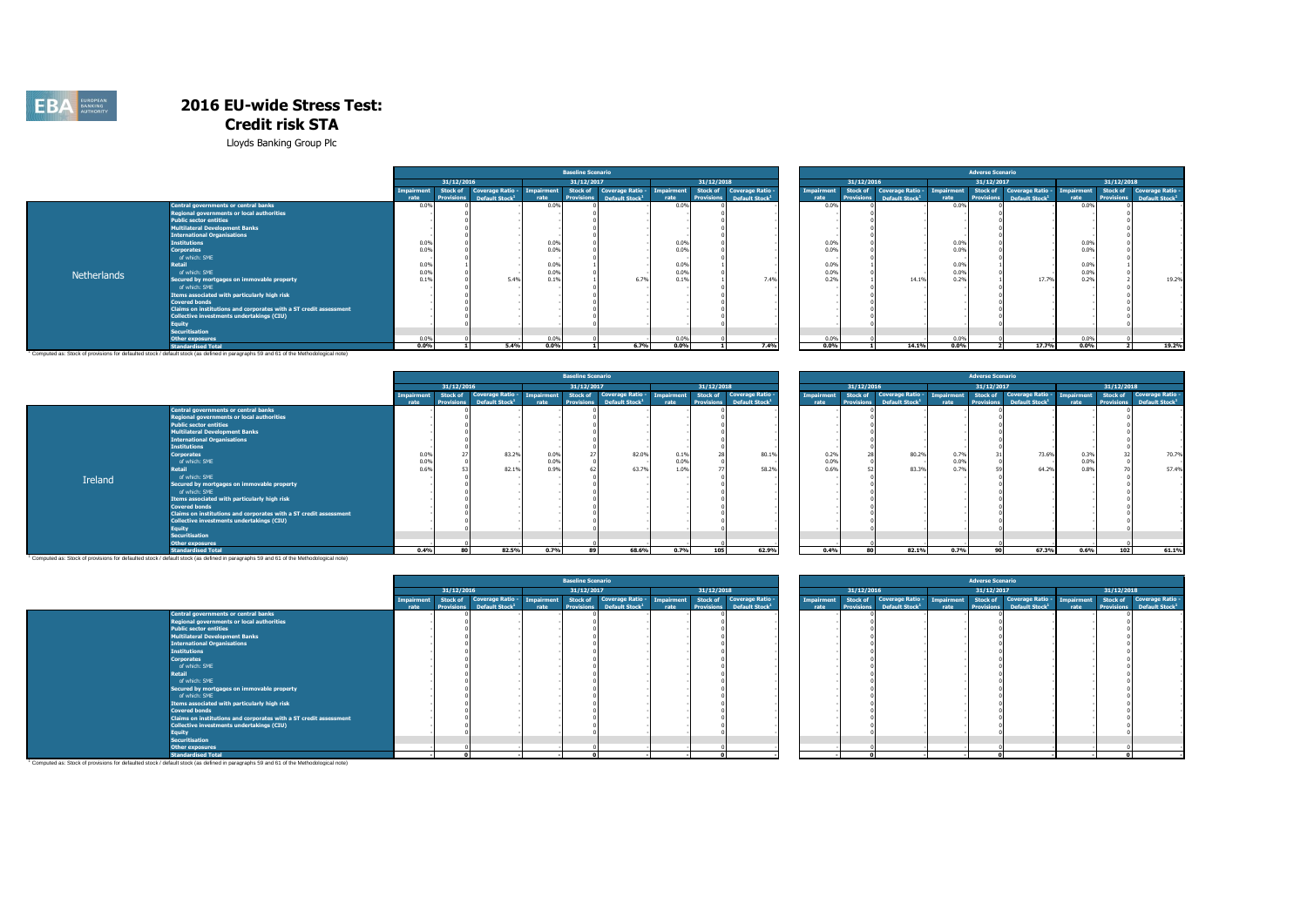# 2016 EU-wide Stress Test: Credit risk STA

Lloyds Banking Group Plc

| | | Baseline Scenario | | | | | | | | | Adverse Scenario | | | | | | | | |
|---|---|---|---|---|---|---|---|---|---|---|---|---|---|---|---|---|---|---|---|
| | | 31/12/2016 | | | 31/12/2017 | | | 31/12/2018 | | | 31/12/2016 | | | 31/12/2017 | | | 31/12/2018 | | |
| | | Impairment rate | Stock of Provisions | Coverage Ratio - Default Stock[1] | Impairment rate | Stock of Provisions | Coverage Ratio - Default Stock[1] | Impairment rate | Stock of Provisions | Coverage Ratio - Default Stock[1] | Impairment rate | Stock of Provisions | Coverage Ratio - Default Stock[1] | Impairment rate | Stock of Provisions | Coverage Ratio - Default Stock[1] | Impairment rate | Stock of Provisions | Coverage Ratio - Default Stock[1] |
| Netherlands | Central governments or central banks | 0.0% | 0 | - | 0.0% | 0 | - | 0.0% | 0 | - | 0.0% | 0 | - | 0.0% | 0 | - | 0.0% | 0 | - |
| | Regional governments or local authorities | - | 0 | - | - | 0 | - | - | 0 | - | - | 0 | - | - | 0 | - | - | 0 | - |
| | Public sector entities | - | 0 | - | - | 0 | - | - | 0 | - | - | 0 | - | - | 0 | - | - | 0 | - |
| | Multilateral Development Banks | - | 0 | - | - | 0 | - | - | 0 | - | - | 0 | - | - | 0 | - | - | 0 | - |
| | International Organisations | - | 0 | - | - | 0 | - | - | 0 | - | - | 0 | - | - | 0 | - | - | 0 | - |
| | Institutions | 0.0% | 0 | - | 0.0% | 0 | - | 0.0% | 0 | - | 0.0% | 0 | - | 0.0% | 0 | - | 0.0% | 0 | - |
| | Corporates | 0.0% | 0 | - | 0.0% | 0 | - | 0.0% | 0 | - | 0.0% | 0 | - | 0.0% | 0 | - | 0.0% | 0 | - |
| | of which: SME | - | 0 | - | - | 0 | - | - | 0 | - | - | 0 | - | - | 0 | - | - | 0 | - |
| | Retail | 0.0% | 1 | - | 0.0% | 1 | - | 0.0% | 1 | - | 0.0% | 1 | - | 0.0% | 1 | - | 0.0% | 1 | - |
| | of which: SME | 0.0% | 0 | - | 0.0% | 0 | - | 0.0% | 0 | - | 0.0% | 0 | - | 0.0% | 0 | - | 0.0% | 0 | - |
| | Secured by mortgages on immovable property | 0.1% | 0 | 5.4% | 0.1% | 1 | 6.7% | 0.1% | 1 | 7.4% | 0.2% | 1 | 14.1% | 0.2% | 1 | 17.7% | 0.2% | 2 | 19.2% |
| | of which: SME | - | 0 | - | - | 0 | - | - | 0 | - | - | 0 | - | - | 0 | - | - | 0 | - |
| | Items associated with particularly high risk | - | 0 | - | - | 0 | - | - | 0 | - | - | 0 | - | - | 0 | - | - | 0 | - |
| | Covered bonds | - | 0 | - | - | 0 | - | - | 0 | - | - | 0 | - | - | 0 | - | - | 0 | - |
| | Claims on institutions and corporates with a ST credit assessment | - | 0 | - | - | 0 | - | - | 0 | - | - | 0 | - | - | 0 | - | - | 0 | - |
| | Collective investments undertakings (CIU) | - | 0 | - | - | 0 | - | - | 0 | - | - | 0 | - | - | 0 | - | - | 0 | - |
| | Equity | - | 0 | - | - | 0 | - | - | 0 | - | - | 0 | - | - | 0 | - | - | 0 | - |
| | Securitisation | | | | | | | | | | | | | | | | | | |
| | Other exposures | 0.0% | 0 | - | 0.0% | 0 | - | 0.0% | 0 | - | 0.0% | 0 | - | 0.0% | 0 | - | 0.0% | 0 | - |
| | Standardised Total | 0.0% | 1 | 5.4% | 0.0% | 1 | 6.7% | 0.0% | 1 | 7.4% | 0.0% | 1 | 14.1% | 0.0% | 2 | 17.7% | 0.0% | 2 | 19.2% |

[1] Computed as: Stock of provisions for defaulted stock / default stock (as defined in paragraphs 59 and 61 of the Methodological note)

| | | Baseline Scenario | | | | | | | | | Adverse Scenario | | | | | | | | |
|---|---|---|---|---|---|---|---|---|---|---|---|---|---|---|---|---|---|---|---|
| | | 31/12/2016 | | | 31/12/2017 | | | 31/12/2018 | | | 31/12/2016 | | | 31/12/2017 | | | 31/12/2018 | | |
| | | Impairment rate | Stock of Provisions | Coverage Ratio - Default Stock[1] | Impairment rate | Stock of Provisions | Coverage Ratio - Default Stock[1] | Impairment rate | Stock of Provisions | Coverage Ratio - Default Stock[1] | Impairment rate | Stock of Provisions | Coverage Ratio - Default Stock[1] | Impairment rate | Stock of Provisions | Coverage Ratio - Default Stock[1] | Impairment rate | Stock of Provisions | Coverage Ratio - Default Stock[1] |
| Ireland | Central governments or central banks | - | 0 | - | - | 0 | - | - | 0 | - | - | 0 | - | - | 0 | - | - | 0 | - |
| | Regional governments or local authorities | - | 0 | - | - | 0 | - | - | 0 | - | - | 0 | - | - | 0 | - | - | 0 | - |
| | Public sector entities | - | 0 | - | - | 0 | - | - | 0 | - | - | 0 | - | - | 0 | - | - | 0 | - |
| | Multilateral Development Banks | - | 0 | - | - | 0 | - | - | 0 | - | - | 0 | - | - | 0 | - | - | 0 | - |
| | International Organisations | - | 0 | - | - | 0 | - | - | 0 | - | - | 0 | - | - | 0 | - | - | 0 | - |
| | Institutions | - | 0 | - | - | 0 | - | - | 0 | - | - | 0 | - | - | 0 | - | - | 0 | - |
| | Corporates | 0.0% | 27 | 83.2% | 0.0% | 27 | 82.0% | 0.1% | 28 | 80.1% | 0.2% | 28 | 80.2% | 0.7% | 31 | 73.6% | 0.3% | 32 | 70.7% |
| | of which: SME | 0.0% | 0 | - | 0.0% | 0 | - | 0.0% | 0 | - | 0.0% | 0 | - | 0.0% | 0 | - | 0.0% | 0 | - |
| | Retail | 0.6% | 53 | 82.1% | 0.9% | 62 | 63.7% | 1.0% | 77 | 58.2% | 0.6% | 52 | 83.3% | 0.7% | 59 | 64.2% | 0.8% | 70 | 57.4% |
| | of which: SME | - | 0 | - | - | 0 | - | - | 0 | - | - | 0 | - | - | 0 | - | - | 0 | - |
| | Secured by mortgages on immovable property | - | 0 | - | - | 0 | - | - | 0 | - | - | 0 | - | - | 0 | - | - | 0 | - |
| | of which: SME | - | 0 | - | - | 0 | - | - | 0 | - | - | 0 | - | - | 0 | - | - | 0 | - |
| | Items associated with particularly high risk | - | 0 | - | - | 0 | - | - | 0 | - | - | 0 | - | - | 0 | - | - | 0 | - |
| | Covered bonds | - | 0 | - | - | 0 | - | - | 0 | - | - | 0 | - | - | 0 | - | - | 0 | - |
| | Claims on institutions and corporates with a ST credit assessment | - | 0 | - | - | 0 | - | - | 0 | - | - | 0 | - | - | 0 | - | - | 0 | - |
| | Collective investments undertakings (CIU) | - | 0 | - | - | 0 | - | - | 0 | - | - | 0 | - | - | 0 | - | - | 0 | - |
| | Equity | - | 0 | - | - | 0 | - | - | 0 | - | - | 0 | - | - | 0 | - | - | 0 | - |
| | Securitisation | | | | | | | | | | | | | | | | | | |
| | Other exposures | - | 0 | - | - | 0 | - | - | 0 | - | - | 0 | - | - | 0 | - | - | 0 | - |
| | Standardised Total | 0.4% | 80 | 82.5% | 0.7% | 89 | 68.6% | 0.7% | 105 | 62.9% | 0.4% | 80 | 82.1% | 0.7% | 90 | 67.3% | 0.6% | 102 | 61.1% |

[1] Computed as: Stock of provisions for defaulted stock / default stock (as defined in paragraphs 59 and 61 of the Methodological note)

| | | Baseline Scenario | | | | | | | | | Adverse Scenario | | | | | | | | |
|---|---|---|---|---|---|---|---|---|---|---|---|---|---|---|---|---|---|---|---|
| | | 31/12/2016 | | | 31/12/2017 | | | 31/12/2018 | | | 31/12/2016 | | | 31/12/2017 | | | 31/12/2018 | | |
| | | Impairment rate | Stock of Provisions | Coverage Ratio - Default Stock[1] | Impairment rate | Stock of Provisions | Coverage Ratio - Default Stock[1] | Impairment rate | Stock of Provisions | Coverage Ratio - Default Stock[1] | Impairment rate | Stock of Provisions | Coverage Ratio - Default Stock[1] | Impairment rate | Stock of Provisions | Coverage Ratio - Default Stock[1] | Impairment rate | Stock of Provisions | Coverage Ratio - Default Stock[1] |
| | Central governments or central banks | - | 0 | - | - | 0 | - | - | 0 | - | - | 0 | - | - | 0 | - | - | 0 | - |
| | Regional governments or local authorities | - | 0 | - | - | 0 | - | - | 0 | - | - | 0 | - | - | 0 | - | - | 0 | - |
| | Public sector entities | - | 0 | - | - | 0 | - | - | 0 | - | - | 0 | - | - | 0 | - | - | 0 | - |
| | Multilateral Development Banks | - | 0 | - | - | 0 | - | - | 0 | - | - | 0 | - | - | 0 | - | - | 0 | - |
| | International Organisations | - | 0 | - | - | 0 | - | - | 0 | - | - | 0 | - | - | 0 | - | - | 0 | - |
| | Institutions | - | 0 | - | - | 0 | - | - | 0 | - | - | 0 | - | - | 0 | - | - | 0 | - |
| | Corporates | - | 0 | - | - | 0 | - | - | 0 | - | - | 0 | - | - | 0 | - | - | 0 | - |
| | of which: SME | - | 0 | - | - | 0 | - | - | 0 | - | - | 0 | - | - | 0 | - | - | 0 | - |
| | Retail | - | 0 | - | - | 0 | - | - | 0 | - | - | 0 | - | - | 0 | - | - | 0 | - |
| | of which: SME | - | 0 | - | - | 0 | - | - | 0 | - | - | 0 | - | - | 0 | - | - | 0 | - |
| | Secured by mortgages on immovable property | - | 0 | - | - | 0 | - | - | 0 | - | - | 0 | - | - | 0 | - | - | 0 | - |
| | of which: SME | - | 0 | - | - | 0 | - | - | 0 | - | - | 0 | - | - | 0 | - | - | 0 | - |
| | Items associated with particularly high risk | - | 0 | - | - | 0 | - | - | 0 | - | - | 0 | - | - | 0 | - | - | 0 | - |
| | Covered bonds | - | 0 | - | - | 0 | - | - | 0 | - | - | 0 | - | - | 0 | - | - | 0 | - |
| | Claims on institutions and corporates with a ST credit assessment | - | 0 | - | - | 0 | - | - | 0 | - | - | 0 | - | - | 0 | - | - | 0 | - |
| | Collective investments undertakings (CIU) | - | 0 | - | - | 0 | - | - | 0 | - | - | 0 | - | - | 0 | - | - | 0 | - |
| | Equity | - | 0 | - | - | 0 | - | - | 0 | - | - | 0 | - | - | 0 | - | - | 0 | - |
| | Securitisation | | | | | | | | | | | | | | | | | | |
| | Other exposures | - | 0 | - | - | 0 | - | - | 0 | - | - | 0 | - | - | 0 | - | - | 0 | - |
| | Standardised Total | - | 0 | - | - | 0 | - | - | 0 | - | - | 0 | - | - | 0 | - | - | 0 | - |

[1] Computed as: Stock of provisions for defaulted stock / default stock (as defined in paragraphs 59 and 61 of the Methodological note)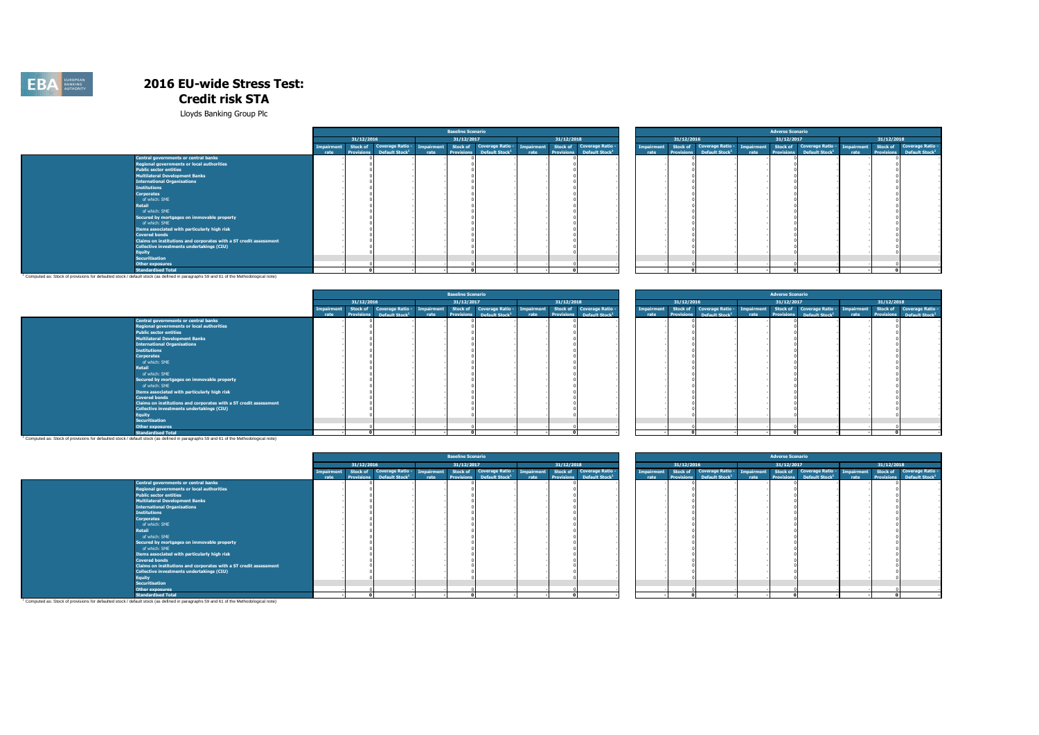# 2016 EU-wide Stress Test: Credit risk STA

Lloyds Banking Group Plc

| | Baseline Scenario | | | | | | | | | Adverse Scenario | | | | | | | | |
|---|---|---|---|---|---|---|---|---|---|---|---|---|---|---|---|---|---|---|
| | 31/12/2016 | | | 31/12/2017 | | | 31/12/2018 | | | 31/12/2016 | | | 31/12/2017 | | | 31/12/2018 | | |
| | Impairment rate | Stock of Provisions | Coverage Ratio - Default Stock[1] | Impairment rate | Stock of Provisions | Coverage Ratio - Default Stock[1] | Impairment rate | Stock of Provisions | Coverage Ratio - Default Stock[1] | Impairment rate | Stock of Provisions | Coverage Ratio - Default Stock[1] | Impairment rate | Stock of Provisions | Coverage Ratio - Default Stock[1] | Impairment rate | Stock of Provisions | Coverage Ratio - Default Stock[1] |
| Central governments or central banks | - | 0 | - | - | 0 | - | - | 0 | - | - | 0 | - | - | 0 | - | - | 0 | - |
| Regional governments or local authorities | - | 0 | - | - | 0 | - | - | 0 | - | - | 0 | - | - | 0 | - | - | 0 | - |
| Public sector entities | - | 0 | - | - | 0 | - | - | 0 | - | - | 0 | - | - | 0 | - | - | 0 | - |
| Multilateral Development Banks | - | 0 | - | - | 0 | - | - | 0 | - | - | 0 | - | - | 0 | - | - | 0 | - |
| International Organisations | - | 0 | - | - | 0 | - | - | 0 | - | - | 0 | - | - | 0 | - | - | 0 | - |
| Institutions | - | 0 | - | - | 0 | - | - | 0 | - | - | 0 | - | - | 0 | - | - | 0 | - |
| Corporates | - | 0 | - | - | 0 | - | - | 0 | - | - | 0 | - | - | 0 | - | - | 0 | - |
| of which: SME | - | 0 | - | - | 0 | - | - | 0 | - | - | 0 | - | - | 0 | - | - | 0 | - |
| Retail | - | 0 | - | - | 0 | - | - | 0 | - | - | 0 | - | - | 0 | - | - | 0 | - |
| of which: SME | - | 0 | - | - | 0 | - | - | 0 | - | - | 0 | - | - | 0 | - | - | 0 | - |
| Secured by mortgages on immovable property | - | 0 | - | - | 0 | - | - | 0 | - | - | 0 | - | - | 0 | - | - | 0 | - |
| of which: SME | - | 0 | - | - | 0 | - | - | 0 | - | - | 0 | - | - | 0 | - | - | 0 | - |
| Items associated with particularly high risk | - | 0 | - | - | 0 | - | - | 0 | - | - | 0 | - | - | 0 | - | - | 0 | - |
| Covered bonds | - | 0 | - | - | 0 | - | - | 0 | - | - | 0 | - | - | 0 | - | - | 0 | - |
| Claims on institutions and corporates with a ST credit assessment | - | 0 | - | - | 0 | - | - | 0 | - | - | 0 | - | - | 0 | - | - | 0 | - |
| Collective investments undertakings (CIU) | - | 0 | - | - | 0 | - | - | 0 | - | - | 0 | - | - | 0 | - | - | 0 | - |
| Equity | - | 0 | - | - | 0 | - | - | 0 | - | - | 0 | - | - | 0 | - | - | 0 | - |
| Securitisation | | | | | | | | | | | | | | | | | | |
| Other exposures | - | 0 | - | - | 0 | - | - | 0 | - | - | 0 | - | - | 0 | - | - | 0 | - |
| **Standardised Total** | - | **0** | - | - | **0** | - | - | **0** | - | - | **0** | - | - | **0** | - | - | **0** | - |

[1] Computed as: Stock of provisions for defaulted stock / default stock (as defined in paragraphs 59 and 61 of the Methodological note)

| | Baseline Scenario | | | | | | | | | Adverse Scenario | | | | | | | | |
|---|---|---|---|---|---|---|---|---|---|---|---|---|---|---|---|---|---|---|
| | 31/12/2016 | | | 31/12/2017 | | | 31/12/2018 | | | 31/12/2016 | | | 31/12/2017 | | | 31/12/2018 | | |
| | Impairment rate | Stock of Provisions | Coverage Ratio - Default Stock[1] | Impairment rate | Stock of Provisions | Coverage Ratio - Default Stock[1] | Impairment rate | Stock of Provisions | Coverage Ratio - Default Stock[1] | Impairment rate | Stock of Provisions | Coverage Ratio - Default Stock[1] | Impairment rate | Stock of Provisions | Coverage Ratio - Default Stock[1] | Impairment rate | Stock of Provisions | Coverage Ratio - Default Stock[1] |
| Central governments or central banks | - | 0 | - | - | 0 | - | - | 0 | - | - | 0 | - | - | 0 | - | - | 0 | - |
| Regional governments or local authorities | - | 0 | - | - | 0 | - | - | 0 | - | - | 0 | - | - | 0 | - | - | 0 | - |
| Public sector entities | - | 0 | - | - | 0 | - | - | 0 | - | - | 0 | - | - | 0 | - | - | 0 | - |
| Multilateral Development Banks | - | 0 | - | - | 0 | - | - | 0 | - | - | 0 | - | - | 0 | - | - | 0 | - |
| International Organisations | - | 0 | - | - | 0 | - | - | 0 | - | - | 0 | - | - | 0 | - | - | 0 | - |
| Institutions | - | 0 | - | - | 0 | - | - | 0 | - | - | 0 | - | - | 0 | - | - | 0 | - |
| Corporates | - | 0 | - | - | 0 | - | - | 0 | - | - | 0 | - | - | 0 | - | - | 0 | - |
| of which: SME | - | 0 | - | - | 0 | - | - | 0 | - | - | 0 | - | - | 0 | - | - | 0 | - |
| Retail | - | 0 | - | - | 0 | - | - | 0 | - | - | 0 | - | - | 0 | - | - | 0 | - |
| of which: SME | - | 0 | - | - | 0 | - | - | 0 | - | - | 0 | - | - | 0 | - | - | 0 | - |
| Secured by mortgages on immovable property | - | 0 | - | - | 0 | - | - | 0 | - | - | 0 | - | - | 0 | - | - | 0 | - |
| of which: SME | - | 0 | - | - | 0 | - | - | 0 | - | - | 0 | - | - | 0 | - | - | 0 | - |
| Items associated with particularly high risk | - | 0 | - | - | 0 | - | - | 0 | - | - | 0 | - | - | 0 | - | - | 0 | - |
| Covered bonds | - | 0 | - | - | 0 | - | - | 0 | - | - | 0 | - | - | 0 | - | - | 0 | - |
| Claims on institutions and corporates with a ST credit assessment | - | 0 | - | - | 0 | - | - | 0 | - | - | 0 | - | - | 0 | - | - | 0 | - |
| Collective investments undertakings (CIU) | - | 0 | - | - | 0 | - | - | 0 | - | - | 0 | - | - | 0 | - | - | 0 | - |
| Equity | - | 0 | - | - | 0 | - | - | 0 | - | - | 0 | - | - | 0 | - | - | 0 | - |
| Securitisation | | | | | | | | | | | | | | | | | | |
| Other exposures | - | 0 | - | - | 0 | - | - | 0 | - | - | 0 | - | - | 0 | - | - | 0 | - |
| **Standardised Total** | - | **0** | - | - | **0** | - | - | **0** | - | - | **0** | - | - | **0** | - | - | **0** | - |

[1] Computed as: Stock of provisions for defaulted stock / default stock (as defined in paragraphs 59 and 61 of the Methodological note)

| | Baseline Scenario | | | | | | | | | Adverse Scenario | | | | | | | | |
|---|---|---|---|---|---|---|---|---|---|---|---|---|---|---|---|---|---|---|
| | 31/12/2016 | | | 31/12/2017 | | | 31/12/2018 | | | 31/12/2016 | | | 31/12/2017 | | | 31/12/2018 | | |
| | Impairment rate | Stock of Provisions | Coverage Ratio - Default Stock[1] | Impairment rate | Stock of Provisions | Coverage Ratio - Default Stock[1] | Impairment rate | Stock of Provisions | Coverage Ratio - Default Stock[1] | Impairment rate | Stock of Provisions | Coverage Ratio - Default Stock[1] | Impairment rate | Stock of Provisions | Coverage Ratio - Default Stock[1] | Impairment rate | Stock of Provisions | Coverage Ratio - Default Stock[1] |
| Central governments or central banks | - | 0 | - | - | 0 | - | - | 0 | - | - | 0 | - | - | 0 | - | - | 0 | - |
| Regional governments or local authorities | - | 0 | - | - | 0 | - | - | 0 | - | - | 0 | - | - | 0 | - | - | 0 | - |
| Public sector entities | - | 0 | - | - | 0 | - | - | 0 | - | - | 0 | - | - | 0 | - | - | 0 | - |
| Multilateral Development Banks | - | 0 | - | - | 0 | - | - | 0 | - | - | 0 | - | - | 0 | - | - | 0 | - |
| International Organisations | - | 0 | - | - | 0 | - | - | 0 | - | - | 0 | - | - | 0 | - | - | 0 | - |
| Institutions | - | 0 | - | - | 0 | - | - | 0 | - | - | 0 | - | - | 0 | - | - | 0 | - |
| Corporates | - | 0 | - | - | 0 | - | - | 0 | - | - | 0 | - | - | 0 | - | - | 0 | - |
| of which: SME | - | 0 | - | - | 0 | - | - | 0 | - | - | 0 | - | - | 0 | - | - | 0 | - |
| Retail | - | 0 | - | - | 0 | - | - | 0 | - | - | 0 | - | - | 0 | - | - | 0 | - |
| of which: SME | - | 0 | - | - | 0 | - | - | 0 | - | - | 0 | - | - | 0 | - | - | 0 | - |
| Secured by mortgages on immovable property | - | 0 | - | - | 0 | - | - | 0 | - | - | 0 | - | - | 0 | - | - | 0 | - |
| of which: SME | - | 0 | - | - | 0 | - | - | 0 | - | - | 0 | - | - | 0 | - | - | 0 | - |
| Items associated with particularly high risk | - | 0 | - | - | 0 | - | - | 0 | - | - | 0 | - | - | 0 | - | - | 0 | - |
| Covered bonds | - | 0 | - | - | 0 | - | - | 0 | - | - | 0 | - | - | 0 | - | - | 0 | - |
| Claims on institutions and corporates with a ST credit assessment | - | 0 | - | - | 0 | - | - | 0 | - | - | 0 | - | - | 0 | - | - | 0 | - |
| Collective investments undertakings (CIU) | - | 0 | - | - | 0 | - | - | 0 | - | - | 0 | - | - | 0 | - | - | 0 | - |
| Equity | - | 0 | - | - | 0 | - | - | 0 | - | - | 0 | - | - | 0 | - | - | 0 | - |
| Securitisation | | | | | | | | | | | | | | | | | | |
| Other exposures | - | 0 | - | - | 0 | - | - | 0 | - | - | 0 | - | - | 0 | - | - | 0 | - |
| **Standardised Total** | - | **0** | - | - | **0** | - | - | **0** | - | - | **0** | - | - | **0** | - | - | **0** | - |

[1] Computed as: Stock of provisions for defaulted stock / default stock (as defined in paragraphs 59 and 61 of the Methodological note)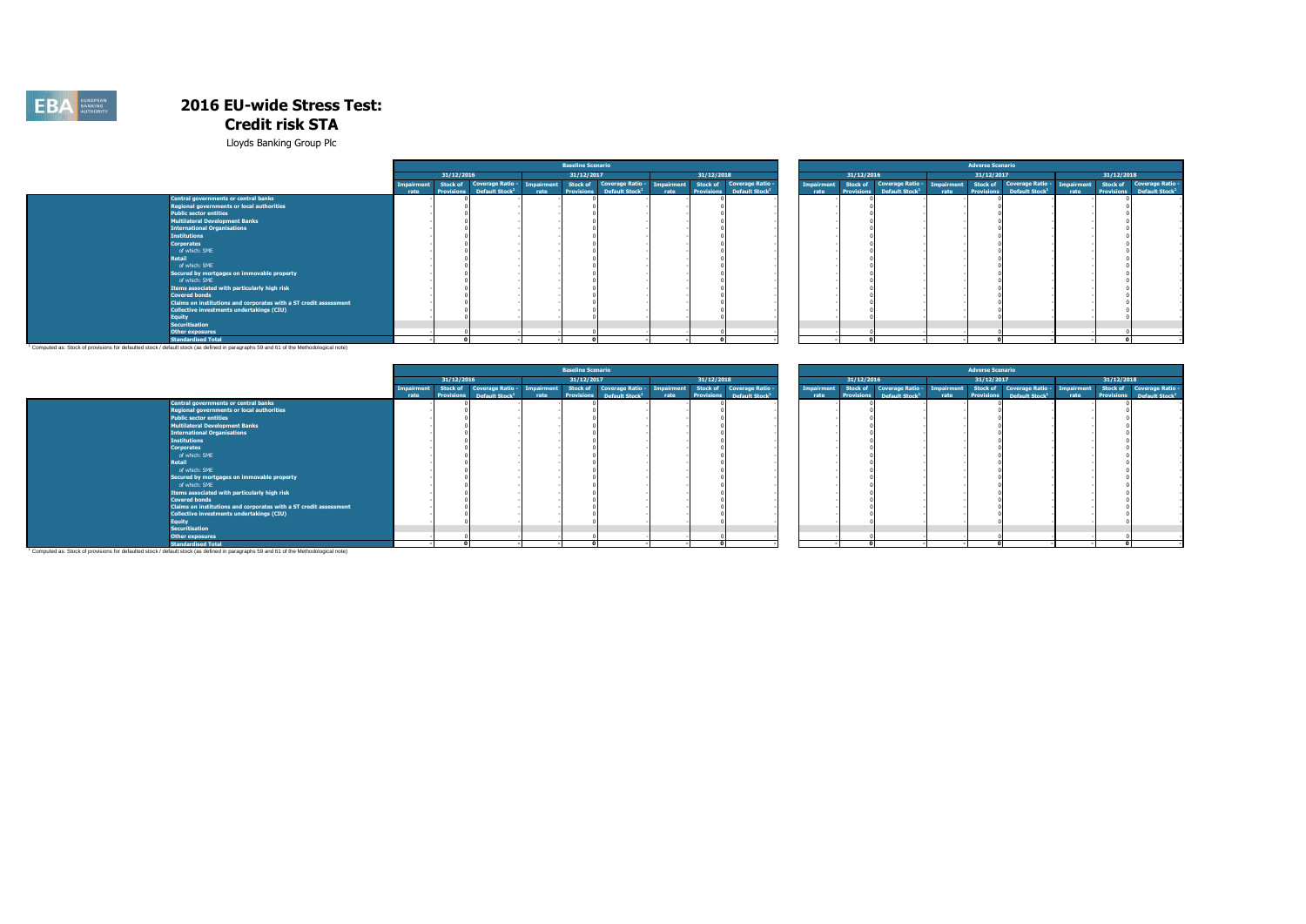# 2016 EU-wide Stress Test: Credit risk STA

Lloyds Banking Group Plc

| | Baseline Scenario | | | | | | | | | Adverse Scenario | | | | | | | | |
|---|---|---|---|---|---|---|---|---|---|---|---|---|---|---|---|---|---|---|
| | 31/12/2016 | | | 31/12/2017 | | | 31/12/2018 | | | 31/12/2016 | | | 31/12/2017 | | | 31/12/2018 | | |
| | Impairment rate | Stock of Provisions | Coverage Ratio - Default Stock[1] | Impairment rate | Stock of Provisions | Coverage Ratio - Default Stock[1] | Impairment rate | Stock of Provisions | Coverage Ratio - Default Stock[1] | Impairment rate | Stock of Provisions | Coverage Ratio - Default Stock[1] | Impairment rate | Stock of Provisions | Coverage Ratio - Default Stock[1] | Impairment rate | Stock of Provisions | Coverage Ratio - Default Stock[1] |
| Central governments or central banks | - | 0 | - | - | 0 | - | - | 0 | - | - | 0 | - | - | 0 | - | - | 0 | - |
| Regional governments or local authorities | - | 0 | - | - | 0 | - | - | 0 | - | - | 0 | - | - | 0 | - | - | 0 | - |
| Public sector entities | - | 0 | - | - | 0 | - | - | 0 | - | - | 0 | - | - | 0 | - | - | 0 | - |
| Multilateral Development Banks | - | 0 | - | - | 0 | - | - | 0 | - | - | 0 | - | - | 0 | - | - | 0 | - |
| International Organisations | - | 0 | - | - | 0 | - | - | 0 | - | - | 0 | - | - | 0 | - | - | 0 | - |
| Institutions | - | 0 | - | - | 0 | - | - | 0 | - | - | 0 | - | - | 0 | - | - | 0 | - |
| Corporates | - | 0 | - | - | 0 | - | - | 0 | - | - | 0 | - | - | 0 | - | - | 0 | - |
| of which: SME | - | 0 | - | - | 0 | - | - | 0 | - | - | 0 | - | - | 0 | - | - | 0 | - |
| Retail | - | 0 | - | - | 0 | - | - | 0 | - | - | 0 | - | - | 0 | - | - | 0 | - |
| of which: SME | - | 0 | - | - | 0 | - | - | 0 | - | - | 0 | - | - | 0 | - | - | 0 | - |
| Secured by mortgages on immovable property | - | 0 | - | - | 0 | - | - | 0 | - | - | 0 | - | - | 0 | - | - | 0 | - |
| of which: SME | - | 0 | - | - | 0 | - | - | 0 | - | - | 0 | - | - | 0 | - | - | 0 | - |
| Items associated with particularly high risk | - | 0 | - | - | 0 | - | - | 0 | - | - | 0 | - | - | 0 | - | - | 0 | - |
| Covered bonds | - | 0 | - | - | 0 | - | - | 0 | - | - | 0 | - | - | 0 | - | - | 0 | - |
| Claims on institutions and corporates with a ST credit assessment | - | 0 | - | - | 0 | - | - | 0 | - | - | 0 | - | - | 0 | - | - | 0 | - |
| Collective investments undertakings (CIU) | - | 0 | - | - | 0 | - | - | 0 | - | - | 0 | - | - | 0 | - | - | 0 | - |
| Equity | - | 0 | - | - | 0 | - | - | 0 | - | - | 0 | - | - | 0 | - | - | 0 | - |
| Securitisation | | | | | | | | | | | | | | | | | | |
| Other exposures | - | 0 | - | - | 0 | - | - | 0 | - | - | 0 | - | - | 0 | - | - | 0 | - |
| Standardised Total | - | 0 | - | - | 0 | - | - | 0 | - | - | 0 | - | - | 0 | - | - | 0 | - |

[1] Computed as: Stock of provisions for defaulted stock / default stock (as defined in paragraphs 59 and 61 of the Methodological note)

| | Baseline Scenario | | | | | | | | | Adverse Scenario | | | | | | | | |
|---|---|---|---|---|---|---|---|---|---|---|---|---|---|---|---|---|---|---|
| | 31/12/2016 | | | 31/12/2017 | | | 31/12/2018 | | | 31/12/2016 | | | 31/12/2017 | | | 31/12/2018 | | |
| | Impairment rate | Stock of Provisions | Coverage Ratio - Default Stock[1] | Impairment rate | Stock of Provisions | Coverage Ratio - Default Stock[1] | Impairment rate | Stock of Provisions | Coverage Ratio - Default Stock[1] | Impairment rate | Stock of Provisions | Coverage Ratio - Default Stock[1] | Impairment rate | Stock of Provisions | Coverage Ratio - Default Stock[1] | Impairment rate | Stock of Provisions | Coverage Ratio - Default Stock[1] |
| Central governments or central banks | - | 0 | - | - | 0 | - | - | 0 | - | - | 0 | - | - | 0 | - | - | 0 | - |
| Regional governments or local authorities | - | 0 | - | - | 0 | - | - | 0 | - | - | 0 | - | - | 0 | - | - | 0 | - |
| Public sector entities | - | 0 | - | - | 0 | - | - | 0 | - | - | 0 | - | - | 0 | - | - | 0 | - |
| Multilateral Development Banks | - | 0 | - | - | 0 | - | - | 0 | - | - | 0 | - | - | 0 | - | - | 0 | - |
| International Organisations | - | 0 | - | - | 0 | - | - | 0 | - | - | 0 | - | - | 0 | - | - | 0 | - |
| Institutions | - | 0 | - | - | 0 | - | - | 0 | - | - | 0 | - | - | 0 | - | - | 0 | - |
| Corporates | - | 0 | - | - | 0 | - | - | 0 | - | - | 0 | - | - | 0 | - | - | 0 | - |
| of which: SME | - | 0 | - | - | 0 | - | - | 0 | - | - | 0 | - | - | 0 | - | - | 0 | - |
| Retail | - | 0 | - | - | 0 | - | - | 0 | - | - | 0 | - | - | 0 | - | - | 0 | - |
| of which: SME | - | 0 | - | - | 0 | - | - | 0 | - | - | 0 | - | - | 0 | - | - | 0 | - |
| Secured by mortgages on immovable property | - | 0 | - | - | 0 | - | - | 0 | - | - | 0 | - | - | 0 | - | - | 0 | - |
| of which: SME | - | 0 | - | - | 0 | - | - | 0 | - | - | 0 | - | - | 0 | - | - | 0 | - |
| Items associated with particularly high risk | - | 0 | - | - | 0 | - | - | 0 | - | - | 0 | - | - | 0 | - | - | 0 | - |
| Covered bonds | - | 0 | - | - | 0 | - | - | 0 | - | - | 0 | - | - | 0 | - | - | 0 | - |
| Claims on institutions and corporates with a ST credit assessment | - | 0 | - | - | 0 | - | - | 0 | - | - | 0 | - | - | 0 | - | - | 0 | - |
| Collective investments undertakings (CIU) | - | 0 | - | - | 0 | - | - | 0 | - | - | 0 | - | - | 0 | - | - | 0 | - |
| Equity | - | 0 | - | - | 0 | - | - | 0 | - | - | 0 | - | - | 0 | - | - | 0 | - |
| Securitisation | | | | | | | | | | | | | | | | | | |
| Other exposures | - | 0 | - | - | 0 | - | - | 0 | - | - | 0 | - | - | 0 | - | - | 0 | - |
| Standardised Total | - | 0 | - | - | 0 | - | - | 0 | - | - | 0 | - | - | 0 | - | - | 0 | - |

[1] Computed as: Stock of provisions for defaulted stock / default stock (as defined in paragraphs 59 and 61 of the Methodological note)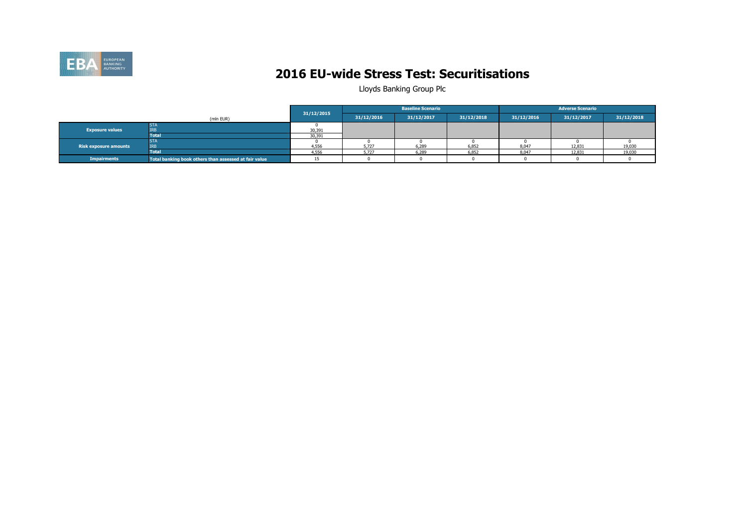# 2016 EU-wide Stress Test: Securitisations

Lloyds Banking Group Plc

| (mln EUR) | | 31/12/2015 | Baseline Scenario | | | Adverse Scenario | | |
|---|---|---|---|---|---|---|---|---|
| | | | 31/12/2016 | 31/12/2017 | 31/12/2018 | 31/12/2016 | 31/12/2017 | 31/12/2018 |
| Exposure values | STA | 0 | | | | | | |
| | IRB | 30,391 | | | | | | |
| | Total | 30,391 | | | | | | |
| Risk exposure amounts | STA | 0 | 0 | 0 | 0 | 0 | 0 | 0 |
| | IRB | 4,556 | 5,727 | 6,289 | 6,852 | 8,047 | 12,831 | 19,030 |
| | Total | 4,556 | 5,727 | 6,289 | 6,852 | 8,047 | 12,831 | 19,030 |
| Impairments | Total banking book others than assessed at fair value | 15 | 0 | 0 | 0 | 0 | 0 | 0 |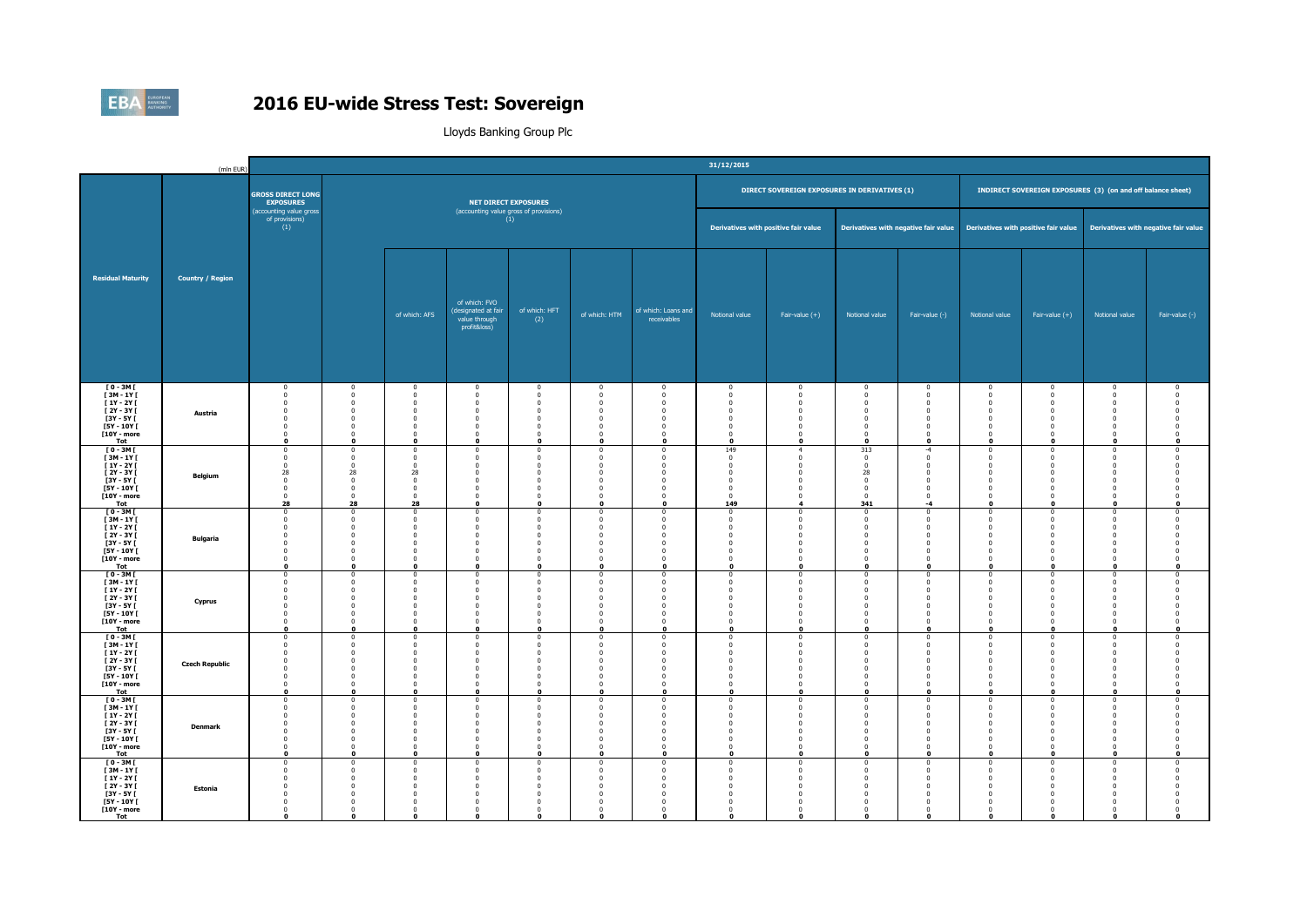# 2016 EU-wide Stress Test: Sovereign

Lloyds Banking Group Plc

| (mln EUR) | | 31/12/2015 | | | | | | | | | | | | | | | |
|---|---|---|---|---|---|---|---|---|---|---|---|---|---|---|---|---|---|
| | | GROSS DIRECT LONG EXPOSURES (accounting value gross of provisions) (1) | NET DIRECT EXPOSURES (accounting value gross of provisions) (1) | | | | | | DIRECT SOVEREIGN EXPOSURES IN DERIVATIVES (1) | | | | INDIRECT SOVEREIGN EXPOSURES (3) (on and off balance sheet) | | | | |
| | | | | | | | | | Derivatives with positive fair value | | Derivatives with negative fair value | | Derivatives with positive fair value | | Derivatives with negative fair value | | |
| Residual Maturity | Country / Region | | | of which: AFS | of which: FVO (designated at fair value through profit&loss) | of which: HFT (2) | of which: HTM | of which: Loans and receivables | Notional value | Fair-value (+) | Notional value | Fair-value (-) | Notional value | Fair-value (+) | Notional value | Fair-value (-) | |
| [ 0 - 3M [ | Austria | 0 | 0 | 0 | 0 | 0 | 0 | 0 | 0 | 0 | 0 | 0 | 0 | 0 | 0 | 0 | |
| [ 3M - 1Y [ | | 0 | 0 | 0 | 0 | 0 | 0 | 0 | 0 | 0 | 0 | 0 | 0 | 0 | 0 | 0 | |
| [ 1Y - 2Y [ | | 0 | 0 | 0 | 0 | 0 | 0 | 0 | 0 | 0 | 0 | 0 | 0 | 0 | 0 | 0 | |
| [ 2Y - 3Y [ | | 0 | 0 | 0 | 0 | 0 | 0 | 0 | 0 | 0 | 0 | 0 | 0 | 0 | 0 | 0 | |
| [3Y - 5Y [ | | 0 | 0 | 0 | 0 | 0 | 0 | 0 | 0 | 0 | 0 | 0 | 0 | 0 | 0 | 0 | |
| [5Y - 10Y [ | | 0 | 0 | 0 | 0 | 0 | 0 | 0 | 0 | 0 | 0 | 0 | 0 | 0 | 0 | 0 | |
| [10Y - more | | 0 | 0 | 0 | 0 | 0 | 0 | 0 | 0 | 0 | 0 | 0 | 0 | 0 | 0 | 0 | |
| **Tot** | | **0** | **0** | **0** | **0** | **0** | **0** | **0** | **0** | **0** | **0** | **0** | **0** | **0** | **0** | **0** | |
| [ 0 - 3M [ | Belgium | 0 | 0 | 0 | 0 | 0 | 0 | 0 | 149 | 4 | 313 | -4 | 0 | 0 | 0 | 0 | |
| [ 3M - 1Y [ | | 0 | 0 | 0 | 0 | 0 | 0 | 0 | 0 | 0 | 0 | 0 | 0 | 0 | 0 | 0 | |
| [ 1Y - 2Y [ | | 0 | 0 | 0 | 0 | 0 | 0 | 0 | 0 | 0 | 0 | 0 | 0 | 0 | 0 | 0 | |
| [ 2Y - 3Y [ | | 28 | 28 | 28 | 0 | 0 | 0 | 0 | 0 | 0 | 28 | 0 | 0 | 0 | 0 | 0 | |
| [3Y - 5Y [ | | 0 | 0 | 0 | 0 | 0 | 0 | 0 | 0 | 0 | 0 | 0 | 0 | 0 | 0 | 0 | |
| [5Y - 10Y [ | | 0 | 0 | 0 | 0 | 0 | 0 | 0 | 0 | 0 | 0 | 0 | 0 | 0 | 0 | 0 | |
| [10Y - more | | 0 | 0 | 0 | 0 | 0 | 0 | 0 | 0 | 0 | 0 | 0 | 0 | 0 | 0 | 0 | |
| **Tot** | | **28** | **28** | **28** | **0** | **0** | **0** | **0** | **149** | **4** | **341** | **-4** | **0** | **0** | **0** | **0** | |
| [ 0 - 3M [ | Bulgaria | 0 | 0 | 0 | 0 | 0 | 0 | 0 | 0 | 0 | 0 | 0 | 0 | 0 | 0 | 0 | |
| [ 3M - 1Y [ | | 0 | 0 | 0 | 0 | 0 | 0 | 0 | 0 | 0 | 0 | 0 | 0 | 0 | 0 | 0 | |
| [ 1Y - 2Y [ | | 0 | 0 | 0 | 0 | 0 | 0 | 0 | 0 | 0 | 0 | 0 | 0 | 0 | 0 | 0 | |
| [ 2Y - 3Y [ | | 0 | 0 | 0 | 0 | 0 | 0 | 0 | 0 | 0 | 0 | 0 | 0 | 0 | 0 | 0 | |
| [3Y - 5Y [ | | 0 | 0 | 0 | 0 | 0 | 0 | 0 | 0 | 0 | 0 | 0 | 0 | 0 | 0 | 0 | |
| [5Y - 10Y [ | | 0 | 0 | 0 | 0 | 0 | 0 | 0 | 0 | 0 | 0 | 0 | 0 | 0 | 0 | 0 | |
| [10Y - more | | 0 | 0 | 0 | 0 | 0 | 0 | 0 | 0 | 0 | 0 | 0 | 0 | 0 | 0 | 0 | |
| **Tot** | | **0** | **0** | **0** | **0** | **0** | **0** | **0** | **0** | **0** | **0** | **0** | **0** | **0** | **0** | **0** | |
| [ 0 - 3M [ | Cyprus | 0 | 0 | 0 | 0 | 0 | 0 | 0 | 0 | 0 | 0 | 0 | 0 | 0 | 0 | 0 | |
| [ 3M - 1Y [ | | 0 | 0 | 0 | 0 | 0 | 0 | 0 | 0 | 0 | 0 | 0 | 0 | 0 | 0 | 0 | |
| [ 1Y - 2Y [ | | 0 | 0 | 0 | 0 | 0 | 0 | 0 | 0 | 0 | 0 | 0 | 0 | 0 | 0 | 0 | |
| [ 2Y - 3Y [ | | 0 | 0 | 0 | 0 | 0 | 0 | 0 | 0 | 0 | 0 | 0 | 0 | 0 | 0 | 0 | |
| [3Y - 5Y [ | | 0 | 0 | 0 | 0 | 0 | 0 | 0 | 0 | 0 | 0 | 0 | 0 | 0 | 0 | 0 | |
| [5Y - 10Y [ | | 0 | 0 | 0 | 0 | 0 | 0 | 0 | 0 | 0 | 0 | 0 | 0 | 0 | 0 | 0 | |
| [10Y - more | | 0 | 0 | 0 | 0 | 0 | 0 | 0 | 0 | 0 | 0 | 0 | 0 | 0 | 0 | 0 | |
| **Tot** | | **0** | **0** | **0** | **0** | **0** | **0** | **0** | **0** | **0** | **0** | **0** | **0** | **0** | **0** | **0** | |
| [ 0 - 3M [ | Czech Republic | 0 | 0 | 0 | 0 | 0 | 0 | 0 | 0 | 0 | 0 | 0 | 0 | 0 | 0 | 0 | |
| [ 3M - 1Y [ | | 0 | 0 | 0 | 0 | 0 | 0 | 0 | 0 | 0 | 0 | 0 | 0 | 0 | 0 | 0 | |
| [ 1Y - 2Y [ | | 0 | 0 | 0 | 0 | 0 | 0 | 0 | 0 | 0 | 0 | 0 | 0 | 0 | 0 | 0 | |
| [ 2Y - 3Y [ | | 0 | 0 | 0 | 0 | 0 | 0 | 0 | 0 | 0 | 0 | 0 | 0 | 0 | 0 | 0 | |
| [3Y - 5Y [ | | 0 | 0 | 0 | 0 | 0 | 0 | 0 | 0 | 0 | 0 | 0 | 0 | 0 | 0 | 0 | |
| [5Y - 10Y [ | | 0 | 0 | 0 | 0 | 0 | 0 | 0 | 0 | 0 | 0 | 0 | 0 | 0 | 0 | 0 | |
| [10Y - more | | 0 | 0 | 0 | 0 | 0 | 0 | 0 | 0 | 0 | 0 | 0 | 0 | 0 | 0 | 0 | |
| **Tot** | | **0** | **0** | **0** | **0** | **0** | **0** | **0** | **0** | **0** | **0** | **0** | **0** | **0** | **0** | **0** | |
| [ 0 - 3M [ | Denmark | 0 | 0 | 0 | 0 | 0 | 0 | 0 | 0 | 0 | 0 | 0 | 0 | 0 | 0 | 0 | |
| [ 3M - 1Y [ | | 0 | 0 | 0 | 0 | 0 | 0 | 0 | 0 | 0 | 0 | 0 | 0 | 0 | 0 | 0 | |
| [ 1Y - 2Y [ | | 0 | 0 | 0 | 0 | 0 | 0 | 0 | 0 | 0 | 0 | 0 | 0 | 0 | 0 | 0 | |
| [ 2Y - 3Y [ | | 0 | 0 | 0 | 0 | 0 | 0 | 0 | 0 | 0 | 0 | 0 | 0 | 0 | 0 | 0 | |
| [3Y - 5Y [ | | 0 | 0 | 0 | 0 | 0 | 0 | 0 | 0 | 0 | 0 | 0 | 0 | 0 | 0 | 0 | |
| [5Y - 10Y [ | | 0 | 0 | 0 | 0 | 0 | 0 | 0 | 0 | 0 | 0 | 0 | 0 | 0 | 0 | 0 | |
| [10Y - more | | 0 | 0 | 0 | 0 | 0 | 0 | 0 | 0 | 0 | 0 | 0 | 0 | 0 | 0 | 0 | |
| **Tot** | | **0** | **0** | **0** | **0** | **0** | **0** | **0** | **0** | **0** | **0** | **0** | **0** | **0** | **0** | **0** | |
| [ 0 - 3M [ | Estonia | 0 | 0 | 0 | 0 | 0 | 0 | 0 | 0 | 0 | 0 | 0 | 0 | 0 | 0 | 0 | |
| [ 3M - 1Y [ | | 0 | 0 | 0 | 0 | 0 | 0 | 0 | 0 | 0 | 0 | 0 | 0 | 0 | 0 | 0 | |
| [ 1Y - 2Y [ | | 0 | 0 | 0 | 0 | 0 | 0 | 0 | 0 | 0 | 0 | 0 | 0 | 0 | 0 | 0 | |
| [ 2Y - 3Y [ | | 0 | 0 | 0 | 0 | 0 | 0 | 0 | 0 | 0 | 0 | 0 | 0 | 0 | 0 | 0 | |
| [3Y - 5Y [ | | 0 | 0 | 0 | 0 | 0 | 0 | 0 | 0 | 0 | 0 | 0 | 0 | 0 | 0 | 0 | |
| [5Y - 10Y [ | | 0 | 0 | 0 | 0 | 0 | 0 | 0 | 0 | 0 | 0 | 0 | 0 | 0 | 0 | 0 | |
| [10Y - more | | 0 | 0 | 0 | 0 | 0 | 0 | 0 | 0 | 0 | 0 | 0 | 0 | 0 | 0 | 0 | |
| **Tot** | | **0** | **0** | **0** | **0** | **0** | **0** | **0** | **0** | **0** | **0** | **0** | **0** | **0** | **0** | **0** | |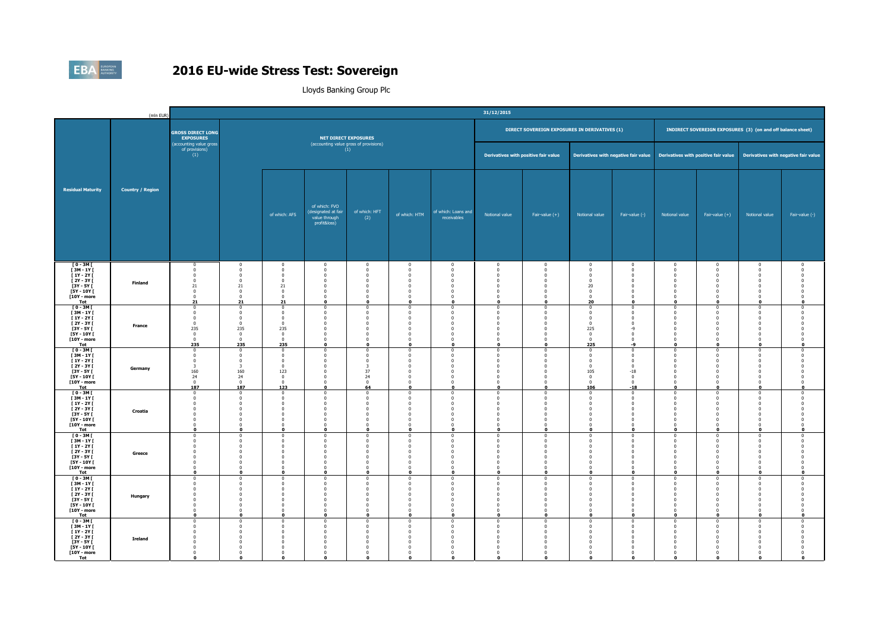# 2016 EU-wide Stress Test: Sovereign

Lloyds Banking Group Plc

| (mln EUR) | | 31/12/2015 | | | | | | | | | | | | | | | |
|---|---|---|---|---|---|---|---|---|---|---|---|---|---|---|---|---|---|
| Residual Maturity | Country / Region | GROSS DIRECT LONG EXPOSURES (accounting value gross of provisions) (1) | NET DIRECT EXPOSURES (accounting value gross of provisions) (1) | | | | | | DIRECT SOVEREIGN EXPOSURES IN DERIVATIVES (1) | | | | INDIRECT SOVEREIGN EXPOSURES (3) (on and off balance sheet) | | | |
| | | | | | | | | | Derivatives with positive fair value | | Derivatives with negative fair value | | Derivatives with positive fair value | | Derivatives with negative fair value | |
| | | | | of which: AFS | of which: FVO (designated at fair value through profit&loss) | of which: HFT (2) | of which: HTM | of which: Loans and receivables | Notional value | Fair-value (+) | Notional value | Fair-value (-) | Notional value | Fair-value (+) | Notional value | Fair-value (-) |
| [ 0 - 3M [ | Finland | 0 | 0 | 0 | 0 | 0 | 0 | 0 | 0 | 0 | 0 | 0 | 0 | 0 | 0 | 0 |
| [ 3M - 1Y [ | | 0 | 0 | 0 | 0 | 0 | 0 | 0 | 0 | 0 | 0 | 0 | 0 | 0 | 0 | 0 |
| [ 1Y - 2Y [ | | 0 | 0 | 0 | 0 | 0 | 0 | 0 | 0 | 0 | 0 | 0 | 0 | 0 | 0 | 0 |
| [ 2Y - 3Y [ | | 0 | 0 | 0 | 0 | 0 | 0 | 0 | 0 | 0 | 0 | 0 | 0 | 0 | 0 | 0 |
| [3Y - 5Y [ | | 21 | 21 | 21 | 0 | 0 | 0 | 0 | 0 | 0 | 20 | 0 | 0 | 0 | 0 | 0 |
| [5Y - 10Y [ | | 0 | 0 | 0 | 0 | 0 | 0 | 0 | 0 | 0 | 0 | 0 | 0 | 0 | 0 | 0 |
| [10Y - more | | 0 | 0 | 0 | 0 | 0 | 0 | 0 | 0 | 0 | 0 | 0 | 0 | 0 | 0 | 0 |
| **Tot** | | **21** | **21** | **21** | **0** | **0** | **0** | **0** | **0** | **0** | **20** | **0** | **0** | **0** | **0** | **0** |
| [ 0 - 3M [ | France | 0 | 0 | 0 | 0 | 0 | 0 | 0 | 0 | 0 | 0 | 0 | 0 | 0 | 0 | 0 |
| [ 3M - 1Y [ | | 0 | 0 | 0 | 0 | 0 | 0 | 0 | 0 | 0 | 0 | 0 | 0 | 0 | 0 | 0 |
| [ 1Y - 2Y [ | | 0 | 0 | 0 | 0 | 0 | 0 | 0 | 0 | 0 | 0 | 0 | 0 | 0 | 0 | 0 |
| [ 2Y - 3Y [ | | 0 | 0 | 0 | 0 | 0 | 0 | 0 | 0 | 0 | 0 | 0 | 0 | 0 | 0 | 0 |
| [3Y - 5Y [ | | 235 | 235 | 235 | 0 | 0 | 0 | 0 | 0 | 0 | 225 | -9 | 0 | 0 | 0 | 0 |
| [5Y - 10Y [ | | 0 | 0 | 0 | 0 | 0 | 0 | 0 | 0 | 0 | 0 | 0 | 0 | 0 | 0 | 0 |
| [10Y - more | | 0 | 0 | 0 | 0 | 0 | 0 | 0 | 0 | 0 | 0 | 0 | 0 | 0 | 0 | 0 |
| **Tot** | | **235** | **235** | **235** | **0** | **0** | **0** | **0** | **0** | **0** | **225** | **-9** | **0** | **0** | **0** | **0** |
| [ 0 - 3M [ | Germany | 0 | 0 | 0 | 0 | 0 | 0 | 0 | 0 | 0 | 0 | 0 | 0 | 0 | 0 | 0 |
| [ 3M - 1Y [ | | 0 | 0 | 0 | 0 | 0 | 0 | 0 | 0 | 0 | 0 | 0 | 0 | 0 | 0 | 0 |
| [ 1Y - 2Y [ | | 0 | 0 | 0 | 0 | 0 | 0 | 0 | 0 | 0 | 0 | 0 | 0 | 0 | 0 | 0 |
| [ 2Y - 3Y [ | | 3 | 3 | 0 | 0 | 3 | 0 | 0 | 0 | 0 | 0 | 0 | 0 | 0 | 0 | 0 |
| [3Y - 5Y [ | | 160 | 160 | 123 | 0 | 37 | 0 | 0 | 0 | 0 | 105 | -18 | 0 | 0 | 0 | 0 |
| [5Y - 10Y [ | | 24 | 24 | 0 | 0 | 24 | 0 | 0 | 0 | 0 | 0 | 0 | 0 | 0 | 0 | 0 |
| [10Y - more | | 0 | 0 | 0 | 0 | 0 | 0 | 0 | 0 | 0 | 0 | 0 | 0 | 0 | 0 | 0 |
| **Tot** | | **187** | **187** | **123** | **0** | **64** | **0** | **0** | **0** | **0** | **106** | **-18** | **0** | **0** | **0** | **0** |
| [ 0 - 3M [ | Croatia | 0 | 0 | 0 | 0 | 0 | 0 | 0 | 0 | 0 | 0 | 0 | 0 | 0 | 0 | 0 |
| [ 3M - 1Y [ | | 0 | 0 | 0 | 0 | 0 | 0 | 0 | 0 | 0 | 0 | 0 | 0 | 0 | 0 | 0 |
| [ 1Y - 2Y [ | | 0 | 0 | 0 | 0 | 0 | 0 | 0 | 0 | 0 | 0 | 0 | 0 | 0 | 0 | 0 |
| [ 2Y - 3Y [ | | 0 | 0 | 0 | 0 | 0 | 0 | 0 | 0 | 0 | 0 | 0 | 0 | 0 | 0 | 0 |
| [3Y - 5Y [ | | 0 | 0 | 0 | 0 | 0 | 0 | 0 | 0 | 0 | 0 | 0 | 0 | 0 | 0 | 0 |
| [5Y - 10Y [ | | 0 | 0 | 0 | 0 | 0 | 0 | 0 | 0 | 0 | 0 | 0 | 0 | 0 | 0 | 0 |
| [10Y - more | | 0 | 0 | 0 | 0 | 0 | 0 | 0 | 0 | 0 | 0 | 0 | 0 | 0 | 0 | 0 |
| **Tot** | | **0** | **0** | **0** | **0** | **0** | **0** | **0** | **0** | **0** | **0** | **0** | **0** | **0** | **0** | **0** |
| [ 0 - 3M [ | Greece | 0 | 0 | 0 | 0 | 0 | 0 | 0 | 0 | 0 | 0 | 0 | 0 | 0 | 0 | 0 |
| [ 3M - 1Y [ | | 0 | 0 | 0 | 0 | 0 | 0 | 0 | 0 | 0 | 0 | 0 | 0 | 0 | 0 | 0 |
| [ 1Y - 2Y [ | | 0 | 0 | 0 | 0 | 0 | 0 | 0 | 0 | 0 | 0 | 0 | 0 | 0 | 0 | 0 |
| [ 2Y - 3Y [ | | 0 | 0 | 0 | 0 | 0 | 0 | 0 | 0 | 0 | 0 | 0 | 0 | 0 | 0 | 0 |
| [3Y - 5Y [ | | 0 | 0 | 0 | 0 | 0 | 0 | 0 | 0 | 0 | 0 | 0 | 0 | 0 | 0 | 0 |
| [5Y - 10Y [ | | 0 | 0 | 0 | 0 | 0 | 0 | 0 | 0 | 0 | 0 | 0 | 0 | 0 | 0 | 0 |
| [10Y - more | | 0 | 0 | 0 | 0 | 0 | 0 | 0 | 0 | 0 | 0 | 0 | 0 | 0 | 0 | 0 |
| **Tot** | | **0** | **0** | **0** | **0** | **0** | **0** | **0** | **0** | **0** | **0** | **0** | **0** | **0** | **0** | **0** |
| [ 0 - 3M [ | Hungary | 0 | 0 | 0 | 0 | 0 | 0 | 0 | 0 | 0 | 0 | 0 | 0 | 0 | 0 | 0 |
| [ 3M - 1Y [ | | 0 | 0 | 0 | 0 | 0 | 0 | 0 | 0 | 0 | 0 | 0 | 0 | 0 | 0 | 0 |
| [ 1Y - 2Y [ | | 0 | 0 | 0 | 0 | 0 | 0 | 0 | 0 | 0 | 0 | 0 | 0 | 0 | 0 | 0 |
| [ 2Y - 3Y [ | | 0 | 0 | 0 | 0 | 0 | 0 | 0 | 0 | 0 | 0 | 0 | 0 | 0 | 0 | 0 |
| [3Y - 5Y [ | | 0 | 0 | 0 | 0 | 0 | 0 | 0 | 0 | 0 | 0 | 0 | 0 | 0 | 0 | 0 |
| [5Y - 10Y [ | | 0 | 0 | 0 | 0 | 0 | 0 | 0 | 0 | 0 | 0 | 0 | 0 | 0 | 0 | 0 |
| [10Y - more | | 0 | 0 | 0 | 0 | 0 | 0 | 0 | 0 | 0 | 0 | 0 | 0 | 0 | 0 | 0 |
| **Tot** | | **0** | **0** | **0** | **0** | **0** | **0** | **0** | **0** | **0** | **0** | **0** | **0** | **0** | **0** | **0** |
| [ 0 - 3M [ | Ireland | 0 | 0 | 0 | 0 | 0 | 0 | 0 | 0 | 0 | 0 | 0 | 0 | 0 | 0 | 0 |
| [ 3M - 1Y [ | | 0 | 0 | 0 | 0 | 0 | 0 | 0 | 0 | 0 | 0 | 0 | 0 | 0 | 0 | 0 |
| [ 1Y - 2Y [ | | 0 | 0 | 0 | 0 | 0 | 0 | 0 | 0 | 0 | 0 | 0 | 0 | 0 | 0 | 0 |
| [ 2Y - 3Y [ | | 0 | 0 | 0 | 0 | 0 | 0 | 0 | 0 | 0 | 0 | 0 | 0 | 0 | 0 | 0 |
| [3Y - 5Y [ | | 0 | 0 | 0 | 0 | 0 | 0 | 0 | 0 | 0 | 0 | 0 | 0 | 0 | 0 | 0 |
| [5Y - 10Y [ | | 0 | 0 | 0 | 0 | 0 | 0 | 0 | 0 | 0 | 0 | 0 | 0 | 0 | 0 | 0 |
| [10Y - more | | 0 | 0 | 0 | 0 | 0 | 0 | 0 | 0 | 0 | 0 | 0 | 0 | 0 | 0 | 0 |
| **Tot** | | **0** | **0** | **0** | **0** | **0** | **0** | **0** | **0** | **0** | **0** | **0** | **0** | **0** | **0** | **0** |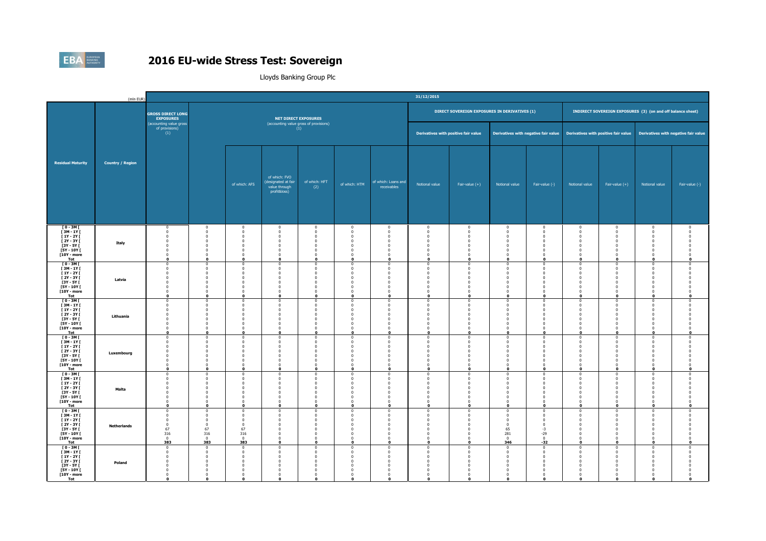# 2016 EU-wide Stress Test: Sovereign

Lloyds Banking Group Plc

| (mln EUR) | | 31/12/2015 | | | | | | | | | | | | | | | |
|---|---|---|---|---|---|---|---|---|---|---|---|---|---|---|---|---|---|
| Residual Maturity | Country / Region | GROSS DIRECT LONG EXPOSURES (accounting value gross of provisions) (1) | NET DIRECT EXPOSURES (accounting value gross of provisions) (1) | | | | | | DIRECT SOVEREIGN EXPOSURES IN DERIVATIVES (1) | | | | INDIRECT SOVEREIGN EXPOSURES (3) (on and off balance sheet) | | | | |
| | | | | | | | | | Derivatives with positive fair value | | Derivatives with negative fair value | | Derivatives with positive fair value | | Derivatives with negative fair value | | |
| | | | | of which: AFS | of which: FVO (designated at fair value through profit&loss) | of which: HFT (2) | of which: HTM | of which: Loans and receivables | Notional value | Fair-value (+) | Notional value | Fair-value (-) | Notional value | Fair-value (+) | Notional value | Fair-value (-) | |
| [ 0 - 3M [ | Italy | 0 | 0 | 0 | 0 | 0 | 0 | 0 | 0 | 0 | 0 | 0 | 0 | 0 | 0 | 0 | |
| [ 3M - 1Y [ | | 0 | 0 | 0 | 0 | 0 | 0 | 0 | 0 | 0 | 0 | 0 | 0 | 0 | 0 | 0 | |
| [ 1Y - 2Y [ | | 0 | 0 | 0 | 0 | 0 | 0 | 0 | 0 | 0 | 0 | 0 | 0 | 0 | 0 | 0 | |
| [ 2Y - 3Y [ | | 0 | 0 | 0 | 0 | 0 | 0 | 0 | 0 | 0 | 0 | 0 | 0 | 0 | 0 | 0 | |
| [3Y - 5Y [ | | 0 | 0 | 0 | 0 | 0 | 0 | 0 | 0 | 0 | 0 | 0 | 0 | 0 | 0 | 0 | |
| [5Y - 10Y [ | | 0 | 0 | 0 | 0 | 0 | 0 | 0 | 0 | 0 | 0 | 0 | 0 | 0 | 0 | 0 | |
| [10Y - more | | 0 | 0 | 0 | 0 | 0 | 0 | 0 | 0 | 0 | 0 | 0 | 0 | 0 | 0 | 0 | |
| **Tot** | | **0** | **0** | **0** | **0** | **0** | **0** | **0** | **0** | **0** | **0** | **0** | **0** | **0** | **0** | **0** | |
| [ 0 - 3M [ | Latvia | 0 | 0 | 0 | 0 | 0 | 0 | 0 | 0 | 0 | 0 | 0 | 0 | 0 | 0 | 0 | |
| [ 3M - 1Y [ | | 0 | 0 | 0 | 0 | 0 | 0 | 0 | 0 | 0 | 0 | 0 | 0 | 0 | 0 | 0 | |
| [ 1Y - 2Y [ | | 0 | 0 | 0 | 0 | 0 | 0 | 0 | 0 | 0 | 0 | 0 | 0 | 0 | 0 | 0 | |
| [ 2Y - 3Y [ | | 0 | 0 | 0 | 0 | 0 | 0 | 0 | 0 | 0 | 0 | 0 | 0 | 0 | 0 | 0 | |
| [3Y - 5Y [ | | 0 | 0 | 0 | 0 | 0 | 0 | 0 | 0 | 0 | 0 | 0 | 0 | 0 | 0 | 0 | |
| [5Y - 10Y [ | | 0 | 0 | 0 | 0 | 0 | 0 | 0 | 0 | 0 | 0 | 0 | 0 | 0 | 0 | 0 | |
| [10Y - more | | 0 | 0 | 0 | 0 | 0 | 0 | 0 | 0 | 0 | 0 | 0 | 0 | 0 | 0 | 0 | |
| **Tot** | | **0** | **0** | **0** | **0** | **0** | **0** | **0** | **0** | **0** | **0** | **0** | **0** | **0** | **0** | **0** | |
| [ 0 - 3M [ | Lithuania | 0 | 0 | 0 | 0 | 0 | 0 | 0 | 0 | 0 | 0 | 0 | 0 | 0 | 0 | 0 | |
| [ 3M - 1Y [ | | 0 | 0 | 0 | 0 | 0 | 0 | 0 | 0 | 0 | 0 | 0 | 0 | 0 | 0 | 0 | |
| [ 1Y - 2Y [ | | 0 | 0 | 0 | 0 | 0 | 0 | 0 | 0 | 0 | 0 | 0 | 0 | 0 | 0 | 0 | |
| [ 2Y - 3Y [ | | 0 | 0 | 0 | 0 | 0 | 0 | 0 | 0 | 0 | 0 | 0 | 0 | 0 | 0 | 0 | |
| [3Y - 5Y [ | | 0 | 0 | 0 | 0 | 0 | 0 | 0 | 0 | 0 | 0 | 0 | 0 | 0 | 0 | 0 | |
| [5Y - 10Y [ | | 0 | 0 | 0 | 0 | 0 | 0 | 0 | 0 | 0 | 0 | 0 | 0 | 0 | 0 | 0 | |
| [10Y - more | | 0 | 0 | 0 | 0 | 0 | 0 | 0 | 0 | 0 | 0 | 0 | 0 | 0 | 0 | 0 | |
| **Tot** | | **0** | **0** | **0** | **0** | **0** | **0** | **0** | **0** | **0** | **0** | **0** | **0** | **0** | **0** | **0** | |
| [ 0 - 3M [ | Luxembourg | 0 | 0 | 0 | 0 | 0 | 0 | 0 | 0 | 0 | 0 | 0 | 0 | 0 | 0 | 0 | |
| [ 3M - 1Y [ | | 0 | 0 | 0 | 0 | 0 | 0 | 0 | 0 | 0 | 0 | 0 | 0 | 0 | 0 | 0 | |
| [ 1Y - 2Y [ | | 0 | 0 | 0 | 0 | 0 | 0 | 0 | 0 | 0 | 0 | 0 | 0 | 0 | 0 | 0 | |
| [ 2Y - 3Y [ | | 0 | 0 | 0 | 0 | 0 | 0 | 0 | 0 | 0 | 0 | 0 | 0 | 0 | 0 | 0 | |
| [3Y - 5Y [ | | 0 | 0 | 0 | 0 | 0 | 0 | 0 | 0 | 0 | 0 | 0 | 0 | 0 | 0 | 0 | |
| [5Y - 10Y [ | | 0 | 0 | 0 | 0 | 0 | 0 | 0 | 0 | 0 | 0 | 0 | 0 | 0 | 0 | 0 | |
| [10Y - more | | 0 | 0 | 0 | 0 | 0 | 0 | 0 | 0 | 0 | 0 | 0 | 0 | 0 | 0 | 0 | |
| **Tot** | | **0** | **0** | **0** | **0** | **0** | **0** | **0** | **0** | **0** | **0** | **0** | **0** | **0** | **0** | **0** | |
| [ 0 - 3M [ | Malta | 0 | 0 | 0 | 0 | 0 | 0 | 0 | 0 | 0 | 0 | 0 | 0 | 0 | 0 | 0 | |
| [ 3M - 1Y [ | | 0 | 0 | 0 | 0 | 0 | 0 | 0 | 0 | 0 | 0 | 0 | 0 | 0 | 0 | 0 | |
| [ 1Y - 2Y [ | | 0 | 0 | 0 | 0 | 0 | 0 | 0 | 0 | 0 | 0 | 0 | 0 | 0 | 0 | 0 | |
| [ 2Y - 3Y [ | | 0 | 0 | 0 | 0 | 0 | 0 | 0 | 0 | 0 | 0 | 0 | 0 | 0 | 0 | 0 | |
| [3Y - 5Y [ | | 0 | 0 | 0 | 0 | 0 | 0 | 0 | 0 | 0 | 0 | 0 | 0 | 0 | 0 | 0 | |
| [5Y - 10Y [ | | 0 | 0 | 0 | 0 | 0 | 0 | 0 | 0 | 0 | 0 | 0 | 0 | 0 | 0 | 0 | |
| [10Y - more | | 0 | 0 | 0 | 0 | 0 | 0 | 0 | 0 | 0 | 0 | 0 | 0 | 0 | 0 | 0 | |
| **Tot** | | **0** | **0** | **0** | **0** | **0** | **0** | **0** | **0** | **0** | **0** | **0** | **0** | **0** | **0** | **0** | |
| [ 0 - 3M [ | Netherlands | 0 | 0 | 0 | 0 | 0 | 0 | 0 | 0 | 0 | 0 | 0 | 0 | 0 | 0 | 0 | |
| [ 3M - 1Y [ | | 0 | 0 | 0 | 0 | 0 | 0 | 0 | 0 | 0 | 0 | 0 | 0 | 0 | 0 | 0 | |
| [ 1Y - 2Y [ | | 0 | 0 | 0 | 0 | 0 | 0 | 0 | 0 | 0 | 0 | 0 | 0 | 0 | 0 | 0 | |
| [ 2Y - 3Y [ | | 0 | 0 | 0 | 0 | 0 | 0 | 0 | 0 | 0 | 0 | 0 | 0 | 0 | 0 | 0 | |
| [3Y - 5Y [ | | 67 | 67 | 67 | 0 | 0 | 0 | 0 | 0 | 0 | 65 | -3 | 0 | 0 | 0 | 0 | |
| [5Y - 10Y [ | | 316 | 316 | 316 | 0 | 0 | 0 | 0 | 0 | 0 | 281 | -29 | 0 | 0 | 0 | 0 | |
| [10Y - more | | 0 | 0 | 0 | 0 | 0 | 0 | 0 | 0 | 0 | 0 | 0 | 0 | 0 | 0 | 0 | |
| **Tot** | | **383** | **383** | **383** | **0** | **0** | **0** | **0** | **0** | **0** | **346** | **-32** | **0** | **0** | **0** | **0** | |
| [ 0 - 3M [ | Poland | 0 | 0 | 0 | 0 | 0 | 0 | 0 | 0 | 0 | 0 | 0 | 0 | 0 | 0 | 0 | |
| [ 3M - 1Y [ | | 0 | 0 | 0 | 0 | 0 | 0 | 0 | 0 | 0 | 0 | 0 | 0 | 0 | 0 | 0 | |
| [ 1Y - 2Y [ | | 0 | 0 | 0 | 0 | 0 | 0 | 0 | 0 | 0 | 0 | 0 | 0 | 0 | 0 | 0 | |
| [ 2Y - 3Y [ | | 0 | 0 | 0 | 0 | 0 | 0 | 0 | 0 | 0 | 0 | 0 | 0 | 0 | 0 | 0 | |
| [3Y - 5Y [ | | 0 | 0 | 0 | 0 | 0 | 0 | 0 | 0 | 0 | 0 | 0 | 0 | 0 | 0 | 0 | |
| [5Y - 10Y [ | | 0 | 0 | 0 | 0 | 0 | 0 | 0 | 0 | 0 | 0 | 0 | 0 | 0 | 0 | 0 | |
| [10Y - more | | 0 | 0 | 0 | 0 | 0 | 0 | 0 | 0 | 0 | 0 | 0 | 0 | 0 | 0 | 0 | |
| **Tot** | | **0** | **0** | **0** | **0** | **0** | **0** | **0** | **0** | **0** | **0** | **0** | **0** | **0** | **0** | **0** | |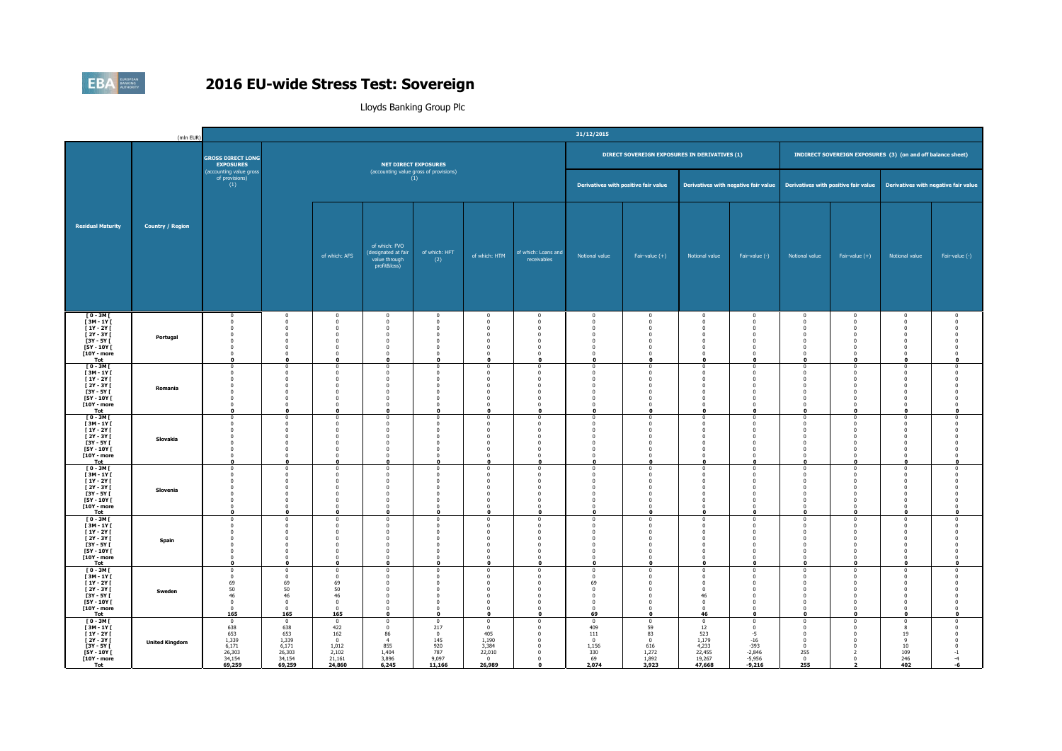# 2016 EU-wide Stress Test: Sovereign

Lloyds Banking Group Plc

| (mln EUR) | | 31/12/2015 | | | | | | | | | | | | | | | |
|---|---|---|---|---|---|---|---|---|---|---|---|---|---|---|---|---|---|
| | | GROSS DIRECT LONG EXPOSURES (accounting value gross of provisions) (1) | NET DIRECT EXPOSURES (accounting value gross of provisions) (1) | | | | | | DIRECT SOVEREIGN EXPOSURES IN DERIVATIVES (1) | | | | INDIRECT SOVEREIGN EXPOSURES (3) (on and off balance sheet) | | | | |
| | | | | | | | | | Derivatives with positive fair value | | Derivatives with negative fair value | | Derivatives with positive fair value | | Derivatives with negative fair value | | |
| Residual Maturity | Country / Region | | | of which: AFS | of which: FVO (designated at fair value through profit&loss) | of which: HFT (2) | of which: HTM | of which: Loans and receivables | Notional value | Fair-value (+) | Notional value | Fair-value (-) | Notional value | Fair-value (+) | Notional value | Fair-value (-) | |
| [ 0 - 3M [ | Portugal | 0 | 0 | 0 | 0 | 0 | 0 | 0 | 0 | 0 | 0 | 0 | 0 | 0 | 0 | 0 | |
| [ 3M - 1Y [ | | 0 | 0 | 0 | 0 | 0 | 0 | 0 | 0 | 0 | 0 | 0 | 0 | 0 | 0 | 0 | |
| [ 1Y - 2Y [ | | 0 | 0 | 0 | 0 | 0 | 0 | 0 | 0 | 0 | 0 | 0 | 0 | 0 | 0 | 0 | |
| [ 2Y - 3Y [ | | 0 | 0 | 0 | 0 | 0 | 0 | 0 | 0 | 0 | 0 | 0 | 0 | 0 | 0 | 0 | |
| [3Y - 5Y [ | | 0 | 0 | 0 | 0 | 0 | 0 | 0 | 0 | 0 | 0 | 0 | 0 | 0 | 0 | 0 | |
| [5Y - 10Y [ | | 0 | 0 | 0 | 0 | 0 | 0 | 0 | 0 | 0 | 0 | 0 | 0 | 0 | 0 | 0 | |
| [10Y - more | | 0 | 0 | 0 | 0 | 0 | 0 | 0 | 0 | 0 | 0 | 0 | 0 | 0 | 0 | 0 | |
| Tot | | **0** | **0** | **0** | **0** | **0** | **0** | **0** | **0** | **0** | **0** | **0** | **0** | **0** | **0** | **0** | |
| [ 0 - 3M [ | Romania | 0 | 0 | 0 | 0 | 0 | 0 | 0 | 0 | 0 | 0 | 0 | 0 | 0 | 0 | 0 | |
| [ 3M - 1Y [ | | 0 | 0 | 0 | 0 | 0 | 0 | 0 | 0 | 0 | 0 | 0 | 0 | 0 | 0 | 0 | |
| [ 1Y - 2Y [ | | 0 | 0 | 0 | 0 | 0 | 0 | 0 | 0 | 0 | 0 | 0 | 0 | 0 | 0 | 0 | |
| [ 2Y - 3Y [ | | 0 | 0 | 0 | 0 | 0 | 0 | 0 | 0 | 0 | 0 | 0 | 0 | 0 | 0 | 0 | |
| [3Y - 5Y [ | | 0 | 0 | 0 | 0 | 0 | 0 | 0 | 0 | 0 | 0 | 0 | 0 | 0 | 0 | 0 | |
| [5Y - 10Y [ | | 0 | 0 | 0 | 0 | 0 | 0 | 0 | 0 | 0 | 0 | 0 | 0 | 0 | 0 | 0 | |
| [10Y - more | | 0 | 0 | 0 | 0 | 0 | 0 | 0 | 0 | 0 | 0 | 0 | 0 | 0 | 0 | 0 | |
| Tot | | **0** | **0** | **0** | **0** | **0** | **0** | **0** | **0** | **0** | **0** | **0** | **0** | **0** | **0** | **0** | |
| [ 0 - 3M [ | Slovakia | 0 | 0 | 0 | 0 | 0 | 0 | 0 | 0 | 0 | 0 | 0 | 0 | 0 | 0 | 0 | |
| [ 3M - 1Y [ | | 0 | 0 | 0 | 0 | 0 | 0 | 0 | 0 | 0 | 0 | 0 | 0 | 0 | 0 | 0 | |
| [ 1Y - 2Y [ | | 0 | 0 | 0 | 0 | 0 | 0 | 0 | 0 | 0 | 0 | 0 | 0 | 0 | 0 | 0 | |
| [ 2Y - 3Y [ | | 0 | 0 | 0 | 0 | 0 | 0 | 0 | 0 | 0 | 0 | 0 | 0 | 0 | 0 | 0 | |
| [3Y - 5Y [ | | 0 | 0 | 0 | 0 | 0 | 0 | 0 | 0 | 0 | 0 | 0 | 0 | 0 | 0 | 0 | |
| [5Y - 10Y [ | | 0 | 0 | 0 | 0 | 0 | 0 | 0 | 0 | 0 | 0 | 0 | 0 | 0 | 0 | 0 | |
| [10Y - more | | 0 | 0 | 0 | 0 | 0 | 0 | 0 | 0 | 0 | 0 | 0 | 0 | 0 | 0 | 0 | |
| Tot | | **0** | **0** | **0** | **0** | **0** | **0** | **0** | **0** | **0** | **0** | **0** | **0** | **0** | **0** | **0** | |
| [ 0 - 3M [ | Slovenia | 0 | 0 | 0 | 0 | 0 | 0 | 0 | 0 | 0 | 0 | 0 | 0 | 0 | 0 | 0 | |
| [ 3M - 1Y [ | | 0 | 0 | 0 | 0 | 0 | 0 | 0 | 0 | 0 | 0 | 0 | 0 | 0 | 0 | 0 | |
| [ 1Y - 2Y [ | | 0 | 0 | 0 | 0 | 0 | 0 | 0 | 0 | 0 | 0 | 0 | 0 | 0 | 0 | 0 | |
| [ 2Y - 3Y [ | | 0 | 0 | 0 | 0 | 0 | 0 | 0 | 0 | 0 | 0 | 0 | 0 | 0 | 0 | 0 | |
| [3Y - 5Y [ | | 0 | 0 | 0 | 0 | 0 | 0 | 0 | 0 | 0 | 0 | 0 | 0 | 0 | 0 | 0 | |
| [5Y - 10Y [ | | 0 | 0 | 0 | 0 | 0 | 0 | 0 | 0 | 0 | 0 | 0 | 0 | 0 | 0 | 0 | |
| [10Y - more | | 0 | 0 | 0 | 0 | 0 | 0 | 0 | 0 | 0 | 0 | 0 | 0 | 0 | 0 | 0 | |
| Tot | | **0** | **0** | **0** | **0** | **0** | **0** | **0** | **0** | **0** | **0** | **0** | **0** | **0** | **0** | **0** | |
| [ 0 - 3M [ | Spain | 0 | 0 | 0 | 0 | 0 | 0 | 0 | 0 | 0 | 0 | 0 | 0 | 0 | 0 | 0 | |
| [ 3M - 1Y [ | | 0 | 0 | 0 | 0 | 0 | 0 | 0 | 0 | 0 | 0 | 0 | 0 | 0 | 0 | 0 | |
| [ 1Y - 2Y [ | | 0 | 0 | 0 | 0 | 0 | 0 | 0 | 0 | 0 | 0 | 0 | 0 | 0 | 0 | 0 | |
| [ 2Y - 3Y [ | | 0 | 0 | 0 | 0 | 0 | 0 | 0 | 0 | 0 | 0 | 0 | 0 | 0 | 0 | 0 | |
| [3Y - 5Y [ | | 0 | 0 | 0 | 0 | 0 | 0 | 0 | 0 | 0 | 0 | 0 | 0 | 0 | 0 | 0 | |
| [5Y - 10Y [ | | 0 | 0 | 0 | 0 | 0 | 0 | 0 | 0 | 0 | 0 | 0 | 0 | 0 | 0 | 0 | |
| [10Y - more | | 0 | 0 | 0 | 0 | 0 | 0 | 0 | 0 | 0 | 0 | 0 | 0 | 0 | 0 | 0 | |
| Tot | | **0** | **0** | **0** | **0** | **0** | **0** | **0** | **0** | **0** | **0** | **0** | **0** | **0** | **0** | **0** | |
| [ 0 - 3M [ | Sweden | 0 | 0 | 0 | 0 | 0 | 0 | 0 | 0 | 0 | 0 | 0 | 0 | 0 | 0 | 0 | |
| [ 3M - 1Y [ | | 0 | 0 | 0 | 0 | 0 | 0 | 0 | 0 | 0 | 0 | 0 | 0 | 0 | 0 | 0 | |
| [ 1Y - 2Y [ | | 69 | 69 | 69 | 0 | 0 | 0 | 0 | 0 | 0 | 0 | 0 | 0 | 0 | 0 | 0 | |
| [ 2Y - 3Y [ | | 50 | 50 | 50 | 0 | 0 | 0 | 0 | 69 | 0 | 0 | 0 | 0 | 0 | 0 | 0 | |
| [3Y - 5Y [ | | 46 | 46 | 46 | 0 | 0 | 0 | 0 | 0 | 0 | 46 | 0 | 0 | 0 | 0 | 0 | |
| [5Y - 10Y [ | | 0 | 0 | 0 | 0 | 0 | 0 | 0 | 0 | 0 | 0 | 0 | 0 | 0 | 0 | 0 | |
| [10Y - more | | 0 | 0 | 0 | 0 | 0 | 0 | 0 | 0 | 0 | 0 | 0 | 0 | 0 | 0 | 0 | |
| Tot | | **165** | **165** | **165** | **0** | **0** | **0** | **0** | **69** | **0** | **46** | **0** | **0** | **0** | **0** | **0** | |
| [ 0 - 3M [ | United Kingdom | 0 | 0 | 0 | 0 | 0 | 0 | 0 | 0 | 0 | 0 | 0 | 0 | 0 | 0 | 0 | |
| [ 3M - 1Y [ | | 638 | 638 | 422 | 0 | 217 | 0 | 0 | 409 | 59 | 12 | 0 | 0 | 0 | 8 | 0 | |
| [ 1Y - 2Y [ | | 653 | 653 | 162 | 86 | 0 | 405 | 0 | 111 | 83 | 523 | -5 | 0 | 0 | 19 | 0 | |
| [ 2Y - 3Y [ | | 1,339 | 1,339 | 0 | 4 | 145 | 1,190 | 0 | 0 | 0 | 1,179 | -16 | 0 | 0 | 9 | 0 | |
| [3Y - 5Y [ | | 6,171 | 6,171 | 1,012 | 855 | 920 | 3,384 | 0 | 1,156 | 616 | 4,233 | -393 | 0 | 0 | 10 | 0 | |
| [5Y - 10Y [ | | 26,303 | 26,303 | 2,102 | 1,404 | 787 | 22,010 | 0 | 330 | 1,272 | 22,455 | -2,846 | 255 | 2 | 109 | -1 | |
| [10Y - more | | 34,154 | 34,154 | 21,161 | 3,896 | 9,097 | 0 | 0 | 69 | 1,892 | 19,267 | -5,956 | 0 | 0 | 246 | -4 | |
| Tot | | **69,259** | **69,259** | **24,860** | **6,245** | **11,166** | **26,989** | **0** | **2,074** | **3,923** | **47,668** | **-9,216** | **255** | **2** | **402** | **-6** | |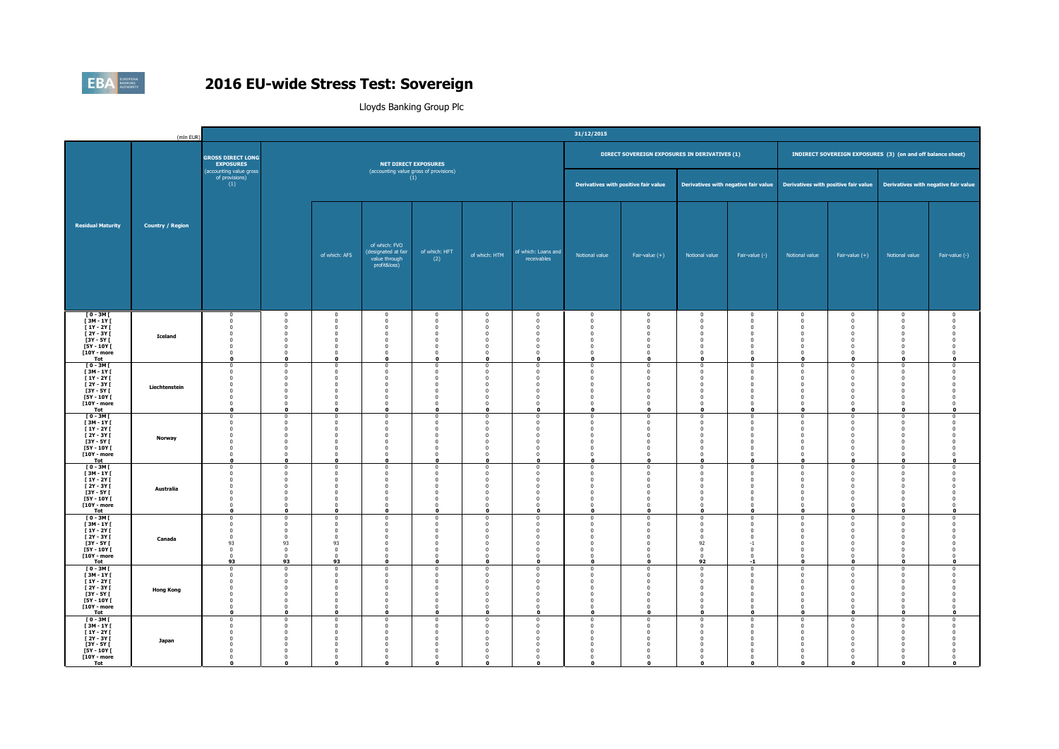# 2016 EU-wide Stress Test: Sovereign

Lloyds Banking Group Plc

(mln EUR)

| | | 31/12/2015 | | | | | | | | | | | | | | | |
|---|---|---|---|---|---|---|---|---|---|---|---|---|---|---|---|---|---|
| Residual Maturity | Country / Region | GROSS DIRECT LONG EXPOSURES (accounting value gross of provisions) (1) | NET DIRECT EXPOSURES (accounting value gross of provisions) (1) | | | | | | DIRECT SOVEREIGN EXPOSURES IN DERIVATIVES (1) | | | | INDIRECT SOVEREIGN EXPOSURES (3) (on and off balance sheet) | | | | |
| | | | | | | | | | Derivatives with positive fair value | | Derivatives with negative fair value | | Derivatives with positive fair value | | Derivatives with negative fair value | | |
| | | | | of which: AFS | of which: FVO (designated at fair value through profit&loss) | of which: HFT (2) | of which: HTM | of which: Loans and receivables | Notional value | Fair-value (+) | Notional value | Fair-value (-) | Notional value | Fair-value (+) | Notional value | Fair-value (-) | |
| [ 0 - 3M [ | Iceland | 0 | 0 | 0 | 0 | 0 | 0 | 0 | 0 | 0 | 0 | 0 | 0 | 0 | 0 | 0 | |
| [ 3M - 1Y [ | | 0 | 0 | 0 | 0 | 0 | 0 | 0 | 0 | 0 | 0 | 0 | 0 | 0 | 0 | 0 | |
| [ 1Y - 2Y [ | | 0 | 0 | 0 | 0 | 0 | 0 | 0 | 0 | 0 | 0 | 0 | 0 | 0 | 0 | 0 | |
| [ 2Y - 3Y [ | | 0 | 0 | 0 | 0 | 0 | 0 | 0 | 0 | 0 | 0 | 0 | 0 | 0 | 0 | 0 | |
| [3Y - 5Y [ | | 0 | 0 | 0 | 0 | 0 | 0 | 0 | 0 | 0 | 0 | 0 | 0 | 0 | 0 | 0 | |
| [5Y - 10Y [ | | 0 | 0 | 0 | 0 | 0 | 0 | 0 | 0 | 0 | 0 | 0 | 0 | 0 | 0 | 0 | |
| [10Y - more | | 0 | 0 | 0 | 0 | 0 | 0 | 0 | 0 | 0 | 0 | 0 | 0 | 0 | 0 | 0 | |
| **Tot** | | **0** | **0** | **0** | **0** | **0** | **0** | **0** | **0** | **0** | **0** | **0** | **0** | **0** | **0** | **0** | |
| [ 0 - 3M [ | Liechtenstein | 0 | 0 | 0 | 0 | 0 | 0 | 0 | 0 | 0 | 0 | 0 | 0 | 0 | 0 | 0 | |
| [ 3M - 1Y [ | | 0 | 0 | 0 | 0 | 0 | 0 | 0 | 0 | 0 | 0 | 0 | 0 | 0 | 0 | 0 | |
| [ 1Y - 2Y [ | | 0 | 0 | 0 | 0 | 0 | 0 | 0 | 0 | 0 | 0 | 0 | 0 | 0 | 0 | 0 | |
| [ 2Y - 3Y [ | | 0 | 0 | 0 | 0 | 0 | 0 | 0 | 0 | 0 | 0 | 0 | 0 | 0 | 0 | 0 | |
| [3Y - 5Y [ | | 0 | 0 | 0 | 0 | 0 | 0 | 0 | 0 | 0 | 0 | 0 | 0 | 0 | 0 | 0 | |
| [5Y - 10Y [ | | 0 | 0 | 0 | 0 | 0 | 0 | 0 | 0 | 0 | 0 | 0 | 0 | 0 | 0 | 0 | |
| [10Y - more | | 0 | 0 | 0 | 0 | 0 | 0 | 0 | 0 | 0 | 0 | 0 | 0 | 0 | 0 | 0 | |
| **Tot** | | **0** | **0** | **0** | **0** | **0** | **0** | **0** | **0** | **0** | **0** | **0** | **0** | **0** | **0** | **0** | |
| [ 0 - 3M [ | Norway | 0 | 0 | 0 | 0 | 0 | 0 | 0 | 0 | 0 | 0 | 0 | 0 | 0 | 0 | 0 | |
| [ 3M - 1Y [ | | 0 | 0 | 0 | 0 | 0 | 0 | 0 | 0 | 0 | 0 | 0 | 0 | 0 | 0 | 0 | |
| [ 1Y - 2Y [ | | 0 | 0 | 0 | 0 | 0 | 0 | 0 | 0 | 0 | 0 | 0 | 0 | 0 | 0 | 0 | |
| [ 2Y - 3Y [ | | 0 | 0 | 0 | 0 | 0 | 0 | 0 | 0 | 0 | 0 | 0 | 0 | 0 | 0 | 0 | |
| [3Y - 5Y [ | | 0 | 0 | 0 | 0 | 0 | 0 | 0 | 0 | 0 | 0 | 0 | 0 | 0 | 0 | 0 | |
| [5Y - 10Y [ | | 0 | 0 | 0 | 0 | 0 | 0 | 0 | 0 | 0 | 0 | 0 | 0 | 0 | 0 | 0 | |
| [10Y - more | | 0 | 0 | 0 | 0 | 0 | 0 | 0 | 0 | 0 | 0 | 0 | 0 | 0 | 0 | 0 | |
| **Tot** | | **0** | **0** | **0** | **0** | **0** | **0** | **0** | **0** | **0** | **0** | **0** | **0** | **0** | **0** | **0** | |
| [ 0 - 3M [ | Australia | 0 | 0 | 0 | 0 | 0 | 0 | 0 | 0 | 0 | 0 | 0 | 0 | 0 | 0 | 0 | |
| [ 3M - 1Y [ | | 0 | 0 | 0 | 0 | 0 | 0 | 0 | 0 | 0 | 0 | 0 | 0 | 0 | 0 | 0 | |
| [ 1Y - 2Y [ | | 0 | 0 | 0 | 0 | 0 | 0 | 0 | 0 | 0 | 0 | 0 | 0 | 0 | 0 | 0 | |
| [ 2Y - 3Y [ | | 0 | 0 | 0 | 0 | 0 | 0 | 0 | 0 | 0 | 0 | 0 | 0 | 0 | 0 | 0 | |
| [3Y - 5Y [ | | 0 | 0 | 0 | 0 | 0 | 0 | 0 | 0 | 0 | 0 | 0 | 0 | 0 | 0 | 0 | |
| [5Y - 10Y [ | | 0 | 0 | 0 | 0 | 0 | 0 | 0 | 0 | 0 | 0 | 0 | 0 | 0 | 0 | 0 | |
| [10Y - more | | 0 | 0 | 0 | 0 | 0 | 0 | 0 | 0 | 0 | 0 | 0 | 0 | 0 | 0 | 0 | |
| **Tot** | | **0** | **0** | **0** | **0** | **0** | **0** | **0** | **0** | **0** | **0** | **0** | **0** | **0** | **0** | **0** | |
| [ 0 - 3M [ | Canada | 0 | 0 | 0 | 0 | 0 | 0 | 0 | 0 | 0 | 0 | 0 | 0 | 0 | 0 | 0 | |
| [ 3M - 1Y [ | | 0 | 0 | 0 | 0 | 0 | 0 | 0 | 0 | 0 | 0 | 0 | 0 | 0 | 0 | 0 | |
| [ 1Y - 2Y [ | | 0 | 0 | 0 | 0 | 0 | 0 | 0 | 0 | 0 | 0 | 0 | 0 | 0 | 0 | 0 | |
| [ 2Y - 3Y [ | | 0 | 0 | 0 | 0 | 0 | 0 | 0 | 0 | 0 | 0 | 0 | 0 | 0 | 0 | 0 | |
| [3Y - 5Y [ | | 93 | 93 | 93 | 0 | 0 | 0 | 0 | 0 | 0 | 92 | -1 | 0 | 0 | 0 | 0 | |
| [5Y - 10Y [ | | 0 | 0 | 0 | 0 | 0 | 0 | 0 | 0 | 0 | 0 | 0 | 0 | 0 | 0 | 0 | |
| [10Y - more | | 0 | 0 | 0 | 0 | 0 | 0 | 0 | 0 | 0 | 0 | 0 | 0 | 0 | 0 | 0 | |
| **Tot** | | **93** | **93** | **93** | **0** | **0** | **0** | **0** | **0** | **0** | **92** | **-1** | **0** | **0** | **0** | **0** | |
| [ 0 - 3M [ | Hong Kong | 0 | 0 | 0 | 0 | 0 | 0 | 0 | 0 | 0 | 0 | 0 | 0 | 0 | 0 | 0 | |
| [ 3M - 1Y [ | | 0 | 0 | 0 | 0 | 0 | 0 | 0 | 0 | 0 | 0 | 0 | 0 | 0 | 0 | 0 | |
| [ 1Y - 2Y [ | | 0 | 0 | 0 | 0 | 0 | 0 | 0 | 0 | 0 | 0 | 0 | 0 | 0 | 0 | 0 | |
| [ 2Y - 3Y [ | | 0 | 0 | 0 | 0 | 0 | 0 | 0 | 0 | 0 | 0 | 0 | 0 | 0 | 0 | 0 | |
| [3Y - 5Y [ | | 0 | 0 | 0 | 0 | 0 | 0 | 0 | 0 | 0 | 0 | 0 | 0 | 0 | 0 | 0 | |
| [5Y - 10Y [ | | 0 | 0 | 0 | 0 | 0 | 0 | 0 | 0 | 0 | 0 | 0 | 0 | 0 | 0 | 0 | |
| [10Y - more | | 0 | 0 | 0 | 0 | 0 | 0 | 0 | 0 | 0 | 0 | 0 | 0 | 0 | 0 | 0 | |
| **Tot** | | **0** | **0** | **0** | **0** | **0** | **0** | **0** | **0** | **0** | **0** | **0** | **0** | **0** | **0** | **0** | |
| [ 0 - 3M [ | Japan | 0 | 0 | 0 | 0 | 0 | 0 | 0 | 0 | 0 | 0 | 0 | 0 | 0 | 0 | 0 | |
| [ 3M - 1Y [ | | 0 | 0 | 0 | 0 | 0 | 0 | 0 | 0 | 0 | 0 | 0 | 0 | 0 | 0 | 0 | |
| [ 1Y - 2Y [ | | 0 | 0 | 0 | 0 | 0 | 0 | 0 | 0 | 0 | 0 | 0 | 0 | 0 | 0 | 0 | |
| [ 2Y - 3Y [ | | 0 | 0 | 0 | 0 | 0 | 0 | 0 | 0 | 0 | 0 | 0 | 0 | 0 | 0 | 0 | |
| [3Y - 5Y [ | | 0 | 0 | 0 | 0 | 0 | 0 | 0 | 0 | 0 | 0 | 0 | 0 | 0 | 0 | 0 | |
| [5Y - 10Y [ | | 0 | 0 | 0 | 0 | 0 | 0 | 0 | 0 | 0 | 0 | 0 | 0 | 0 | 0 | 0 | |
| [10Y - more | | 0 | 0 | 0 | 0 | 0 | 0 | 0 | 0 | 0 | 0 | 0 | 0 | 0 | 0 | 0 | |
| **Tot** | | **0** | **0** | **0** | **0** | **0** | **0** | **0** | **0** | **0** | **0** | **0** | **0** | **0** | **0** | **0** | |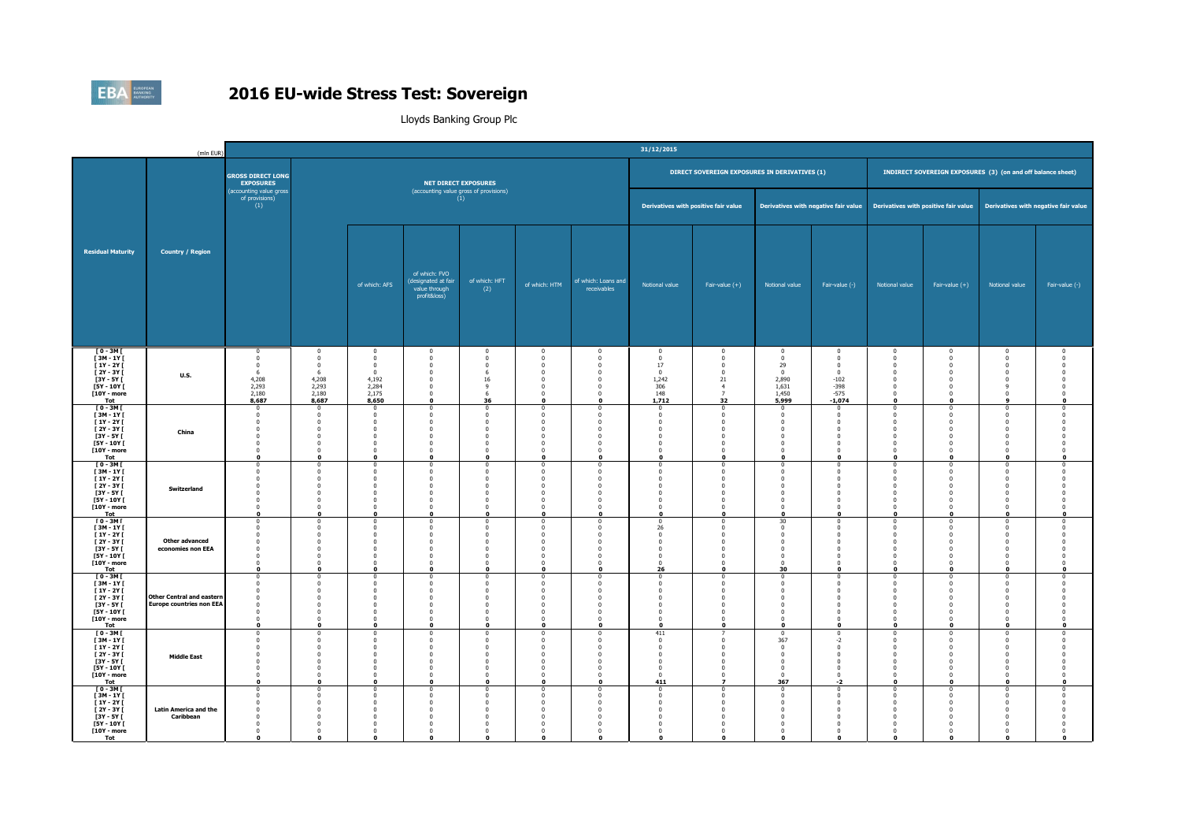# 2016 EU-wide Stress Test: Sovereign

Lloyds Banking Group Plc

(mln EUR)

31/12/2015

| Residual Maturity | Country / Region | GROSS DIRECT LONG EXPOSURES (accounting value gross of provisions) (1) | NET DIRECT EXPOSURES (accounting value gross of provisions) (1) | | | | | | DIRECT SOVEREIGN EXPOSURES IN DERIVATIVES (1) | | | | INDIRECT SOVEREIGN EXPOSURES (3) (on and off balance sheet) | | | |
|---|---|---|---|---|---|---|---|---|---|---|---|---|---|---|---|---|
| | | | | | | | | | Derivatives with positive fair value | | Derivatives with negative fair value | | Derivatives with positive fair value | | Derivatives with negative fair value | |
| | | | | of which: AFS | of which: FVO (designated at fair value through profit&loss) | of which: HFT (2) | of which: HTM | of which: Loans and receivables | Notional value | Fair-value (+) | Notional value | Fair-value (-) | Notional value | Fair-value (+) | Notional value | Fair-value (-) |
| [ 0 - 3M [ | U.S. | 0 | 0 | 0 | 0 | 0 | 0 | 0 | 0 | 0 | 0 | 0 | 0 | 0 | 0 | 0 |
| [ 3M - 1Y [ | | 0 | 0 | 0 | 0 | 0 | 0 | 0 | 0 | 0 | 0 | 0 | 0 | 0 | 0 | 0 |
| [ 1Y - 2Y [ | | 0 | 0 | 0 | 0 | 0 | 0 | 0 | 17 | 0 | 29 | 0 | 0 | 0 | 0 | 0 |
| [ 2Y - 3Y [ | | 6 | 6 | 0 | 0 | 6 | 0 | 0 | 0 | 0 | 0 | 0 | 0 | 0 | 0 | 0 |
| [3Y - 5Y [ | | 4,208 | 4,208 | 4,192 | 0 | 16 | 0 | 0 | 1,242 | 21 | 2,890 | -102 | 0 | 0 | 0 | 0 |
| [5Y - 10Y [ | | 2,293 | 2,293 | 2,284 | 0 | 9 | 0 | 0 | 306 | 4 | 1,631 | -398 | 0 | 0 | 9 | 0 |
| [10Y - more | | 2,180 | 2,180 | 2,175 | 0 | 6 | 0 | 0 | 148 | 7 | 1,450 | -575 | 0 | 0 | 0 | 0 |
| **Tot** | | **8,687** | **8,687** | **8,650** | **0** | **36** | **0** | **0** | **1,712** | **32** | **5,999** | **-1,074** | **0** | **0** | **9** | **0** |
| [ 0 - 3M [ | China | 0 | 0 | 0 | 0 | 0 | 0 | 0 | 0 | 0 | 0 | 0 | 0 | 0 | 0 | 0 |
| [ 3M - 1Y [ | | 0 | 0 | 0 | 0 | 0 | 0 | 0 | 0 | 0 | 0 | 0 | 0 | 0 | 0 | 0 |
| [ 1Y - 2Y [ | | 0 | 0 | 0 | 0 | 0 | 0 | 0 | 0 | 0 | 0 | 0 | 0 | 0 | 0 | 0 |
| [ 2Y - 3Y [ | | 0 | 0 | 0 | 0 | 0 | 0 | 0 | 0 | 0 | 0 | 0 | 0 | 0 | 0 | 0 |
| [3Y - 5Y [ | | 0 | 0 | 0 | 0 | 0 | 0 | 0 | 0 | 0 | 0 | 0 | 0 | 0 | 0 | 0 |
| [5Y - 10Y [ | | 0 | 0 | 0 | 0 | 0 | 0 | 0 | 0 | 0 | 0 | 0 | 0 | 0 | 0 | 0 |
| [10Y - more | | 0 | 0 | 0 | 0 | 0 | 0 | 0 | 0 | 0 | 0 | 0 | 0 | 0 | 0 | 0 |
| **Tot** | | **0** | **0** | **0** | **0** | **0** | **0** | **0** | **0** | **0** | **0** | **0** | **0** | **0** | **0** | **0** |
| [ 0 - 3M [ | Switzerland | 0 | 0 | 0 | 0 | 0 | 0 | 0 | 0 | 0 | 0 | 0 | 0 | 0 | 0 | 0 |
| [ 3M - 1Y [ | | 0 | 0 | 0 | 0 | 0 | 0 | 0 | 0 | 0 | 0 | 0 | 0 | 0 | 0 | 0 |
| [ 1Y - 2Y [ | | 0 | 0 | 0 | 0 | 0 | 0 | 0 | 0 | 0 | 0 | 0 | 0 | 0 | 0 | 0 |
| [ 2Y - 3Y [ | | 0 | 0 | 0 | 0 | 0 | 0 | 0 | 0 | 0 | 0 | 0 | 0 | 0 | 0 | 0 |
| [3Y - 5Y [ | | 0 | 0 | 0 | 0 | 0 | 0 | 0 | 0 | 0 | 0 | 0 | 0 | 0 | 0 | 0 |
| [5Y - 10Y [ | | 0 | 0 | 0 | 0 | 0 | 0 | 0 | 0 | 0 | 0 | 0 | 0 | 0 | 0 | 0 |
| [10Y - more | | 0 | 0 | 0 | 0 | 0 | 0 | 0 | 0 | 0 | 0 | 0 | 0 | 0 | 0 | 0 |
| **Tot** | | **0** | **0** | **0** | **0** | **0** | **0** | **0** | **0** | **0** | **0** | **0** | **0** | **0** | **0** | **0** |
| [ 0 - 3M [ | Other advanced economies non EEA | 0 | 0 | 0 | 0 | 0 | 0 | 0 | 0 | 0 | 30 | 0 | 0 | 0 | 0 | 0 |
| [ 3M - 1Y [ | | 0 | 0 | 0 | 0 | 0 | 0 | 0 | 26 | 0 | 0 | 0 | 0 | 0 | 0 | 0 |
| [ 1Y - 2Y [ | | 0 | 0 | 0 | 0 | 0 | 0 | 0 | 0 | 0 | 0 | 0 | 0 | 0 | 0 | 0 |
| [ 2Y - 3Y [ | | 0 | 0 | 0 | 0 | 0 | 0 | 0 | 0 | 0 | 0 | 0 | 0 | 0 | 0 | 0 |
| [3Y - 5Y [ | | 0 | 0 | 0 | 0 | 0 | 0 | 0 | 0 | 0 | 0 | 0 | 0 | 0 | 0 | 0 |
| [5Y - 10Y [ | | 0 | 0 | 0 | 0 | 0 | 0 | 0 | 0 | 0 | 0 | 0 | 0 | 0 | 0 | 0 |
| [10Y - more | | 0 | 0 | 0 | 0 | 0 | 0 | 0 | 0 | 0 | 0 | 0 | 0 | 0 | 0 | 0 |
| **Tot** | | **0** | **0** | **0** | **0** | **0** | **0** | **0** | **26** | **0** | **30** | **0** | **0** | **0** | **0** | **0** |
| [ 0 - 3M [ | Other Central and eastern Europe countries non EEA | 0 | 0 | 0 | 0 | 0 | 0 | 0 | 0 | 0 | 0 | 0 | 0 | 0 | 0 | 0 |
| [ 3M - 1Y [ | | 0 | 0 | 0 | 0 | 0 | 0 | 0 | 0 | 0 | 0 | 0 | 0 | 0 | 0 | 0 |
| [ 1Y - 2Y [ | | 0 | 0 | 0 | 0 | 0 | 0 | 0 | 0 | 0 | 0 | 0 | 0 | 0 | 0 | 0 |
| [ 2Y - 3Y [ | | 0 | 0 | 0 | 0 | 0 | 0 | 0 | 0 | 0 | 0 | 0 | 0 | 0 | 0 | 0 |
| [3Y - 5Y [ | | 0 | 0 | 0 | 0 | 0 | 0 | 0 | 0 | 0 | 0 | 0 | 0 | 0 | 0 | 0 |
| [5Y - 10Y [ | | 0 | 0 | 0 | 0 | 0 | 0 | 0 | 0 | 0 | 0 | 0 | 0 | 0 | 0 | 0 |
| [10Y - more | | 0 | 0 | 0 | 0 | 0 | 0 | 0 | 0 | 0 | 0 | 0 | 0 | 0 | 0 | 0 |
| **Tot** | | **0** | **0** | **0** | **0** | **0** | **0** | **0** | **0** | **0** | **0** | **0** | **0** | **0** | **0** | **0** |
| [ 0 - 3M [ | Middle East | 0 | 0 | 0 | 0 | 0 | 0 | 0 | 411 | 7 | 0 | 0 | 0 | 0 | 0 | 0 |
| [ 3M - 1Y [ | | 0 | 0 | 0 | 0 | 0 | 0 | 0 | 0 | 0 | 367 | -2 | 0 | 0 | 0 | 0 |
| [ 1Y - 2Y [ | | 0 | 0 | 0 | 0 | 0 | 0 | 0 | 0 | 0 | 0 | 0 | 0 | 0 | 0 | 0 |
| [ 2Y - 3Y [ | | 0 | 0 | 0 | 0 | 0 | 0 | 0 | 0 | 0 | 0 | 0 | 0 | 0 | 0 | 0 |
| [3Y - 5Y [ | | 0 | 0 | 0 | 0 | 0 | 0 | 0 | 0 | 0 | 0 | 0 | 0 | 0 | 0 | 0 |
| [5Y - 10Y [ | | 0 | 0 | 0 | 0 | 0 | 0 | 0 | 0 | 0 | 0 | 0 | 0 | 0 | 0 | 0 |
| [10Y - more | | 0 | 0 | 0 | 0 | 0 | 0 | 0 | 0 | 0 | 0 | 0 | 0 | 0 | 0 | 0 |
| **Tot** | | **0** | **0** | **0** | **0** | **0** | **0** | **0** | **411** | **7** | **367** | **-2** | **0** | **0** | **0** | **0** |
| [ 0 - 3M [ | Latin America and the Caribbean | 0 | 0 | 0 | 0 | 0 | 0 | 0 | 0 | 0 | 0 | 0 | 0 | 0 | 0 | 0 |
| [ 3M - 1Y [ | | 0 | 0 | 0 | 0 | 0 | 0 | 0 | 0 | 0 | 0 | 0 | 0 | 0 | 0 | 0 |
| [ 1Y - 2Y [ | | 0 | 0 | 0 | 0 | 0 | 0 | 0 | 0 | 0 | 0 | 0 | 0 | 0 | 0 | 0 |
| [ 2Y - 3Y [ | | 0 | 0 | 0 | 0 | 0 | 0 | 0 | 0 | 0 | 0 | 0 | 0 | 0 | 0 | 0 |
| [3Y - 5Y [ | | 0 | 0 | 0 | 0 | 0 | 0 | 0 | 0 | 0 | 0 | 0 | 0 | 0 | 0 | 0 |
| [5Y - 10Y [ | | 0 | 0 | 0 | 0 | 0 | 0 | 0 | 0 | 0 | 0 | 0 | 0 | 0 | 0 | 0 |
| [10Y - more | | 0 | 0 | 0 | 0 | 0 | 0 | 0 | 0 | 0 | 0 | 0 | 0 | 0 | 0 | 0 |
| **Tot** | | **0** | **0** | **0** | **0** | **0** | **0** | **0** | **0** | **0** | **0** | **0** | **0** | **0** | **0** | **0** |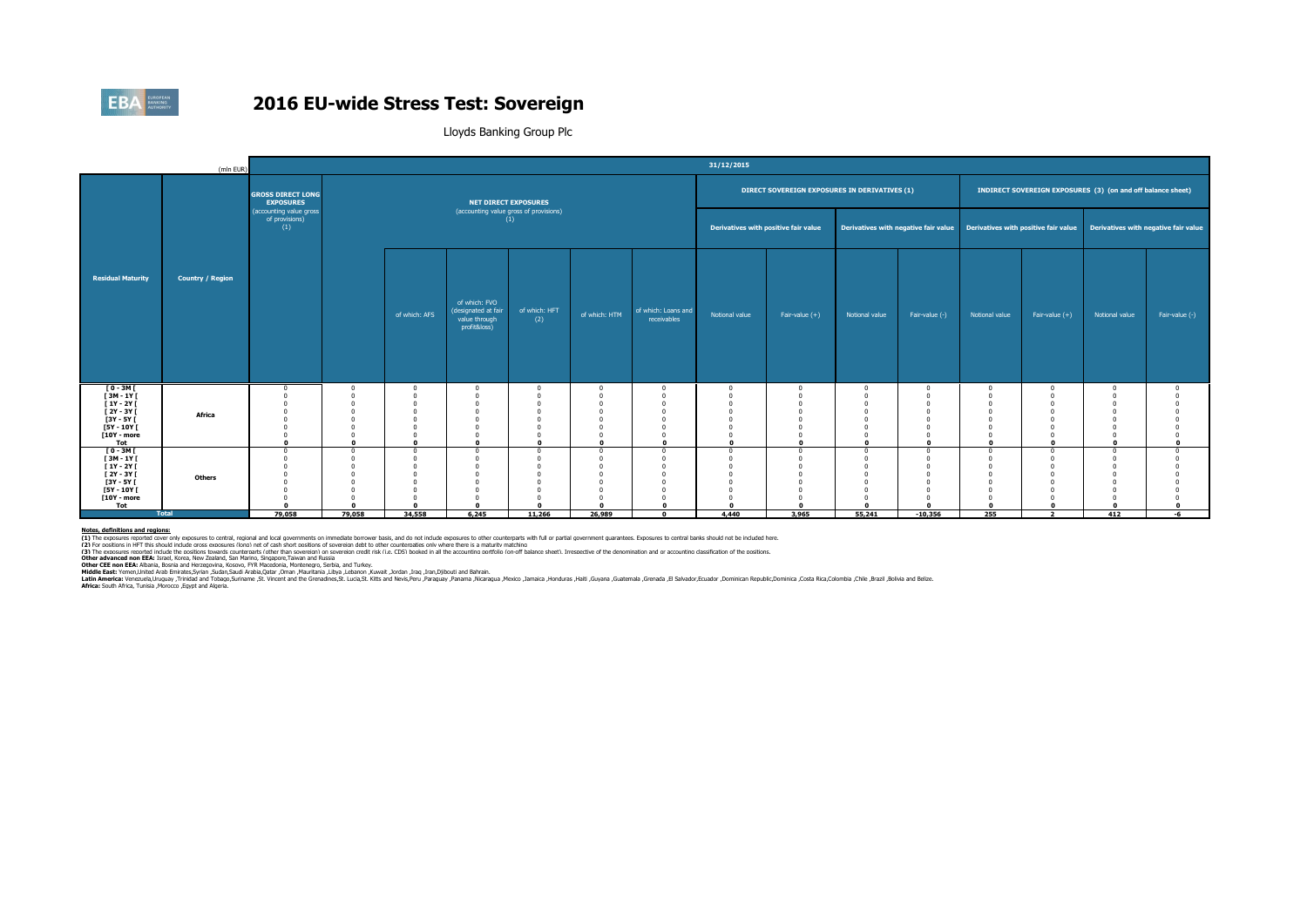# 2016 EU-wide Stress Test: Sovereign

Lloyds Banking Group Plc

| (mln EUR) | | 31/12/2015 | | | | | | | | | | | | | | | | |
|---|---|---|---|---|---|---|---|---|---|---|---|---|---|---|---|---|---|---|
| Residual Maturity | Country / Region | GROSS DIRECT LONG EXPOSURES (accounting value gross of provisions) (1) | NET DIRECT EXPOSURES (accounting value gross of provisions) (1) | | | | | | DIRECT SOVEREIGN EXPOSURES IN DERIVATIVES (1) | | | | INDIRECT SOVEREIGN EXPOSURES (3) (on and off balance sheet) | | | | | |
| | | | | | | | | | Derivatives with positive fair value | | Derivatives with negative fair value | | Derivatives with positive fair value | | Derivatives with negative fair value | | | |
| | | | | of which: AFS | of which: FVO (designated at fair value through profit&loss) | of which: HFT (2) | of which: HTM | of which: Loans and receivables | Notional value | Fair-value (+) | Notional value | Fair-value (-) | Notional value | Fair-value (+) | Notional value | Fair-value (-) | | |
| [ 0 - 3M [ | Africa | 0 | 0 | 0 | 0 | 0 | 0 | 0 | 0 | 0 | 0 | 0 | 0 | 0 | 0 | 0 | | |
| [ 3M - 1Y [ | | 0 | 0 | 0 | 0 | 0 | 0 | 0 | 0 | 0 | 0 | 0 | 0 | 0 | 0 | 0 | | |
| [ 1Y - 2Y [ | | 0 | 0 | 0 | 0 | 0 | 0 | 0 | 0 | 0 | 0 | 0 | 0 | 0 | 0 | 0 | | |
| [ 2Y - 3Y [ | | 0 | 0 | 0 | 0 | 0 | 0 | 0 | 0 | 0 | 0 | 0 | 0 | 0 | 0 | 0 | | |
| [3Y - 5Y [ | | 0 | 0 | 0 | 0 | 0 | 0 | 0 | 0 | 0 | 0 | 0 | 0 | 0 | 0 | 0 | | |
| [5Y - 10Y [ | | 0 | 0 | 0 | 0 | 0 | 0 | 0 | 0 | 0 | 0 | 0 | 0 | 0 | 0 | 0 | | |
| [10Y - more | | 0 | 0 | 0 | 0 | 0 | 0 | 0 | 0 | 0 | 0 | 0 | 0 | 0 | 0 | 0 | | |
| Tot | | **0** | **0** | **0** | **0** | **0** | **0** | **0** | **0** | **0** | **0** | **0** | **0** | **0** | **0** | **0** | | |
| [ 0 - 3M [ | Others | 0 | 0 | 0 | 0 | 0 | 0 | 0 | 0 | 0 | 0 | 0 | 0 | 0 | 0 | 0 | | |
| [ 3M - 1Y [ | | 0 | 0 | 0 | 0 | 0 | 0 | 0 | 0 | 0 | 0 | 0 | 0 | 0 | 0 | 0 | | |
| [ 1Y - 2Y [ | | 0 | 0 | 0 | 0 | 0 | 0 | 0 | 0 | 0 | 0 | 0 | 0 | 0 | 0 | 0 | | |
| [ 2Y - 3Y [ | | 0 | 0 | 0 | 0 | 0 | 0 | 0 | 0 | 0 | 0 | 0 | 0 | 0 | 0 | 0 | | |
| [3Y - 5Y [ | | 0 | 0 | 0 | 0 | 0 | 0 | 0 | 0 | 0 | 0 | 0 | 0 | 0 | 0 | 0 | | |
| [5Y - 10Y [ | | 0 | 0 | 0 | 0 | 0 | 0 | 0 | 0 | 0 | 0 | 0 | 0 | 0 | 0 | 0 | | |
| [10Y - more | | 0 | 0 | 0 | 0 | 0 | 0 | 0 | 0 | 0 | 0 | 0 | 0 | 0 | 0 | 0 | | |
| Tot | | **0** | **0** | **0** | **0** | **0** | **0** | **0** | **0** | **0** | **0** | **0** | **0** | **0** | **0** | **0** | | |
| **Total** | | **79,058** | **79,058** | **34,558** | **6,245** | **11,266** | **26,989** | **0** | **4,440** | **3,965** | **55,241** | **-10,356** | **255** | **2** | **412** | **-6** | | |

**Notes, definitions and regions:**

**(1)** The exposures reported cover only exposures to central, regional and local governments on immediate borrower basis, and do not include exposures to other counterparts with full or partial government guarantees. Exposures to central banks should not be included here.
**(2)** For positions in HFT this should include gross exposures (long) net of cash short positions of sovereign debt to other counterparties only where there is a maturity matching
**(3)** The exposures reported include the positions towards counterparts (other than sovereign) on sovereign credit risk (i.e. CDS) booked in all the accounting portfolio (on-off balance sheet). Irrespective of the denomination and or accounting classification of the positions.
**Other advanced non EEA:** Israel, Korea, New Zealand, San Marino, Singapore, Taiwan and Russia
**Other CEE non EEA:** Albania, Bosnia and Herzegovina, Kosovo, FYR Macedonia, Montenegro, Serbia, and Turkey.
**Middle East:** Yemen,United Arab Emirates,Syrian ,Sudan,Saudi Arabia,Qatar ,Oman ,Mauritania ,Libya ,Lebanon ,Kuwait ,Jordan ,Iraq ,Iran,Djibouti and Bahrain.
**Latin America:** Venezuela,Uruguay ,Trinidad and Tobago,Suriname ,St. Vincent and the Grenadines,St. Lucia,St. Kitts and Nevis,Peru ,Paraguay ,Panama ,Nicaragua ,Mexico ,Jamaica ,Honduras ,Haiti ,Guyana ,Guatemala ,Grenada ,El Salvador,Ecuador ,Dominican Republic,Dominica ,Costa Rica,Colombia ,Chile ,Brazil ,Bolivia and Belize.
**Africa:** South Africa, Tunisia ,Morocco ,Egypt and Algeria.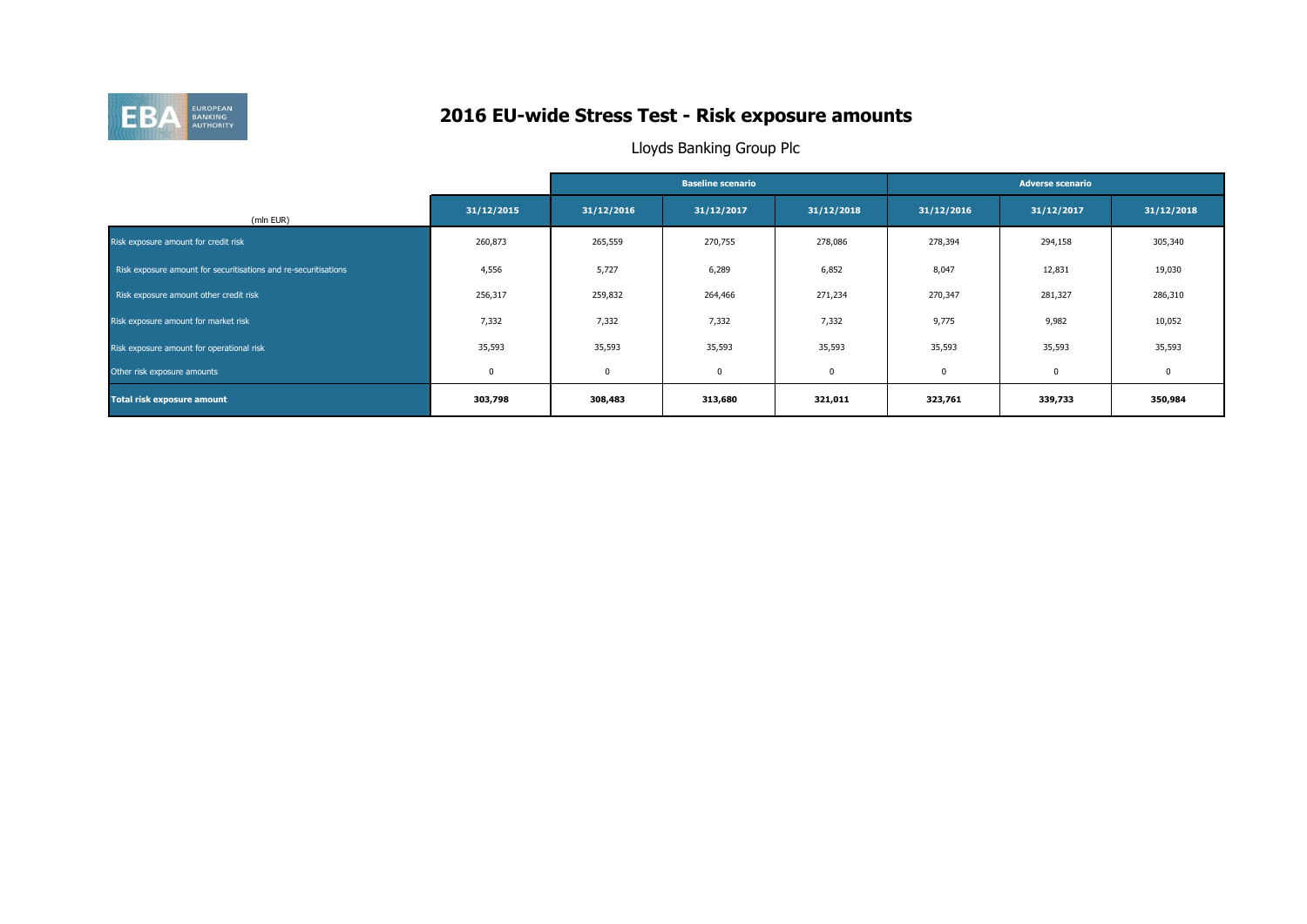# 2016 EU-wide Stress Test - Risk exposure amounts

Lloyds Banking Group Plc

| (mln EUR) | | Baseline scenario | | | Adverse scenario | | |
|---|---|---|---|---|---|---|---|
| | 31/12/2015 | 31/12/2016 | 31/12/2017 | 31/12/2018 | 31/12/2016 | 31/12/2017 | 31/12/2018 |
| Risk exposure amount for credit risk | 260,873 | 265,559 | 270,755 | 278,086 | 278,394 | 294,158 | 305,340 |
| Risk exposure amount for securitisations and re-securitisations | 4,556 | 5,727 | 6,289 | 6,852 | 8,047 | 12,831 | 19,030 |
| Risk exposure amount other credit risk | 256,317 | 259,832 | 264,466 | 271,234 | 270,347 | 281,327 | 286,310 |
| Risk exposure amount for market risk | 7,332 | 7,332 | 7,332 | 7,332 | 9,775 | 9,982 | 10,052 |
| Risk exposure amount for operational risk | 35,593 | 35,593 | 35,593 | 35,593 | 35,593 | 35,593 | 35,593 |
| Other risk exposure amounts | 0 | 0 | 0 | 0 | 0 | 0 | 0 |
| **Total risk exposure amount** | **303,798** | **308,483** | **313,680** | **321,011** | **323,761** | **339,733** | **350,984** |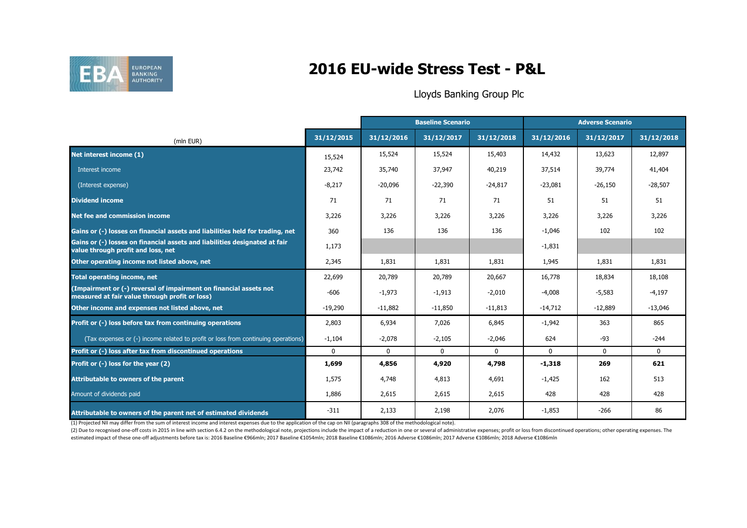# 2016 EU-wide Stress Test - P&L

Lloyds Banking Group Plc

| (mln EUR) | 31/12/2015 | Baseline Scenario 31/12/2016 | Baseline Scenario 31/12/2017 | Baseline Scenario 31/12/2018 | Adverse Scenario 31/12/2016 | Adverse Scenario 31/12/2017 | Adverse Scenario 31/12/2018 |
|---|---|---|---|---|---|---|---|
| **Net interest income (1)** | 15,524 | 15,524 | 15,524 | 15,403 | 14,432 | 13,623 | 12,897 |
| Interest income | 23,742 | 35,740 | 37,947 | 40,219 | 37,514 | 39,774 | 41,404 |
| (Interest expense) | -8,217 | -20,096 | -22,390 | -24,817 | -23,081 | -26,150 | -28,507 |
| **Dividend income** | 71 | 71 | 71 | 71 | 51 | 51 | 51 |
| **Net fee and commission income** | 3,226 | 3,226 | 3,226 | 3,226 | 3,226 | 3,226 | 3,226 |
| **Gains or (-) losses on financial assets and liabilities held for trading, net** | 360 | 136 | 136 | 136 | -1,046 | 102 | 102 |
| **Gains or (-) losses on financial assets and liabilities designated at fair value through profit and loss, net** | 1,173 | | | | -1,831 | | |
| **Other operating income not listed above, net** | 2,345 | 1,831 | 1,831 | 1,831 | 1,945 | 1,831 | 1,831 |
| **Total operating income, net** | 22,699 | 20,789 | 20,789 | 20,667 | 16,778 | 18,834 | 18,108 |
| **(Impairment or (-) reversal of impairment on financial assets not measured at fair value through profit or loss)** | -606 | -1,973 | -1,913 | -2,010 | -4,008 | -5,583 | -4,197 |
| **Other income and expenses not listed above, net** | -19,290 | -11,882 | -11,850 | -11,813 | -14,712 | -12,889 | -13,046 |
| **Profit or (-) loss before tax from continuing operations** | 2,803 | 6,934 | 7,026 | 6,845 | -1,942 | 363 | 865 |
| (Tax expenses or (-) income related to profit or loss from continuing operations) | -1,104 | -2,078 | -2,105 | -2,046 | 624 | -93 | -244 |
| **Profit or (-) loss after tax from discontinued operations** | 0 | 0 | 0 | 0 | 0 | 0 | 0 |
| **Profit or (-) loss for the year (2)** | **1,699** | **4,856** | **4,920** | **4,798** | **-1,318** | **269** | **621** |
| **Attributable to owners of the parent** | 1,575 | 4,748 | 4,813 | 4,691 | -1,425 | 162 | 513 |
| Amount of dividends paid | 1,886 | 2,615 | 2,615 | 2,615 | 428 | 428 | 428 |
| **Attributable to owners of the parent net of estimated dividends** | -311 | 2,133 | 2,198 | 2,076 | -1,853 | -266 | 86 |

(1) Projected NII may differ from the sum of interest income and interest expenses due to the application of the cap on NII (paragraphs 308 of the methodological note).

(2) Due to recognised one-off costs in 2015 in line with section 6.4.2 on the methodological note, projections include the impact of a reduction in one or several of administrative expenses; profit or loss from discontinued operations; other operating expenses. The estimated impact of these one-off adjustments before tax is: 2016 Baseline €966mln; 2017 Baseline €1054mln; 2018 Baseline €1086mln; 2016 Adverse €1086mln; 2017 Adverse €1086mln; 2018 Adverse €1086mln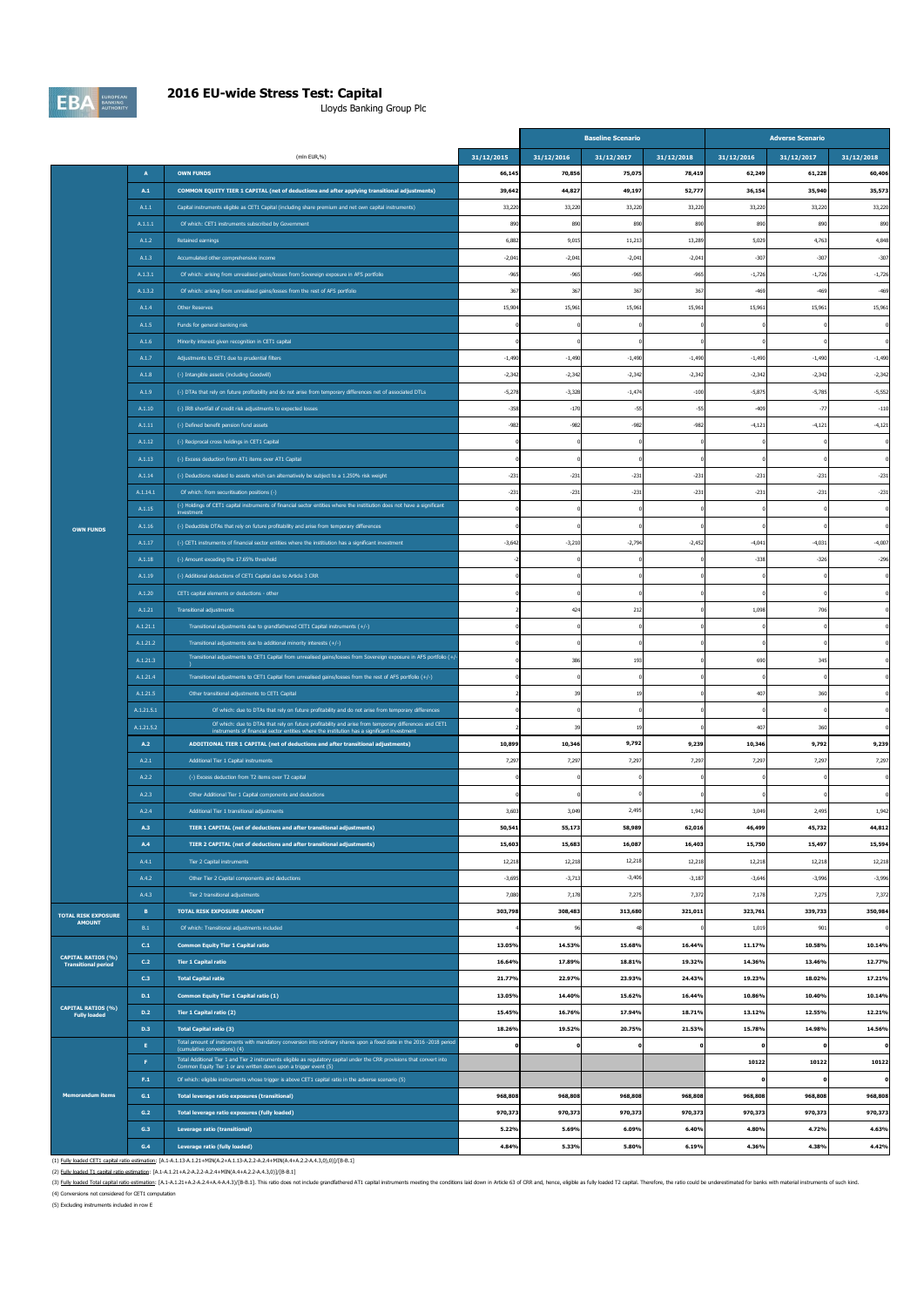# 2016 EU-wide Stress Test: Capital

Lloyds Banking Group Plc

| | | (mln EUR,%) | 31/12/2015 | Baseline Scenario 31/12/2016 | Baseline Scenario 31/12/2017 | Baseline Scenario 31/12/2018 | Adverse Scenario 31/12/2016 | Adverse Scenario 31/12/2017 | Adverse Scenario 31/12/2018 |
|---|---|---|---|---|---|---|---|---|---|
| OWN FUNDS | A | OWN FUNDS | 66,145 | 70,856 | 75,075 | 78,419 | 62,249 | 61,228 | 60,406 |
| | A.1 | COMMON EQUITY TIER 1 CAPITAL (net of deductions and after applying transitional adjustments) | 39,642 | 44,827 | 49,197 | 52,777 | 36,154 | 35,940 | 35,573 |
| | A.1.1 | Capital instruments eligible as CET1 Capital (including share premium and net own capital instruments) | 33,220 | 33,220 | 33,220 | 33,220 | 33,220 | 33,220 | 33,220 |
| | A.1.1.1 | Of which: CET1 instruments subscribed by Government | 890 | 890 | 890 | 890 | 890 | 890 | 890 |
| | A.1.2 | Retained earnings | 6,882 | 9,015 | 11,213 | 13,289 | 5,029 | 4,763 | 4,848 |
| | A.1.3 | Accumulated other comprehensive income | -2,041 | -2,041 | -2,041 | -2,041 | -307 | -307 | -307 |
| | A.1.3.1 | Of which: arising from unrealised gains/losses from Sovereign exposure in AFS portfolio | -965 | -965 | -965 | -965 | -1,726 | -1,726 | -1,726 |
| | A.1.3.2 | Of which: arising from unrealised gains/losses from the rest of AFS portfolio | 367 | 367 | 367 | 367 | -469 | -469 | -469 |
| | A.1.4 | Other Reserves | 15,904 | 15,961 | 15,961 | 15,961 | 15,961 | 15,961 | 15,961 |
| | A.1.5 | Funds for general banking risk | 0 | 0 | 0 | 0 | 0 | 0 | 0 |
| | A.1.6 | Minority interest given recognition in CET1 capital | 0 | 0 | 0 | 0 | 0 | 0 | 0 |
| | A.1.7 | Adjustments to CET1 due to prudential filters | -1,490 | -1,490 | -1,490 | -1,490 | -1,490 | -1,490 | -1,490 |
| | A.1.8 | (-) Intangible assets (including Goodwill) | -2,342 | -2,342 | -2,342 | -2,342 | -2,342 | -2,342 | -2,342 |
| | A.1.9 | (-) DTAs that rely on future profitability and do not arise from temporary differences net of associated DTLs | -5,278 | -3,328 | -1,474 | -100 | -5,875 | -5,785 | -5,552 |
| | A.1.10 | (-) IRB shortfall of credit risk adjustments to expected losses | -358 | -170 | -55 | -55 | -409 | -77 | -110 |
| | A.1.11 | (-) Defined benefit pension fund assets | -982 | -982 | -982 | -982 | -4,121 | -4,121 | -4,121 |
| | A.1.12 | (-) Reciprocal cross holdings in CET1 Capital | 0 | 0 | 0 | 0 | 0 | 0 | 0 |
| | A.1.13 | (-) Excess deduction from AT1 items over AT1 Capital | 0 | 0 | 0 | 0 | 0 | 0 | 0 |
| | A.1.14 | (-) Deductions related to assets which can alternatively be subject to a 1.250% risk weight | -231 | -231 | -231 | -231 | -231 | -231 | -231 |
| | A.1.14.1 | Of which: from securitisation positions (-) | -231 | -231 | -231 | -231 | -231 | -231 | -231 |
| | A.1.15 | (-) Holdings of CET1 capital instruments of financial sector entities where the institution does not have a significant investment | 0 | 0 | 0 | 0 | 0 | 0 | 0 |
| | A.1.16 | (-) Deductible DTAs that rely on future profitability and arise from temporary differences | 0 | 0 | 0 | 0 | 0 | 0 | 0 |
| | A.1.17 | (-) CET1 instruments of financial sector entities where the institution has a significant investment | -3,642 | -3,210 | -2,794 | -2,452 | -4,041 | -4,031 | -4,007 |
| | A.1.18 | (-) Amount exceeding the 17.65% threshold | -2 | 0 | 0 | 0 | -338 | -326 | -296 |
| | A.1.19 | (-) Additional deductions of CET1 Capital due to Article 3 CRR | 0 | 0 | 0 | 0 | 0 | 0 | 0 |
| | A.1.20 | CET1 capital elements or deductions - other | 0 | 0 | 0 | 0 | 0 | 0 | 0 |
| | A.1.21 | Transitional adjustments | 2 | 424 | 212 | 0 | 1,098 | 706 | 0 |
| | A.1.21.1 | Transitional adjustments due to grandfathered CET1 Capital instruments (+/-) | 0 | 0 | 0 | 0 | 0 | 0 | 0 |
| | A.1.21.2 | Transitional adjustments due to additional minority interests (+/-) | 0 | 0 | 0 | 0 | 0 | 0 | 0 |
| | A.1.21.3 | Transitional adjustments to CET1 Capital from unrealised gains/losses from Sovereign exposure in AFS portfolio (+/-) | 0 | 386 | 193 | 0 | 690 | 345 | 0 |
| | A.1.21.4 | Transitional adjustments to CET1 Capital from unrealised gains/losses from the rest of AFS portfolio (+/-) | 0 | 0 | 0 | 0 | 0 | 0 | 0 |
| | A.1.21.5 | Other transitional adjustments to CET1 Capital | 2 | 39 | 19 | 0 | 407 | 360 | 0 |
| | A.1.21.5.1 | Of which: due to DTAs that rely on future profitability and do not arise from temporary differences | 0 | 0 | 0 | 0 | 0 | 0 | 0 |
| | A.1.21.5.2 | Of which: due to DTAs that rely on future profitability and arise from temporary differences and CET1 instruments of financial sector entities where the institution has a significant investment | 2 | 39 | 19 | 0 | 407 | 360 | 0 |
| | A.2 | ADDITIONAL TIER 1 CAPITAL (net of deductions and after transitional adjustments) | 10,899 | 10,346 | 9,792 | 9,239 | 10,346 | 9,792 | 9,239 |
| | A.2.1 | Additional Tier 1 Capital instruments | 7,297 | 7,297 | 7,297 | 7,297 | 7,297 | 7,297 | 7,297 |
| | A.2.2 | (-) Excess deduction from T2 items over T2 capital | 0 | 0 | 0 | 0 | 0 | 0 | 0 |
| | A.2.3 | Other Additional Tier 1 Capital components and deductions | 0 | 0 | 0 | 0 | 0 | 0 | 0 |
| | A.2.4 | Additional Tier 1 transitional adjustments | 3,603 | 3,049 | 2,495 | 1,942 | 3,049 | 2,495 | 1,942 |
| | A.3 | TIER 1 CAPITAL (net of deductions and after transitional adjustments) | 50,541 | 55,173 | 58,989 | 62,016 | 46,499 | 45,732 | 44,812 |
| | A.4 | TIER 2 CAPITAL (net of deductions and after transitional adjustments) | 15,603 | 15,683 | 16,087 | 16,403 | 15,750 | 15,497 | 15,594 |
| | A.4.1 | Tier 2 Capital instruments | 12,218 | 12,218 | 12,218 | 12,218 | 12,218 | 12,218 | 12,218 |
| | A.4.2 | Other Tier 2 Capital components and deductions | -3,695 | -3,713 | -3,406 | -3,187 | -3,646 | -3,996 | -3,996 |
| | A.4.3 | Tier 2 transitional adjustments | 7,080 | 7,178 | 7,275 | 7,372 | 7,178 | 7,275 | 7,372 |
| TOTAL RISK EXPOSURE AMOUNT | B | TOTAL RISK EXPOSURE AMOUNT | 303,798 | 308,483 | 313,680 | 321,011 | 323,761 | 339,733 | 350,984 |
| | B.1 | Of which: Transitional adjustments included | | 96 | 48 | 0 | 1,019 | 901 | 0 |
| CAPITAL RATIOS (%) Transitional period | C.1 | Common Equity Tier 1 Capital ratio | 13.05% | 14.53% | 15.68% | 16.44% | 11.17% | 10.58% | 10.14% |
| | C.2 | Tier 1 Capital ratio | 16.64% | 17.89% | 18.81% | 19.32% | 14.36% | 13.46% | 12.77% |
| | C.3 | Total Capital ratio | 21.77% | 22.97% | 23.93% | 24.43% | 19.23% | 18.02% | 17.21% |
| CAPITAL RATIOS (%) Fully loaded | D.1 | Common Equity Tier 1 Capital ratio (1) | 13.05% | 14.40% | 15.62% | 16.44% | 10.86% | 10.40% | 10.14% |
| | D.2 | Tier 1 Capital ratio (2) | 15.45% | 16.76% | 17.94% | 18.71% | 13.12% | 12.55% | 12.21% |
| | D.3 | Total Capital ratio (3) | 18.26% | 19.52% | 20.75% | 21.53% | 15.78% | 14.98% | 14.56% |
| Memorandum items | E | Total amount of instruments with mandatory conversion into ordinary shares upon a fixed date in the 2016 -2018 period (cumulative conversions) (4) | 0 | 0 | 0 | 0 | 0 | 0 | 0 |
| | F | Total Additional Tier 1 and Tier 2 instruments eligible as regulatory capital under the CRR provisions that convert into Common Equity Tier 1 or are written down upon a trigger event (5) | | | | | 10122 | 10122 | 10122 |
| | F.1 | Of which: eligible instruments whose trigger is above CET1 capital ratio in the adverse scenario (5) | | | | | 0 | 0 | 0 |
| | G.1 | Total leverage ratio exposures (transitional) | 968,808 | 968,808 | 968,808 | 968,808 | 968,808 | 968,808 | 968,808 |
| | G.2 | Total leverage ratio exposures (fully loaded) | 970,373 | 970,373 | 970,373 | 970,373 | 970,373 | 970,373 | 970,373 |
| | G.3 | Leverage ratio (transitional) | 5.22% | 5.69% | 6.09% | 6.40% | 4.80% | 4.72% | 4.63% |
| | G.4 | Leverage ratio (fully loaded) | 4.84% | 5.33% | 5.80% | 6.19% | 4.36% | 4.38% | 4.42% |

(1) Fully loaded CET1 capital ratio estimation: [A.1-A.1.13-A.1.21+MIN(A.2+A.1.13-A.2.2-A.2.4+MIN(A.4+A.2.2-A.4.3,0),0)]/[B-B.1]

(2) Fully loaded T1 capital ratio estimation: [A.1-A.1.21+A.2-A.2.2-A.2.4+MIN(A.4+A.2.2-A.4.3,0)]/[B-B.1]

(3) Fully loaded Total capital ratio estimation: [A.1-A.1.21+A.2-A.2.4+A.4-A.4.3]/[B-B.1]. This ratio does not include grandfathered AT1 capital instruments meeting the conditions laid down in Article 63 of CRR and, hence, eligible as fully loaded T2 capital. Therefore, the ratio could be underestimated for banks with material instruments of such kind.

(4) Conversions not considered for CET1 computation

(5) Excluding instruments included in row E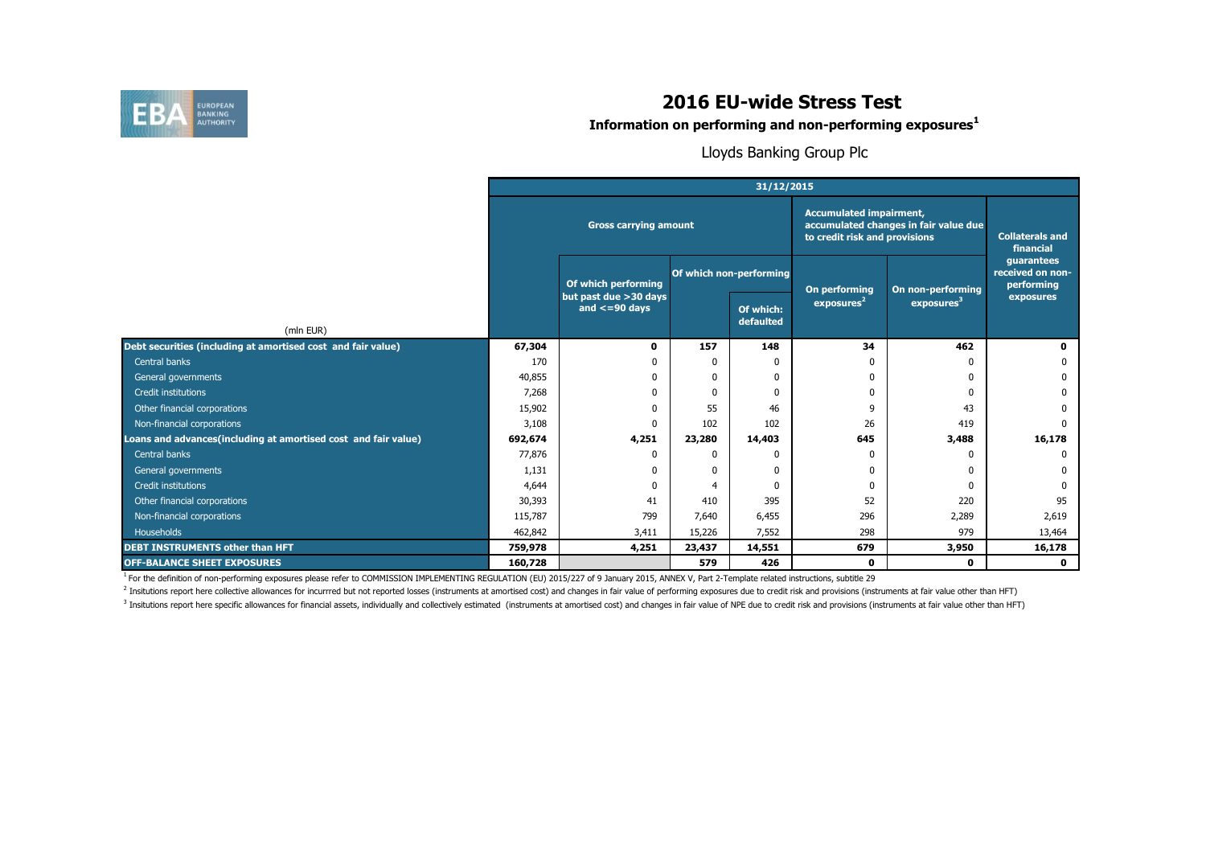# 2016 EU-wide Stress Test

## Information on performing and non-performing exposures[1]

Lloyds Banking Group Plc

| (mln EUR) | 31/12/2015 | | | | | | |
|---|---|---|---|---|---|---|---|
| | Gross carrying amount | | | | Accumulated impairment, accumulated changes in fair value due to credit risk and provisions | | Collaterals and financial guarantees received on non-performing exposures |
| | | Of which performing but past due >30 days and <=90 days | Of which non-performing | | On performing exposures[2] | On non-performing exposures[3] | |
| | | | | Of which: defaulted | | | |
| **Debt securities (including at amortised cost and fair value)** | **67,304** | **0** | **157** | **148** | **34** | **462** | **0** |
| Central banks | 170 | 0 | 0 | 0 | 0 | 0 | 0 |
| General governments | 40,855 | 0 | 0 | 0 | 0 | 0 | 0 |
| Credit institutions | 7,268 | 0 | 0 | 0 | 0 | 0 | 0 |
| Other financial corporations | 15,902 | 0 | 55 | 46 | 9 | 43 | 0 |
| Non-financial corporations | 3,108 | 0 | 102 | 102 | 26 | 419 | 0 |
| **Loans and advances(including at amortised cost and fair value)** | **692,674** | **4,251** | **23,280** | **14,403** | **645** | **3,488** | **16,178** |
| Central banks | 77,876 | 0 | 0 | 0 | 0 | 0 | 0 |
| General governments | 1,131 | 0 | 0 | 0 | 0 | 0 | 0 |
| Credit institutions | 4,644 | 0 | 4 | 0 | 0 | 0 | 0 |
| Other financial corporations | 30,393 | 41 | 410 | 395 | 52 | 220 | 95 |
| Non-financial corporations | 115,787 | 799 | 7,640 | 6,455 | 296 | 2,289 | 2,619 |
| Households | 462,842 | 3,411 | 15,226 | 7,552 | 298 | 979 | 13,464 |
| **DEBT INSTRUMENTS other than HFT** | **759,978** | **4,251** | **23,437** | **14,551** | **679** | **3,950** | **16,178** |
| **OFF-BALANCE SHEET EXPOSURES** | **160,728** | | **579** | **426** | **0** | **0** | **0** |

[1] For the definition of non-performing exposures please refer to COMMISSION IMPLEMENTING REGULATION (EU) 2015/227 of 9 January 2015, ANNEX V, Part 2-Template related instructions, subtitle 29

[2] Insitutions report here collective allowances for incurrred but not reported losses (instruments at amortised cost) and changes in fair value of performing exposures due to credit risk and provisions (instruments at fair value other than HFT)

[3] Insitutions report here specific allowances for financial assets, individually and collectively estimated (instruments at amortised cost) and changes in fair value of NPE due to credit risk and provisions (instruments at fair value other than HFT)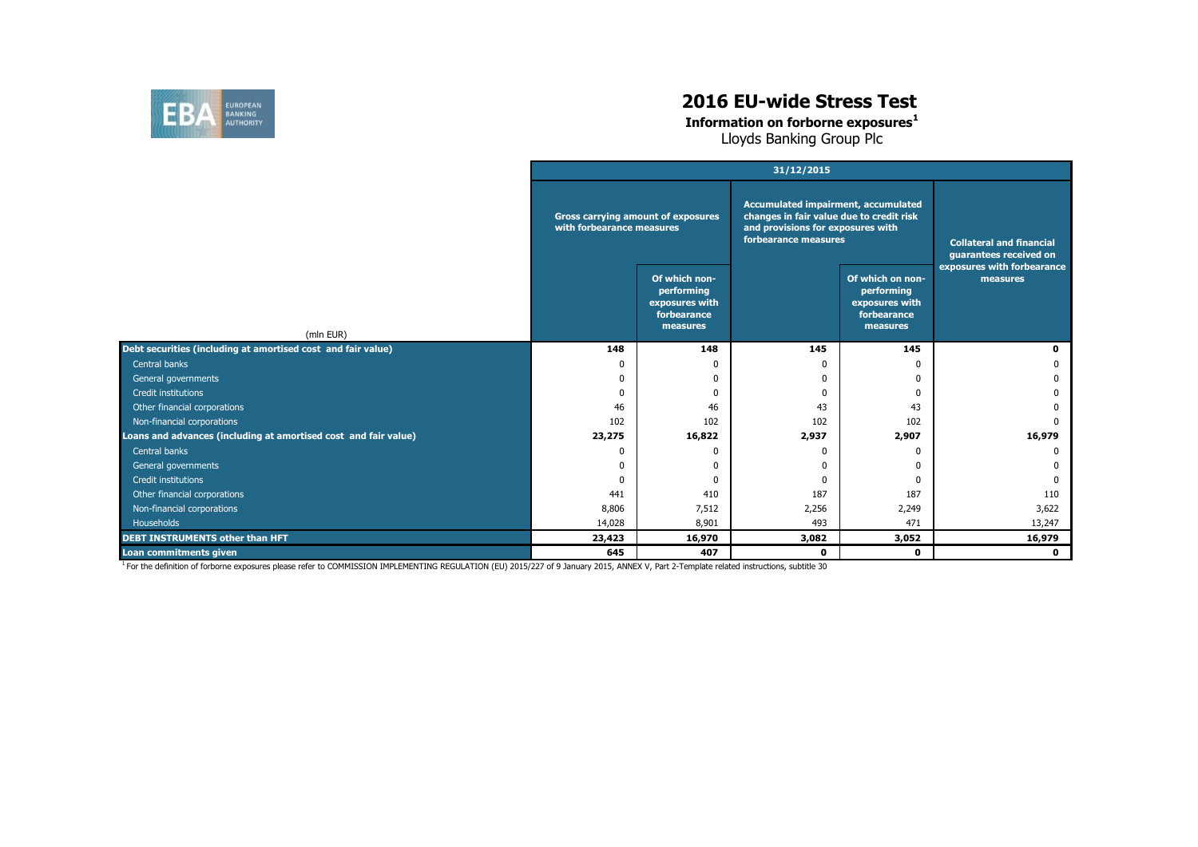# 2016 EU-wide Stress Test

## Information on forborne exposures[1]

Lloyds Banking Group Plc

| (mln EUR) | 31/12/2015 | | | | |
|---|---|---|---|---|---|
| | Gross carrying amount of exposures with forbearance measures | | Accumulated impairment, accumulated changes in fair value due to credit risk and provisions for exposures with forbearance measures | | Collateral and financial guarantees received on exposures with forbearance measures |
| | | Of which non-performing exposures with forbearance measures | | Of which on non-performing exposures with forbearance measures | |
| **Debt securities (including at amortised cost and fair value)** | **148** | **148** | **145** | **145** | **0** |
| Central banks | 0 | 0 | 0 | 0 | 0 |
| General governments | 0 | 0 | 0 | 0 | 0 |
| Credit institutions | 0 | 0 | 0 | 0 | 0 |
| Other financial corporations | 46 | 46 | 43 | 43 | 0 |
| Non-financial corporations | 102 | 102 | 102 | 102 | 0 |
| **Loans and advances (including at amortised cost and fair value)** | **23,275** | **16,822** | **2,937** | **2,907** | **16,979** |
| Central banks | 0 | 0 | 0 | 0 | 0 |
| General governments | 0 | 0 | 0 | 0 | 0 |
| Credit institutions | 0 | 0 | 0 | 0 | 0 |
| Other financial corporations | 441 | 410 | 187 | 187 | 110 |
| Non-financial corporations | 8,806 | 7,512 | 2,256 | 2,249 | 3,622 |
| Households | 14,028 | 8,901 | 493 | 471 | 13,247 |
| **DEBT INSTRUMENTS other than HFT** | **23,423** | **16,970** | **3,082** | **3,052** | **16,979** |
| **Loan commitments given** | **645** | **407** | **0** | **0** | **0** |

[1] For the definition of forborne exposures please refer to COMMISSION IMPLEMENTING REGULATION (EU) 2015/227 of 9 January 2015, ANNEX V, Part 2-Template related instructions, subtitle 30